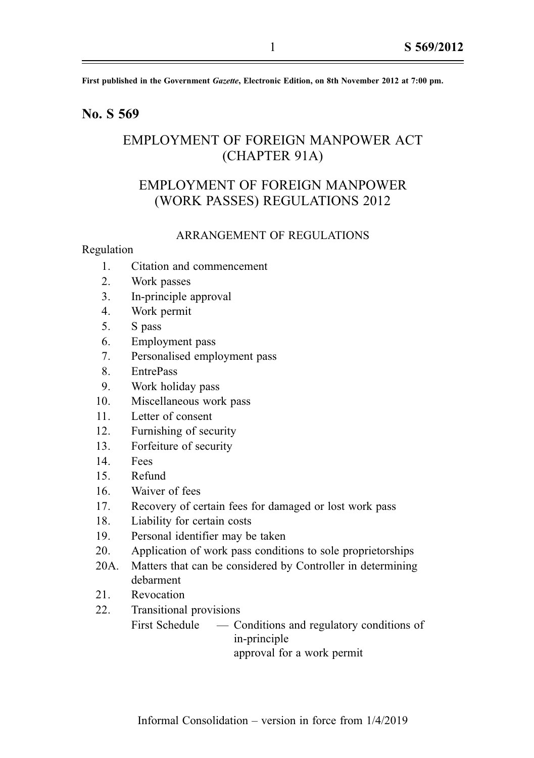**First published in the Government *Gazette*, Electronic Edition, on 8th November 2012 at 7:00 pm.**

## No. S 569

# EMPLOYMENT OF FOREIGN MANPOWER ACT (CHAPTER 91A)

# EMPLOYMENT OF FOREIGN MANPOWER (WORK PASSES) REGULATIONS 2012

ARRANGEMENT OF REGULATIONS

Regulation

1. Citation and commencement
2. Work passes
3. In-principle approval
4. Work permit
5. S pass
6. Employment pass
7. Personalised employment pass
8. EntrePass
9. Work holiday pass
10. Miscellaneous work pass
11. Letter of consent
12. Furnishing of security
13. Forfeiture of security
14. Fees
15. Refund
16. Waiver of fees
17. Recovery of certain fees for damaged or lost work pass
18. Liability for certain costs
19. Personal identifier may be taken
20. Application of work pass conditions to sole proprietorships

20A. Matters that can be considered by Controller in determining debarment

21. Revocation
22. Transitional provisions

First Schedule — Conditions and regulatory conditions of in-principle approval for a work permit

Informal Consolidation – version in force from 1/4/2019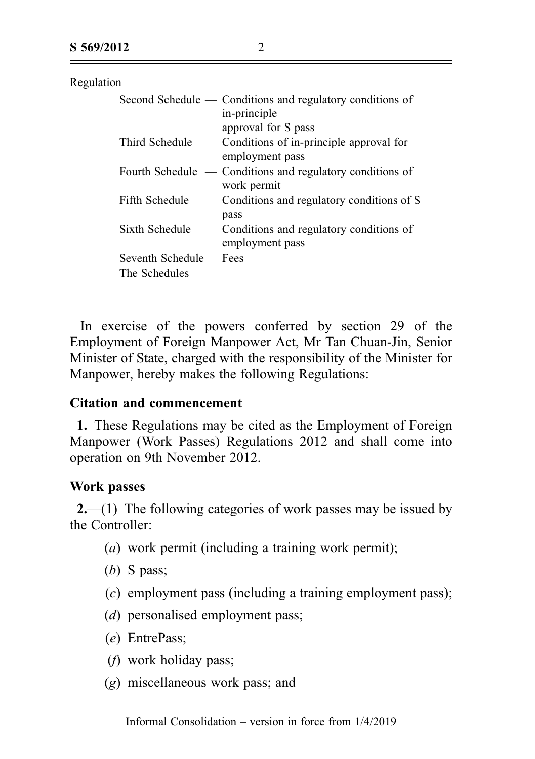Regulation

| | |
|---|---|
| Second Schedule | — Conditions and regulatory conditions of in-principle approval for S pass |
| Third Schedule | — Conditions of in-principle approval for employment pass |
| Fourth Schedule | — Conditions and regulatory conditions of work permit |
| Fifth Schedule | — Conditions and regulatory conditions of S pass |
| Sixth Schedule | — Conditions and regulatory conditions of employment pass |
| Seventh Schedule | — Fees |
| The Schedules | |

---

In exercise of the powers conferred by section 29 of the Employment of Foreign Manpower Act, Mr Tan Chuan-Jin, Senior Minister of State, charged with the responsibility of the Minister for Manpower, hereby makes the following Regulations:

**Citation and commencement**

**1.** These Regulations may be cited as the Employment of Foreign Manpower (Work Passes) Regulations 2012 and shall come into operation on 9th November 2012.

**Work passes**

**2.**—(1) The following categories of work passes may be issued by the Controller:

(*a*) work permit (including a training work permit);

(*b*) S pass;

(*c*) employment pass (including a training employment pass);

(*d*) personalised employment pass;

(*e*) EntrePass;

(*f*) work holiday pass;

(*g*) miscellaneous work pass; and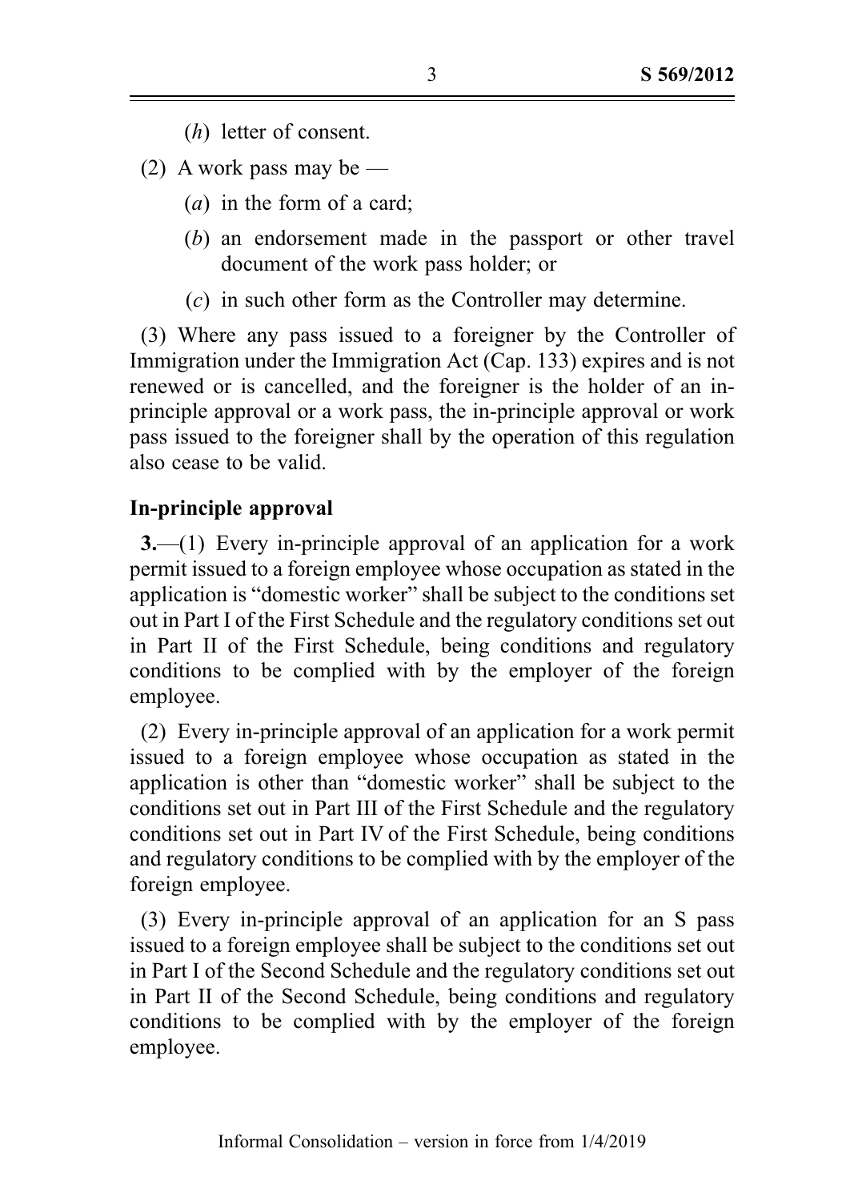(*h*) letter of consent.

(2) A work pass may be —

(*a*) in the form of a card;

(*b*) an endorsement made in the passport or other travel document of the work pass holder; or

(*c*) in such other form as the Controller may determine.

(3) Where any pass issued to a foreigner by the Controller of Immigration under the Immigration Act (Cap. 133) expires and is not renewed or is cancelled, and the foreigner is the holder of an in-principle approval or a work pass, the in-principle approval or work pass issued to the foreigner shall by the operation of this regulation also cease to be valid.

**In-principle approval**

**3.**—(1) Every in-principle approval of an application for a work permit issued to a foreign employee whose occupation as stated in the application is "domestic worker" shall be subject to the conditions set out in Part I of the First Schedule and the regulatory conditions set out in Part II of the First Schedule, being conditions and regulatory conditions to be complied with by the employer of the foreign employee.

(2) Every in-principle approval of an application for a work permit issued to a foreign employee whose occupation as stated in the application is other than "domestic worker" shall be subject to the conditions set out in Part III of the First Schedule and the regulatory conditions set out in Part IV of the First Schedule, being conditions and regulatory conditions to be complied with by the employer of the foreign employee.

(3) Every in-principle approval of an application for an S pass issued to a foreign employee shall be subject to the conditions set out in Part I of the Second Schedule and the regulatory conditions set out in Part II of the Second Schedule, being conditions and regulatory conditions to be complied with by the employer of the foreign employee.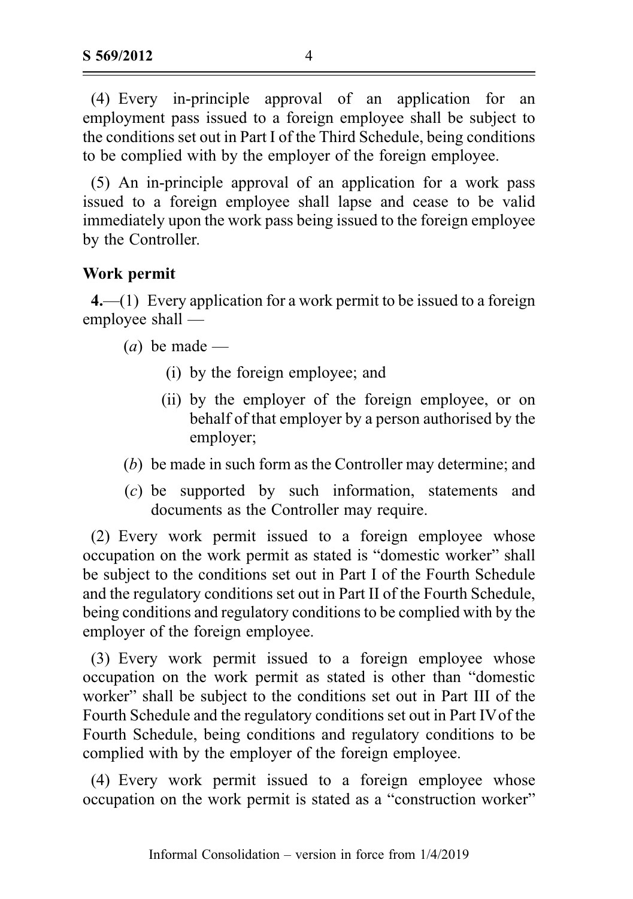(4) Every in-principle approval of an application for an employment pass issued to a foreign employee shall be subject to the conditions set out in Part I of the Third Schedule, being conditions to be complied with by the employer of the foreign employee.

(5) An in-principle approval of an application for a work pass issued to a foreign employee shall lapse and cease to be valid immediately upon the work pass being issued to the foreign employee by the Controller.

### Work permit

**4.**—(1) Every application for a work permit to be issued to a foreign employee shall —

- (*a*) be made —
  - (i) by the foreign employee; and
  - (ii) by the employer of the foreign employee, or on behalf of that employer by a person authorised by the employer;
- (*b*) be made in such form as the Controller may determine; and
- (*c*) be supported by such information, statements and documents as the Controller may require.

(2) Every work permit issued to a foreign employee whose occupation on the work permit as stated is "domestic worker" shall be subject to the conditions set out in Part I of the Fourth Schedule and the regulatory conditions set out in Part II of the Fourth Schedule, being conditions and regulatory conditions to be complied with by the employer of the foreign employee.

(3) Every work permit issued to a foreign employee whose occupation on the work permit as stated is other than "domestic worker" shall be subject to the conditions set out in Part III of the Fourth Schedule and the regulatory conditions set out in Part IV of the Fourth Schedule, being conditions and regulatory conditions to be complied with by the employer of the foreign employee.

(4) Every work permit issued to a foreign employee whose occupation on the work permit is stated as a "construction worker"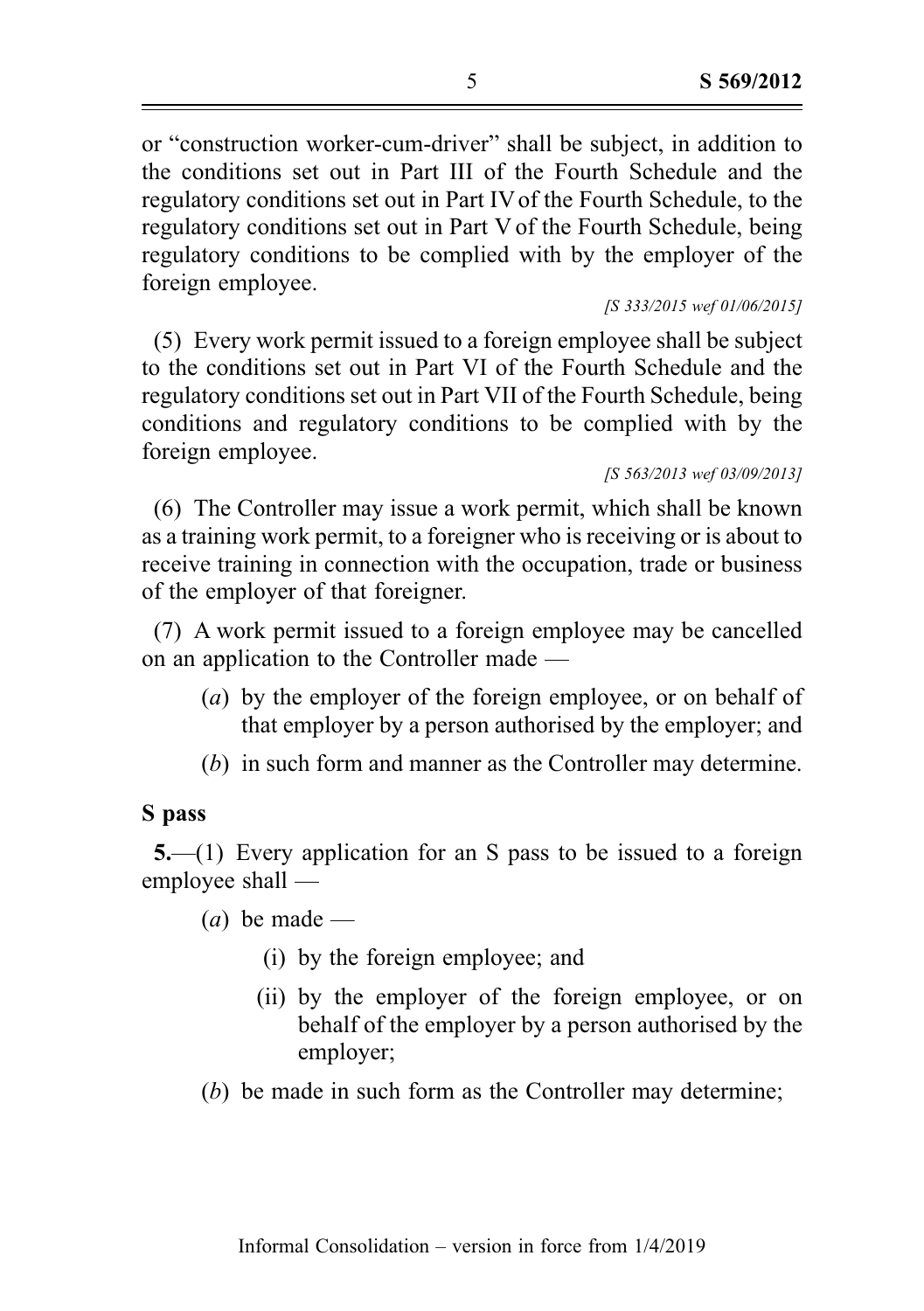or "construction worker-cum-driver" shall be subject, in addition to the conditions set out in Part III of the Fourth Schedule and the regulatory conditions set out in Part IV of the Fourth Schedule, to the regulatory conditions set out in Part V of the Fourth Schedule, being regulatory conditions to be complied with by the employer of the foreign employee.

*[S 333/2015 wef 01/06/2015]*

(5) Every work permit issued to a foreign employee shall be subject to the conditions set out in Part VI of the Fourth Schedule and the regulatory conditions set out in Part VII of the Fourth Schedule, being conditions and regulatory conditions to be complied with by the foreign employee.

*[S 563/2013 wef 03/09/2013]*

(6) The Controller may issue a work permit, which shall be known as a training work permit, to a foreigner who is receiving or is about to receive training in connection with the occupation, trade or business of the employer of that foreigner.

(7) A work permit issued to a foreign employee may be cancelled on an application to the Controller made —

- (*a*) by the employer of the foreign employee, or on behalf of that employer by a person authorised by the employer; and
- (*b*) in such form and manner as the Controller may determine.

**S pass**

**5.**—(1) Every application for an S pass to be issued to a foreign employee shall —

- (*a*) be made —
  - (i) by the foreign employee; and
  - (ii) by the employer of the foreign employee, or on behalf of the employer by a person authorised by the employer;
- (*b*) be made in such form as the Controller may determine;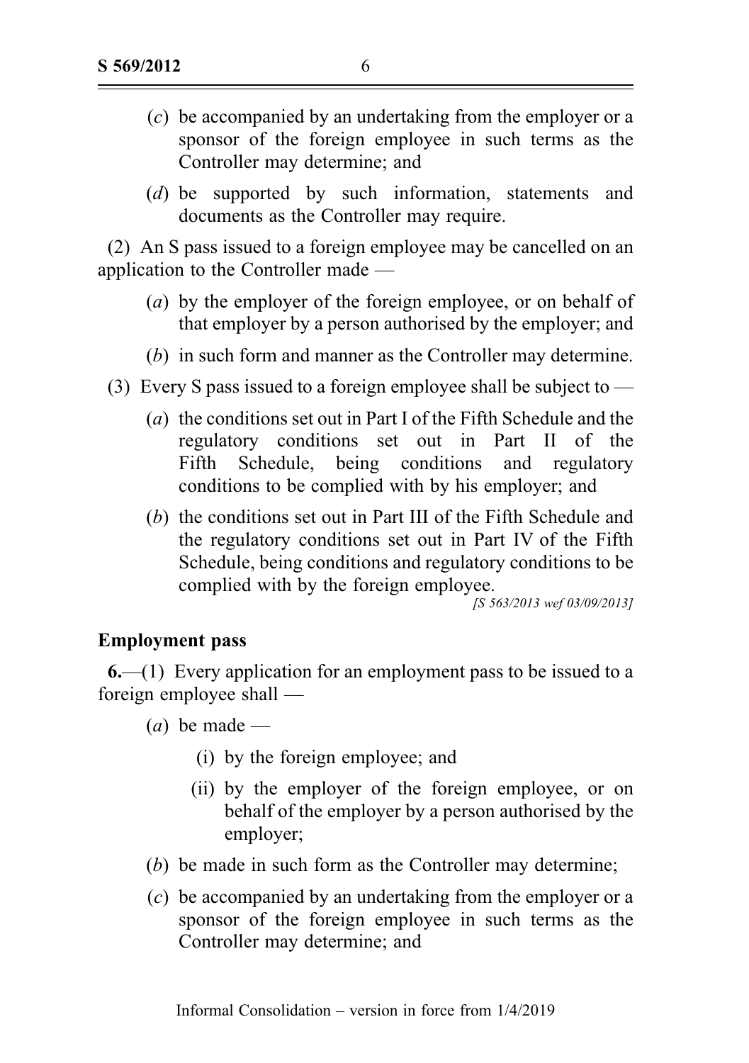(*c*) be accompanied by an undertaking from the employer or a sponsor of the foreign employee in such terms as the Controller may determine; and

(*d*) be supported by such information, statements and documents as the Controller may require.

(2) An S pass issued to a foreign employee may be cancelled on an application to the Controller made —

(*a*) by the employer of the foreign employee, or on behalf of that employer by a person authorised by the employer; and

(*b*) in such form and manner as the Controller may determine.

(3) Every S pass issued to a foreign employee shall be subject to —

(*a*) the conditions set out in Part I of the Fifth Schedule and the regulatory conditions set out in Part II of the Fifth Schedule, being conditions and regulatory conditions to be complied with by his employer; and

(*b*) the conditions set out in Part III of the Fifth Schedule and the regulatory conditions set out in Part IV of the Fifth Schedule, being conditions and regulatory conditions to be complied with by the foreign employee.

*[S 563/2013 wef 03/09/2013]*

**Employment pass**

**6.**—(1) Every application for an employment pass to be issued to a foreign employee shall —

(*a*) be made —

(i) by the foreign employee; and

(ii) by the employer of the foreign employee, or on behalf of the employer by a person authorised by the employer;

(*b*) be made in such form as the Controller may determine;

(*c*) be accompanied by an undertaking from the employer or a sponsor of the foreign employee in such terms as the Controller may determine; and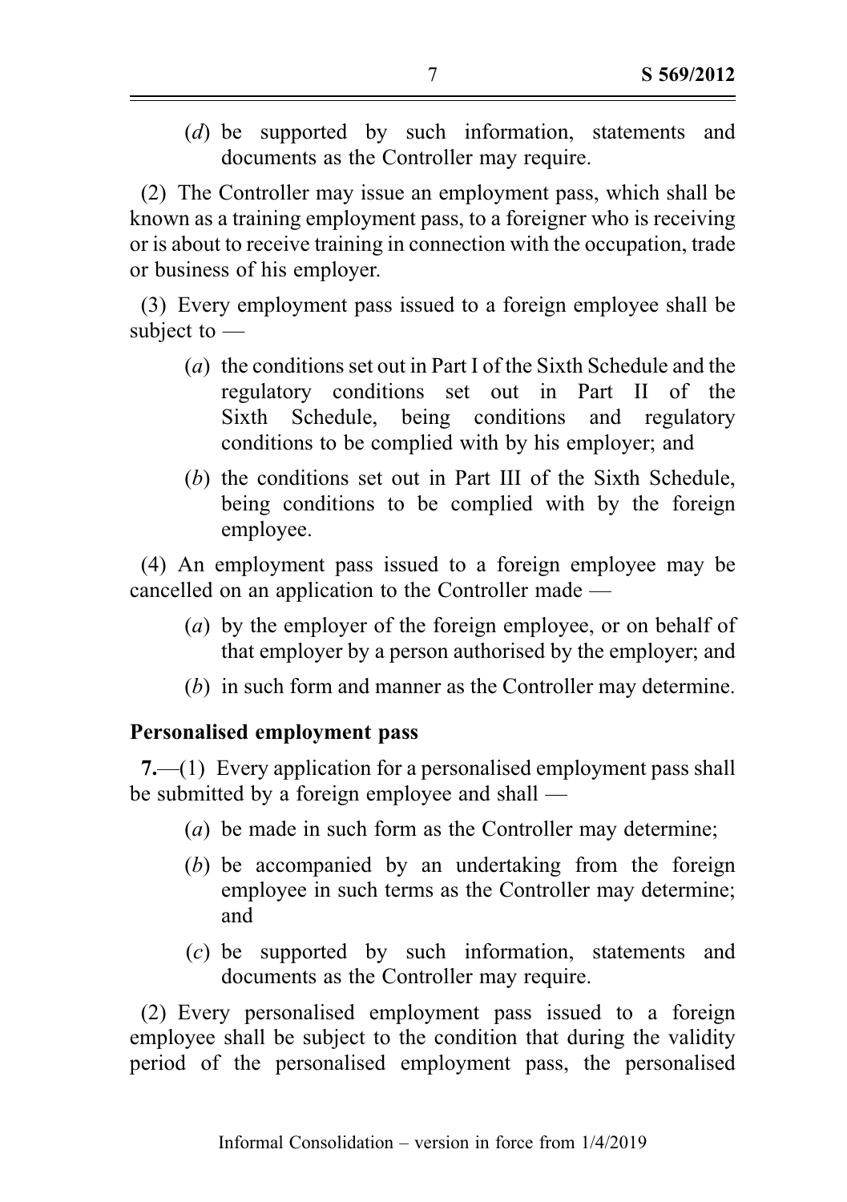(*d*) be supported by such information, statements and documents as the Controller may require.

(2) The Controller may issue an employment pass, which shall be known as a training employment pass, to a foreigner who is receiving or is about to receive training in connection with the occupation, trade or business of his employer.

(3) Every employment pass issued to a foreign employee shall be subject to —

(*a*) the conditions set out in Part I of the Sixth Schedule and the regulatory conditions set out in Part II of the Sixth Schedule, being conditions and regulatory conditions to be complied with by his employer; and

(*b*) the conditions set out in Part III of the Sixth Schedule, being conditions to be complied with by the foreign employee.

(4) An employment pass issued to a foreign employee may be cancelled on an application to the Controller made —

(*a*) by the employer of the foreign employee, or on behalf of that employer by a person authorised by the employer; and

(*b*) in such form and manner as the Controller may determine.

### Personalised employment pass

**7.**—(1) Every application for a personalised employment pass shall be submitted by a foreign employee and shall —

(*a*) be made in such form as the Controller may determine;

(*b*) be accompanied by an undertaking from the foreign employee in such terms as the Controller may determine; and

(*c*) be supported by such information, statements and documents as the Controller may require.

(2) Every personalised employment pass issued to a foreign employee shall be subject to the condition that during the validity period of the personalised employment pass, the personalised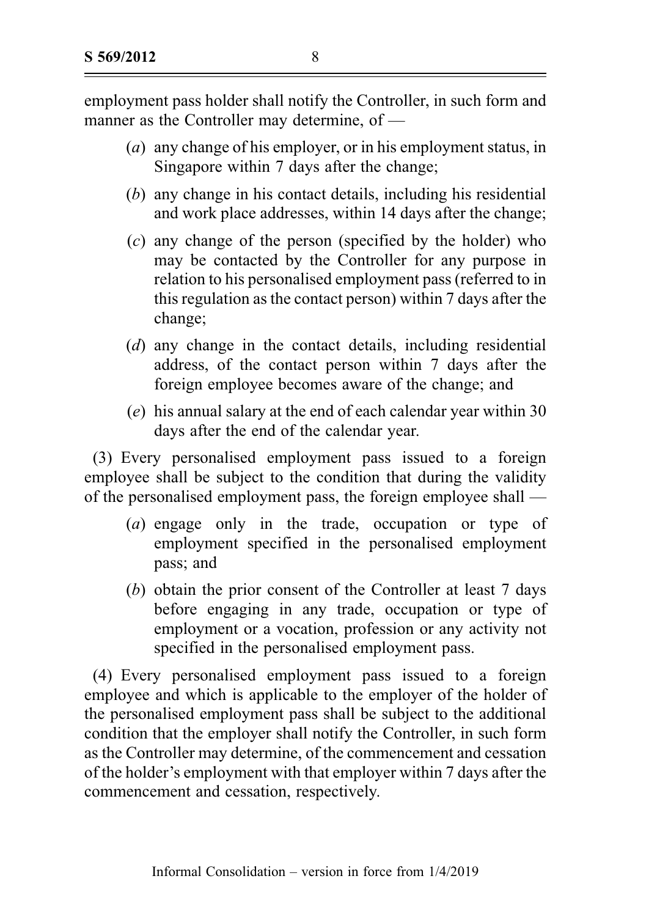employment pass holder shall notify the Controller, in such form and manner as the Controller may determine, of —

(*a*) any change of his employer, or in his employment status, in Singapore within 7 days after the change;

(*b*) any change in his contact details, including his residential and work place addresses, within 14 days after the change;

(*c*) any change of the person (specified by the holder) who may be contacted by the Controller for any purpose in relation to his personalised employment pass (referred to in this regulation as the contact person) within 7 days after the change;

(*d*) any change in the contact details, including residential address, of the contact person within 7 days after the foreign employee becomes aware of the change; and

(*e*) his annual salary at the end of each calendar year within 30 days after the end of the calendar year.

(3) Every personalised employment pass issued to a foreign employee shall be subject to the condition that during the validity of the personalised employment pass, the foreign employee shall —

(*a*) engage only in the trade, occupation or type of employment specified in the personalised employment pass; and

(*b*) obtain the prior consent of the Controller at least 7 days before engaging in any trade, occupation or type of employment or a vocation, profession or any activity not specified in the personalised employment pass.

(4) Every personalised employment pass issued to a foreign employee and which is applicable to the employer of the holder of the personalised employment pass shall be subject to the additional condition that the employer shall notify the Controller, in such form as the Controller may determine, of the commencement and cessation of the holder's employment with that employer within 7 days after the commencement and cessation, respectively.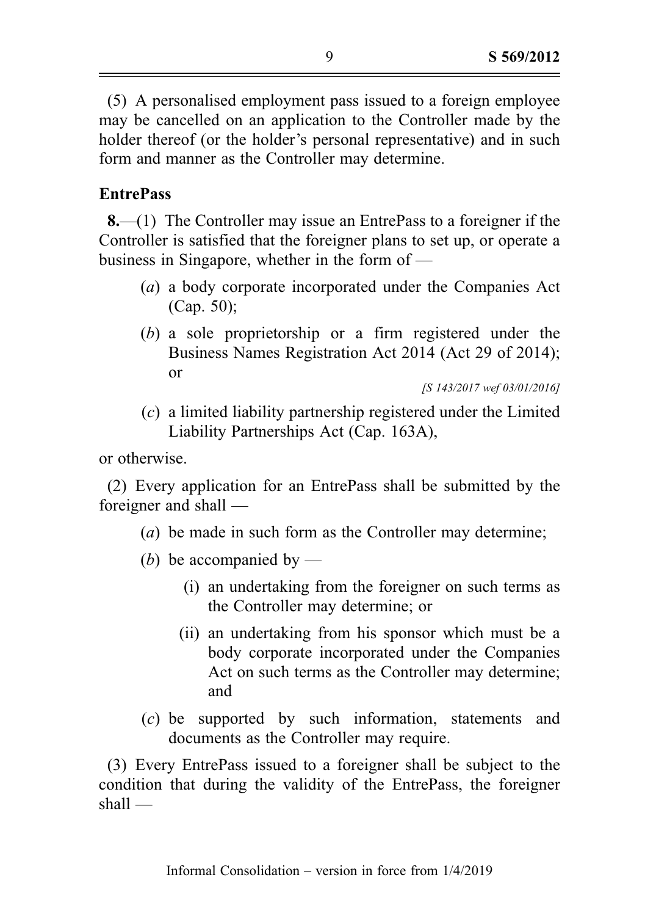(5) A personalised employment pass issued to a foreign employee may be cancelled on an application to the Controller made by the holder thereof (or the holder's personal representative) and in such form and manner as the Controller may determine.

**EntrePass**

**8.**—(1) The Controller may issue an EntrePass to a foreigner if the Controller is satisfied that the foreigner plans to set up, or operate a business in Singapore, whether in the form of —

(*a*) a body corporate incorporated under the Companies Act (Cap. 50);

(*b*) a sole proprietorship or a firm registered under the Business Names Registration Act 2014 (Act 29 of 2014); or

*[S 143/2017 wef 03/01/2016]*

(*c*) a limited liability partnership registered under the Limited Liability Partnerships Act (Cap. 163A),

or otherwise.

(2) Every application for an EntrePass shall be submitted by the foreigner and shall —

(*a*) be made in such form as the Controller may determine;

(*b*) be accompanied by —

(i) an undertaking from the foreigner on such terms as the Controller may determine; or

(ii) an undertaking from his sponsor which must be a body corporate incorporated under the Companies Act on such terms as the Controller may determine; and

(*c*) be supported by such information, statements and documents as the Controller may require.

(3) Every EntrePass issued to a foreigner shall be subject to the condition that during the validity of the EntrePass, the foreigner shall —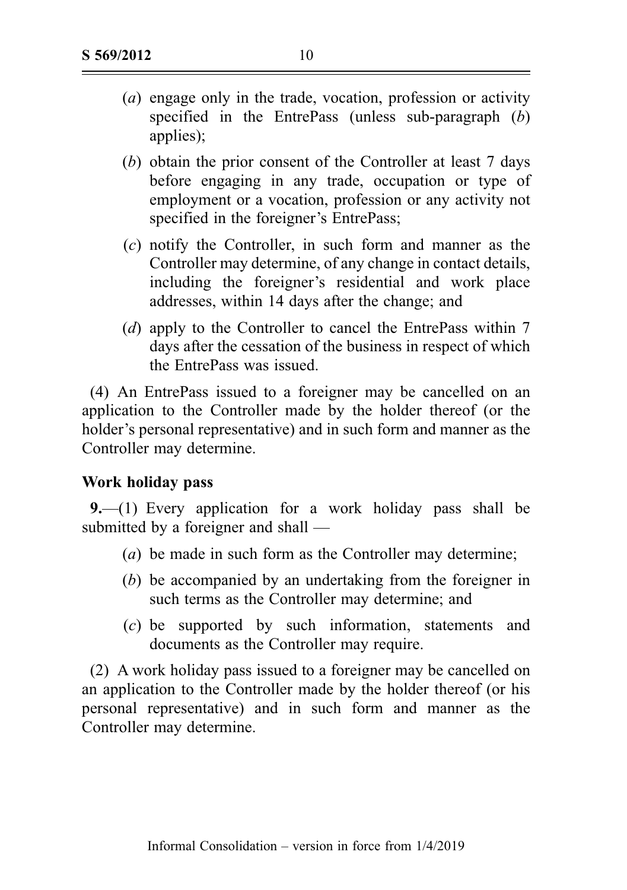(*a*) engage only in the trade, vocation, profession or activity specified in the EntrePass (unless sub-paragraph (*b*) applies);

(*b*) obtain the prior consent of the Controller at least 7 days before engaging in any trade, occupation or type of employment or a vocation, profession or any activity not specified in the foreigner's EntrePass;

(*c*) notify the Controller, in such form and manner as the Controller may determine, of any change in contact details, including the foreigner's residential and work place addresses, within 14 days after the change; and

(*d*) apply to the Controller to cancel the EntrePass within 7 days after the cessation of the business in respect of which the EntrePass was issued.

(4) An EntrePass issued to a foreigner may be cancelled on an application to the Controller made by the holder thereof (or the holder's personal representative) and in such form and manner as the Controller may determine.

**Work holiday pass**

**9.**—(1) Every application for a work holiday pass shall be submitted by a foreigner and shall —

(*a*) be made in such form as the Controller may determine;

(*b*) be accompanied by an undertaking from the foreigner in such terms as the Controller may determine; and

(*c*) be supported by such information, statements and documents as the Controller may require.

(2) A work holiday pass issued to a foreigner may be cancelled on an application to the Controller made by the holder thereof (or his personal representative) and in such form and manner as the Controller may determine.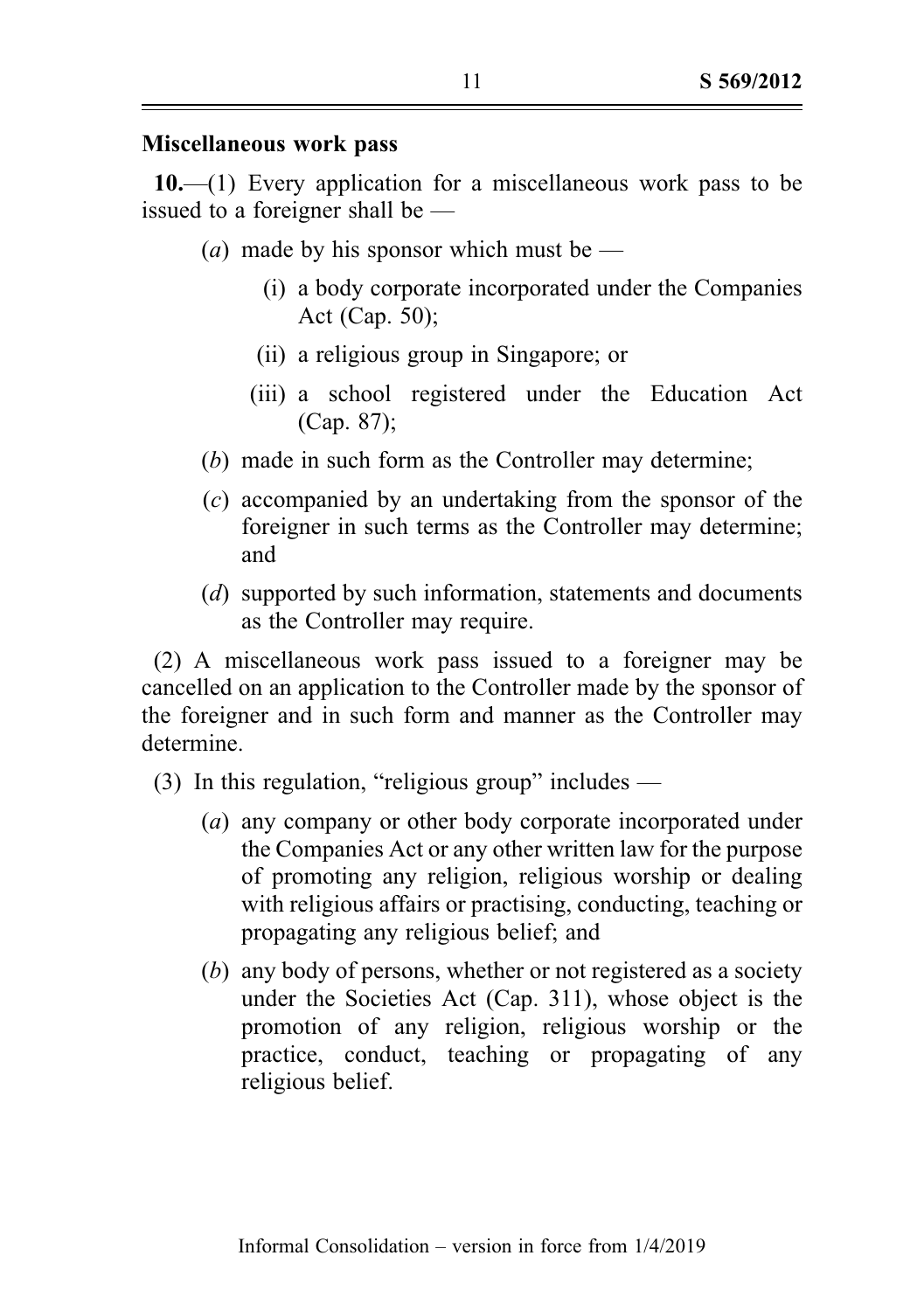### Miscellaneous work pass

**10.**—(1) Every application for a miscellaneous work pass to be issued to a foreigner shall be —

- (*a*) made by his sponsor which must be —
  - (i) a body corporate incorporated under the Companies Act (Cap. 50);
  - (ii) a religious group in Singapore; or
  - (iii) a school registered under the Education Act (Cap. 87);
- (*b*) made in such form as the Controller may determine;
- (*c*) accompanied by an undertaking from the sponsor of the foreigner in such terms as the Controller may determine; and
- (*d*) supported by such information, statements and documents as the Controller may require.

(2) A miscellaneous work pass issued to a foreigner may be cancelled on an application to the Controller made by the sponsor of the foreigner and in such form and manner as the Controller may determine.

(3) In this regulation, "religious group" includes —

- (*a*) any company or other body corporate incorporated under the Companies Act or any other written law for the purpose of promoting any religion, religious worship or dealing with religious affairs or practising, conducting, teaching or propagating any religious belief; and
- (*b*) any body of persons, whether or not registered as a society under the Societies Act (Cap. 311), whose object is the promotion of any religion, religious worship or the practice, conduct, teaching or propagating of any religious belief.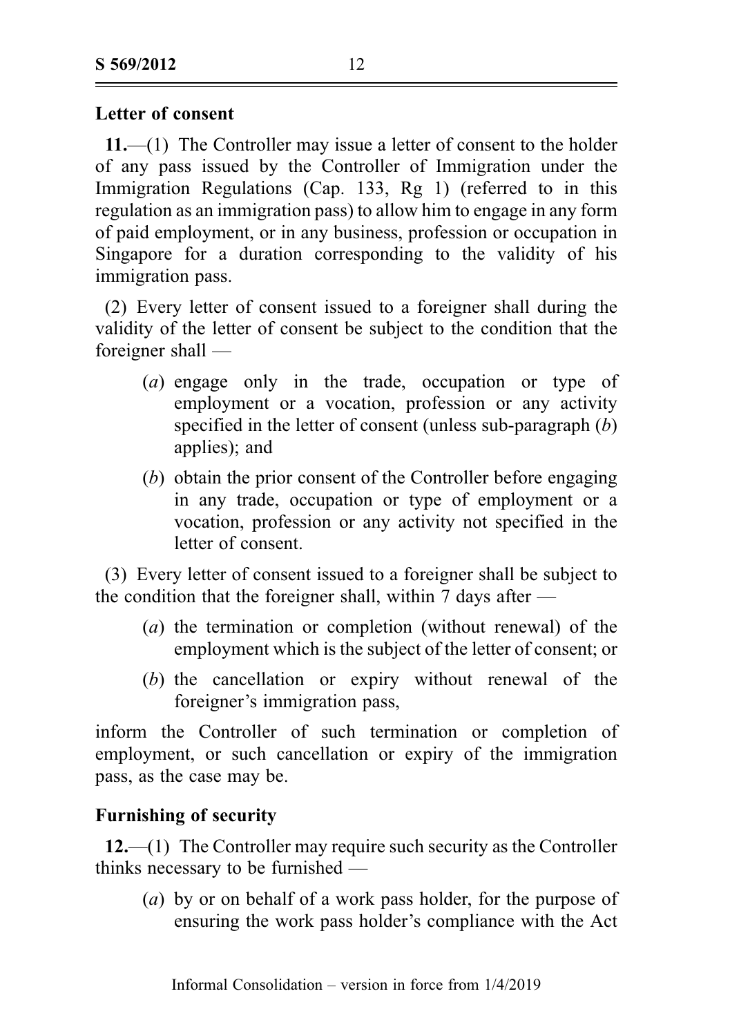**Letter of consent**

**11.**—(1) The Controller may issue a letter of consent to the holder of any pass issued by the Controller of Immigration under the Immigration Regulations (Cap. 133, Rg 1) (referred to in this regulation as an immigration pass) to allow him to engage in any form of paid employment, or in any business, profession or occupation in Singapore for a duration corresponding to the validity of his immigration pass.

(2) Every letter of consent issued to a foreigner shall during the validity of the letter of consent be subject to the condition that the foreigner shall —

- (*a*) engage only in the trade, occupation or type of employment or a vocation, profession or any activity specified in the letter of consent (unless sub-paragraph (*b*) applies); and
- (*b*) obtain the prior consent of the Controller before engaging in any trade, occupation or type of employment or a vocation, profession or any activity not specified in the letter of consent.

(3) Every letter of consent issued to a foreigner shall be subject to the condition that the foreigner shall, within 7 days after —

- (*a*) the termination or completion (without renewal) of the employment which is the subject of the letter of consent; or
- (*b*) the cancellation or expiry without renewal of the foreigner's immigration pass,

inform the Controller of such termination or completion of employment, or such cancellation or expiry of the immigration pass, as the case may be.

**Furnishing of security**

**12.**—(1) The Controller may require such security as the Controller thinks necessary to be furnished —

- (*a*) by or on behalf of a work pass holder, for the purpose of ensuring the work pass holder's compliance with the Act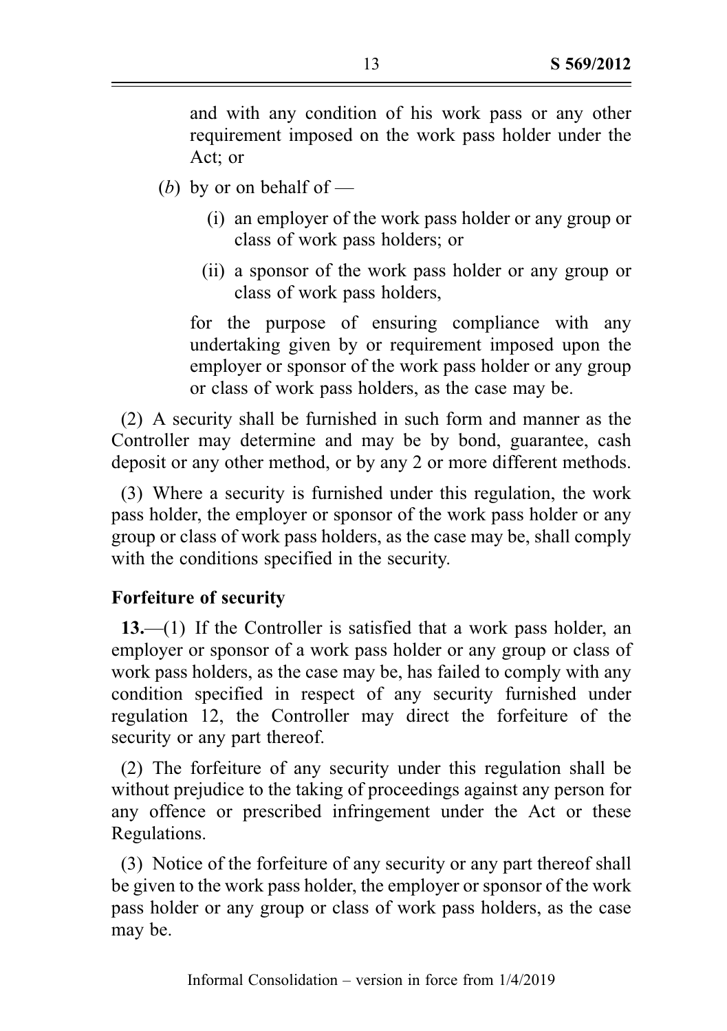and with any condition of his work pass or any other requirement imposed on the work pass holder under the Act; or

(*b*) by or on behalf of —

(i) an employer of the work pass holder or any group or class of work pass holders; or

(ii) a sponsor of the work pass holder or any group or class of work pass holders,

for the purpose of ensuring compliance with any undertaking given by or requirement imposed upon the employer or sponsor of the work pass holder or any group or class of work pass holders, as the case may be.

(2) A security shall be furnished in such form and manner as the Controller may determine and may be by bond, guarantee, cash deposit or any other method, or by any 2 or more different methods.

(3) Where a security is furnished under this regulation, the work pass holder, the employer or sponsor of the work pass holder or any group or class of work pass holders, as the case may be, shall comply with the conditions specified in the security.

**Forfeiture of security**

**13.**—(1) If the Controller is satisfied that a work pass holder, an employer or sponsor of a work pass holder or any group or class of work pass holders, as the case may be, has failed to comply with any condition specified in respect of any security furnished under regulation 12, the Controller may direct the forfeiture of the security or any part thereof.

(2) The forfeiture of any security under this regulation shall be without prejudice to the taking of proceedings against any person for any offence or prescribed infringement under the Act or these Regulations.

(3) Notice of the forfeiture of any security or any part thereof shall be given to the work pass holder, the employer or sponsor of the work pass holder or any group or class of work pass holders, as the case may be.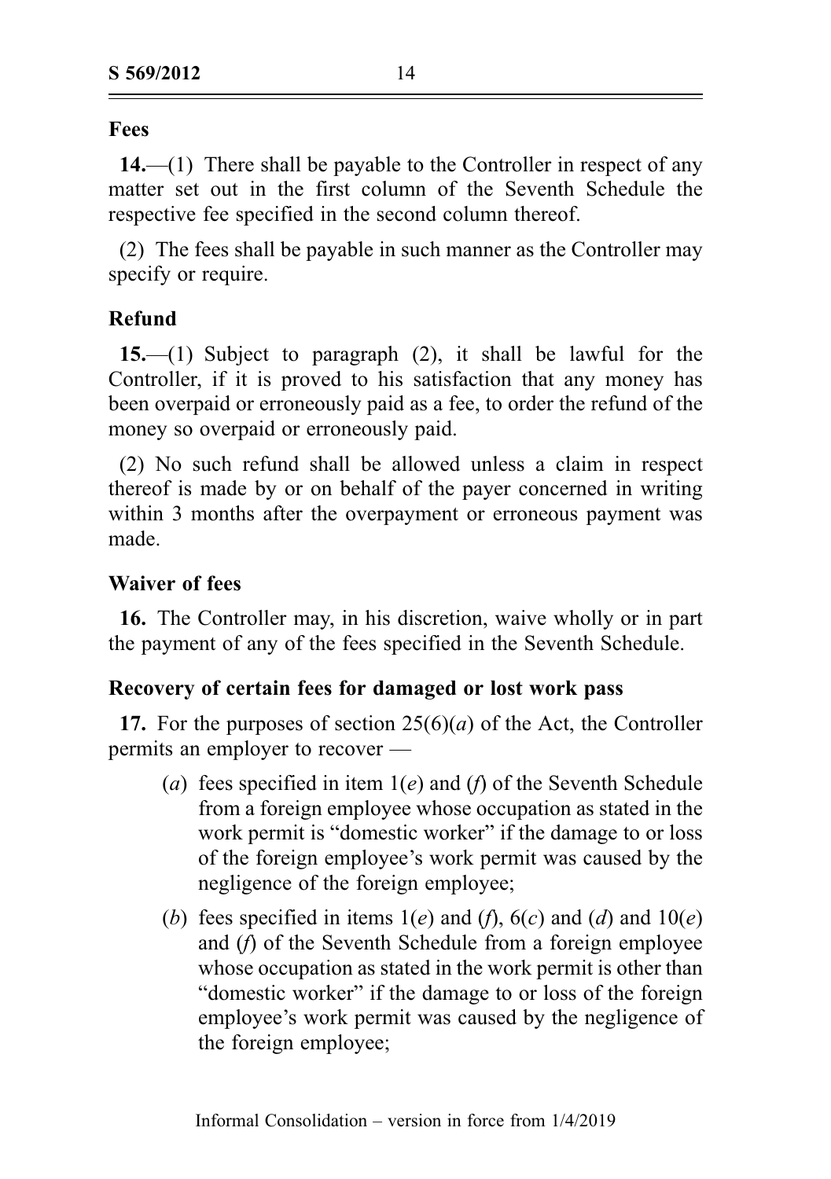### Fees

**14.**—(1) There shall be payable to the Controller in respect of any matter set out in the first column of the Seventh Schedule the respective fee specified in the second column thereof.

(2) The fees shall be payable in such manner as the Controller may specify or require.

### Refund

**15.**—(1) Subject to paragraph (2), it shall be lawful for the Controller, if it is proved to his satisfaction that any money has been overpaid or erroneously paid as a fee, to order the refund of the money so overpaid or erroneously paid.

(2) No such refund shall be allowed unless a claim in respect thereof is made by or on behalf of the payer concerned in writing within 3 months after the overpayment or erroneous payment was made.

### Waiver of fees

**16.** The Controller may, in his discretion, waive wholly or in part the payment of any of the fees specified in the Seventh Schedule.

### Recovery of certain fees for damaged or lost work pass

**17.** For the purposes of section 25(6)(*a*) of the Act, the Controller permits an employer to recover —

(*a*) fees specified in item 1(*e*) and (*f*) of the Seventh Schedule from a foreign employee whose occupation as stated in the work permit is "domestic worker" if the damage to or loss of the foreign employee's work permit was caused by the negligence of the foreign employee;

(*b*) fees specified in items 1(*e*) and (*f*), 6(*c*) and (*d*) and 10(*e*) and (*f*) of the Seventh Schedule from a foreign employee whose occupation as stated in the work permit is other than "domestic worker" if the damage to or loss of the foreign employee's work permit was caused by the negligence of the foreign employee;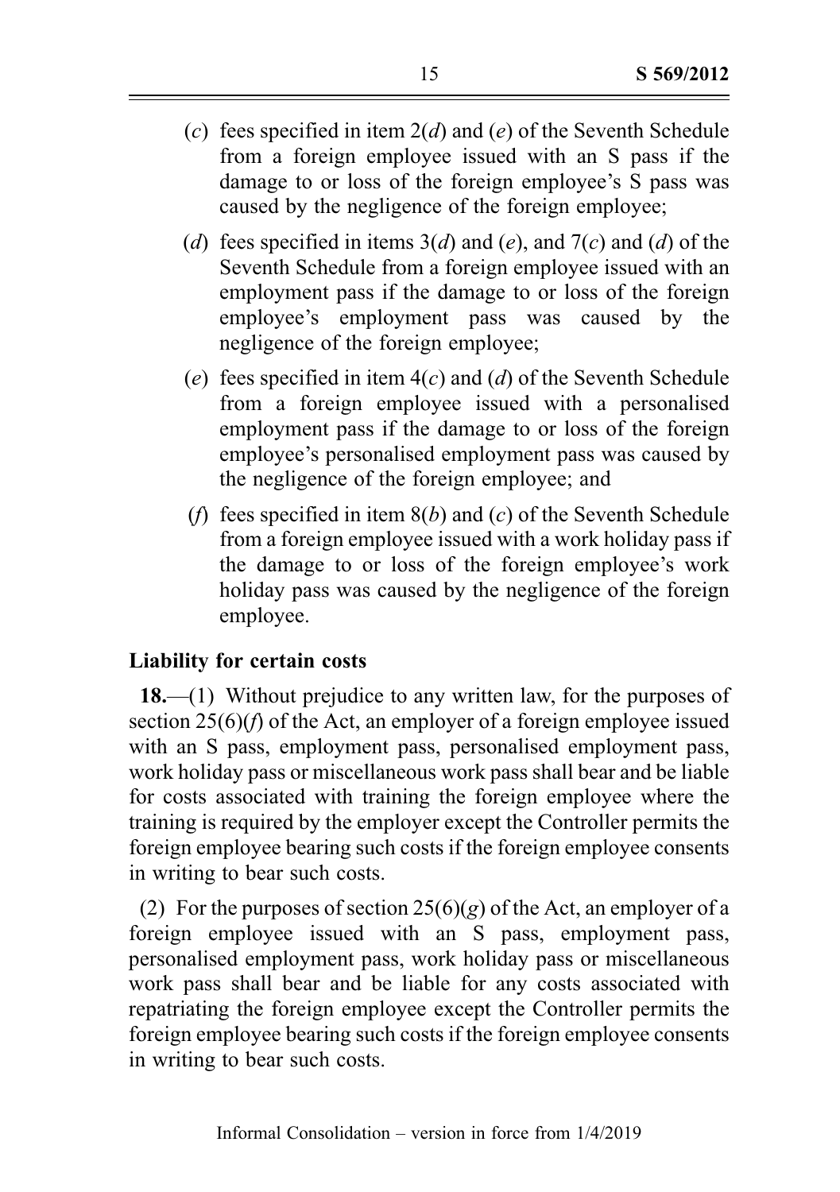(*c*) fees specified in item 2(*d*) and (*e*) of the Seventh Schedule from a foreign employee issued with an S pass if the damage to or loss of the foreign employee's S pass was caused by the negligence of the foreign employee;

(*d*) fees specified in items 3(*d*) and (*e*), and 7(*c*) and (*d*) of the Seventh Schedule from a foreign employee issued with an employment pass if the damage to or loss of the foreign employee's employment pass was caused by the negligence of the foreign employee;

(*e*) fees specified in item 4(*c*) and (*d*) of the Seventh Schedule from a foreign employee issued with a personalised employment pass if the damage to or loss of the foreign employee's personalised employment pass was caused by the negligence of the foreign employee; and

(*f*) fees specified in item 8(*b*) and (*c*) of the Seventh Schedule from a foreign employee issued with a work holiday pass if the damage to or loss of the foreign employee's work holiday pass was caused by the negligence of the foreign employee.

**Liability for certain costs**

**18.**—(1) Without prejudice to any written law, for the purposes of section 25(6)(*f*) of the Act, an employer of a foreign employee issued with an S pass, employment pass, personalised employment pass, work holiday pass or miscellaneous work pass shall bear and be liable for costs associated with training the foreign employee where the training is required by the employer except the Controller permits the foreign employee bearing such costs if the foreign employee consents in writing to bear such costs.

(2) For the purposes of section 25(6)(*g*) of the Act, an employer of a foreign employee issued with an S pass, employment pass, personalised employment pass, work holiday pass or miscellaneous work pass shall bear and be liable for any costs associated with repatriating the foreign employee except the Controller permits the foreign employee bearing such costs if the foreign employee consents in writing to bear such costs.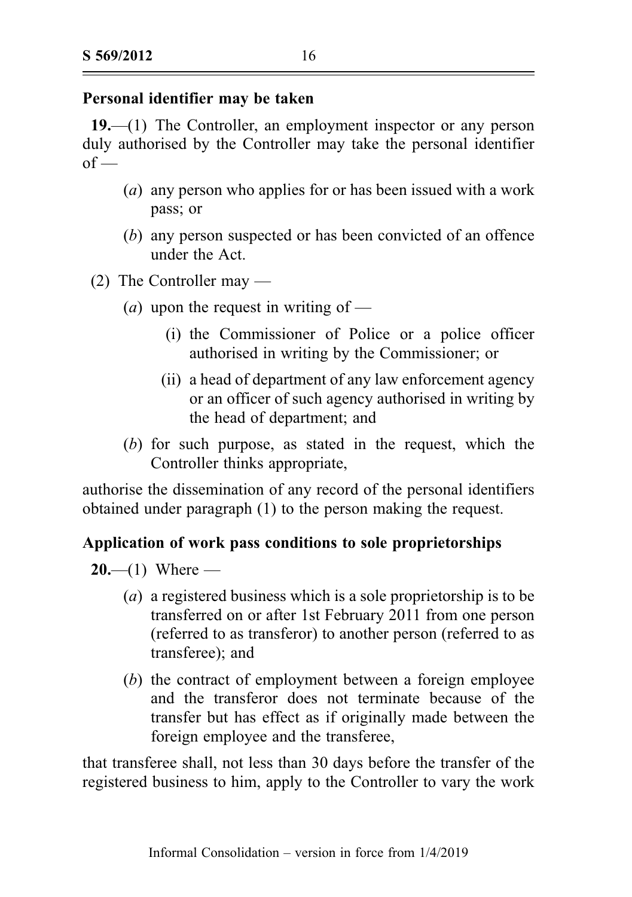**Personal identifier may be taken**

**19.**—(1) The Controller, an employment inspector or any person duly authorised by the Controller may take the personal identifier of —

- (*a*) any person who applies for or has been issued with a work pass; or
- (*b*) any person suspected or has been convicted of an offence under the Act.

(2) The Controller may —

- (*a*) upon the request in writing of —
  - (i) the Commissioner of Police or a police officer authorised in writing by the Commissioner; or
  - (ii) a head of department of any law enforcement agency or an officer of such agency authorised in writing by the head of department; and
- (*b*) for such purpose, as stated in the request, which the Controller thinks appropriate,

authorise the dissemination of any record of the personal identifiers obtained under paragraph (1) to the person making the request.

**Application of work pass conditions to sole proprietorships**

**20.**—(1) Where —

- (*a*) a registered business which is a sole proprietorship is to be transferred on or after 1st February 2011 from one person (referred to as transferor) to another person (referred to as transferee); and
- (*b*) the contract of employment between a foreign employee and the transferor does not terminate because of the transfer but has effect as if originally made between the foreign employee and the transferee,

that transferee shall, not less than 30 days before the transfer of the registered business to him, apply to the Controller to vary the work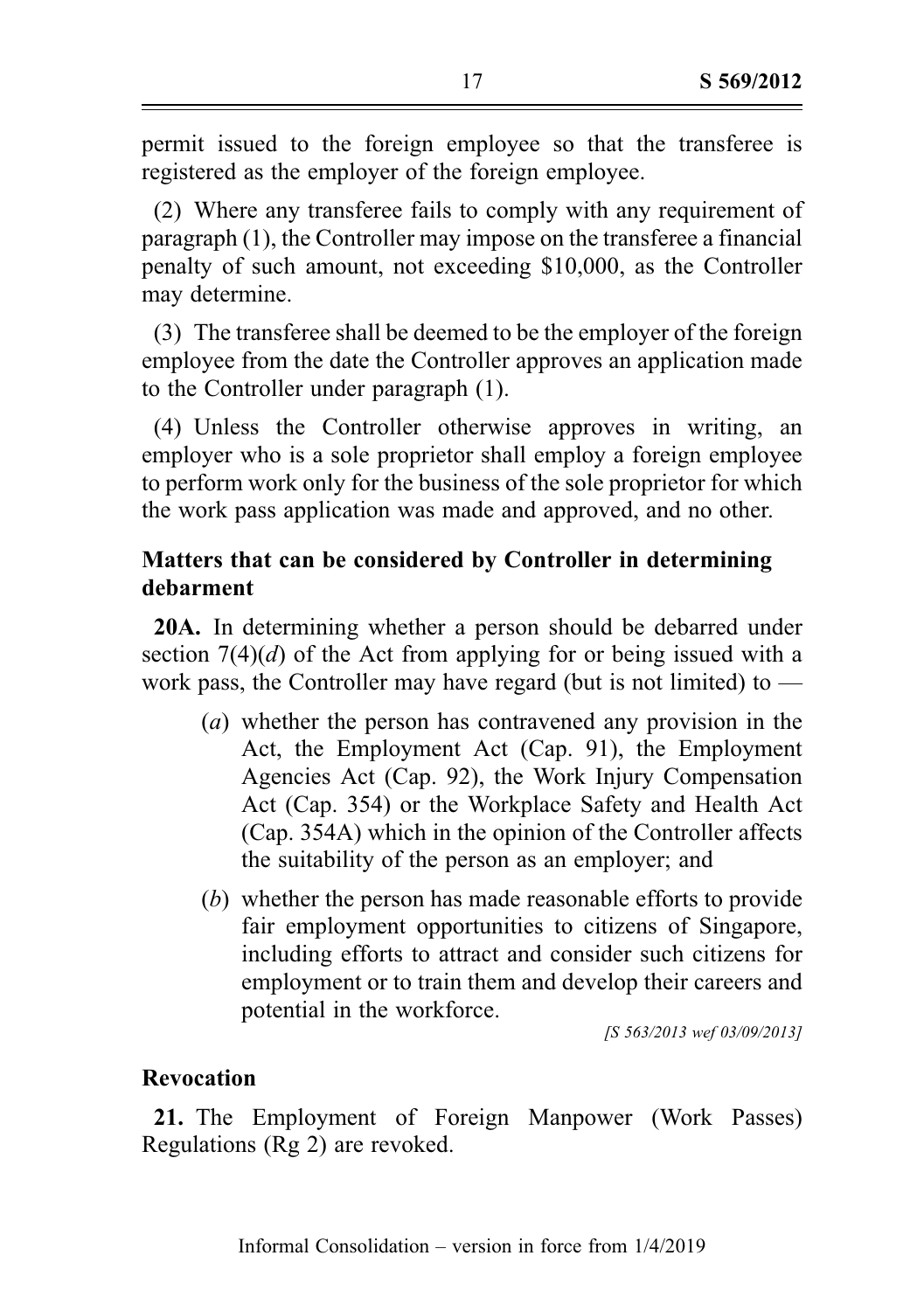permit issued to the foreign employee so that the transferee is registered as the employer of the foreign employee.

(2) Where any transferee fails to comply with any requirement of paragraph (1), the Controller may impose on the transferee a financial penalty of such amount, not exceeding $10,000, as the Controller may determine.

(3) The transferee shall be deemed to be the employer of the foreign employee from the date the Controller approves an application made to the Controller under paragraph (1).

(4) Unless the Controller otherwise approves in writing, an employer who is a sole proprietor shall employ a foreign employee to perform work only for the business of the sole proprietor for which the work pass application was made and approved, and no other.

**Matters that can be considered by Controller in determining debarment**

**20A.** In determining whether a person should be debarred under section 7(4)(*d*) of the Act from applying for or being issued with a work pass, the Controller may have regard (but is not limited) to —

(*a*) whether the person has contravened any provision in the Act, the Employment Act (Cap. 91), the Employment Agencies Act (Cap. 92), the Work Injury Compensation Act (Cap. 354) or the Workplace Safety and Health Act (Cap. 354A) which in the opinion of the Controller affects the suitability of the person as an employer; and

(*b*) whether the person has made reasonable efforts to provide fair employment opportunities to citizens of Singapore, including efforts to attract and consider such citizens for employment or to train them and develop their careers and potential in the workforce.

*[S 563/2013 wef 03/09/2013]*

**Revocation**

**21.** The Employment of Foreign Manpower (Work Passes) Regulations (Rg 2) are revoked.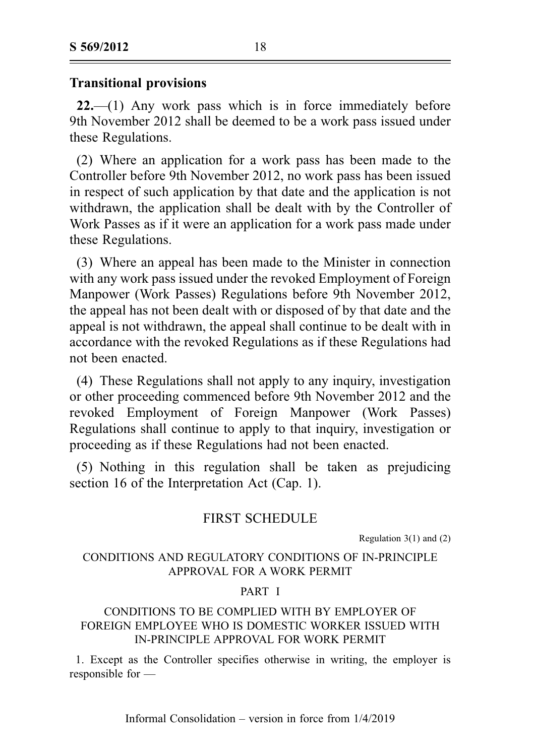## Transitional provisions

**22.**—(1) Any work pass which is in force immediately before 9th November 2012 shall be deemed to be a work pass issued under these Regulations.

(2) Where an application for a work pass has been made to the Controller before 9th November 2012, no work pass has been issued in respect of such application by that date and the application is not withdrawn, the application shall be dealt with by the Controller of Work Passes as if it were an application for a work pass made under these Regulations.

(3) Where an appeal has been made to the Minister in connection with any work pass issued under the revoked Employment of Foreign Manpower (Work Passes) Regulations before 9th November 2012, the appeal has not been dealt with or disposed of by that date and the appeal is not withdrawn, the appeal shall continue to be dealt with in accordance with the revoked Regulations as if these Regulations had not been enacted.

(4) These Regulations shall not apply to any inquiry, investigation or other proceeding commenced before 9th November 2012 and the revoked Employment of Foreign Manpower (Work Passes) Regulations shall continue to apply to that inquiry, investigation or proceeding as if these Regulations had not been enacted.

(5) Nothing in this regulation shall be taken as prejudicing section 16 of the Interpretation Act (Cap. 1).

## FIRST SCHEDULE

Regulation 3(1) and (2)

CONDITIONS AND REGULATORY CONDITIONS OF IN-PRINCIPLE APPROVAL FOR A WORK PERMIT

PART I

CONDITIONS TO BE COMPLIED WITH BY EMPLOYER OF FOREIGN EMPLOYEE WHO IS DOMESTIC WORKER ISSUED WITH IN-PRINCIPLE APPROVAL FOR WORK PERMIT

1. Except as the Controller specifies otherwise in writing, the employer is responsible for —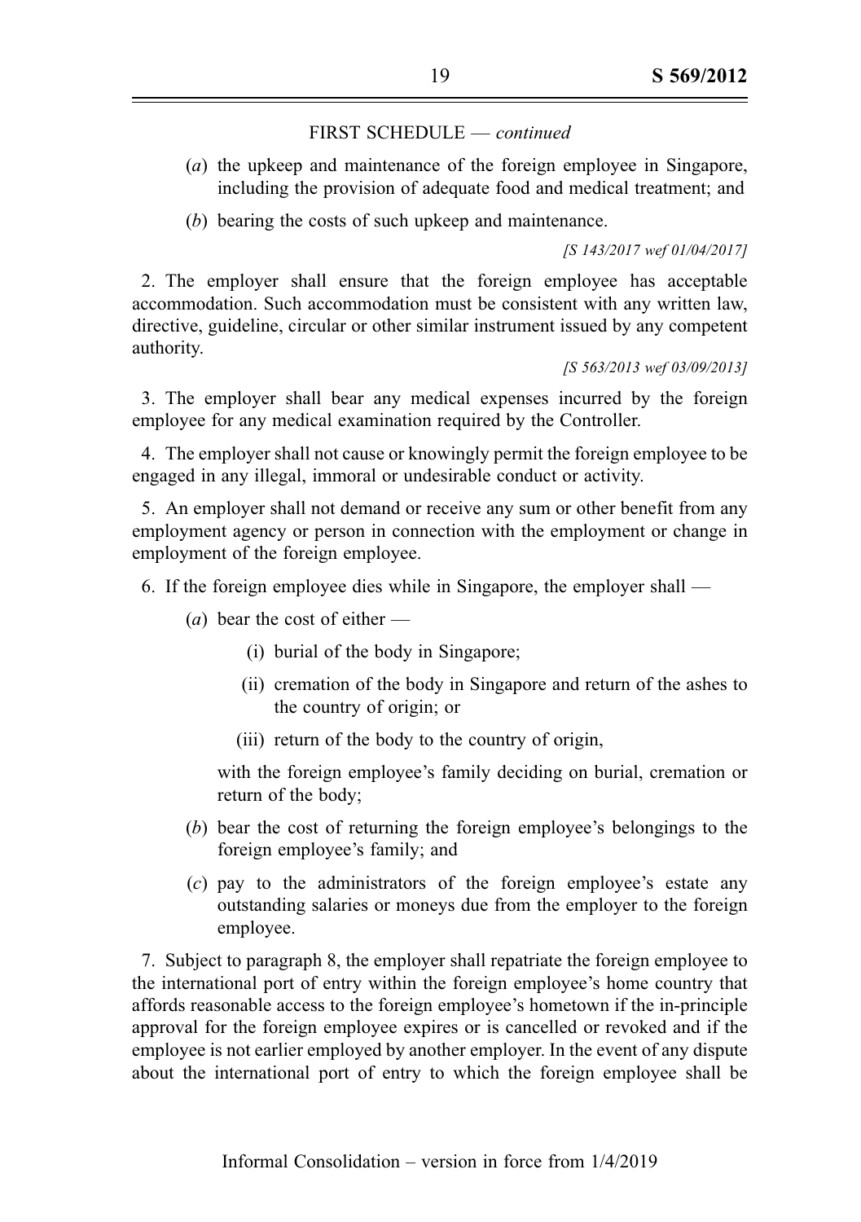FIRST SCHEDULE — *continued*

(*a*) the upkeep and maintenance of the foreign employee in Singapore, including the provision of adequate food and medical treatment; and

(*b*) bearing the costs of such upkeep and maintenance.

*[S 143/2017 wef 01/04/2017]*

2. The employer shall ensure that the foreign employee has acceptable accommodation. Such accommodation must be consistent with any written law, directive, guideline, circular or other similar instrument issued by any competent authority.

*[S 563/2013 wef 03/09/2013]*

3. The employer shall bear any medical expenses incurred by the foreign employee for any medical examination required by the Controller.

4. The employer shall not cause or knowingly permit the foreign employee to be engaged in any illegal, immoral or undesirable conduct or activity.

5. An employer shall not demand or receive any sum or other benefit from any employment agency or person in connection with the employment or change in employment of the foreign employee.

6. If the foreign employee dies while in Singapore, the employer shall —

(*a*) bear the cost of either —

(i) burial of the body in Singapore;

(ii) cremation of the body in Singapore and return of the ashes to the country of origin; or

(iii) return of the body to the country of origin,

with the foreign employee's family deciding on burial, cremation or return of the body;

(*b*) bear the cost of returning the foreign employee's belongings to the foreign employee's family; and

(*c*) pay to the administrators of the foreign employee's estate any outstanding salaries or moneys due from the employer to the foreign employee.

7. Subject to paragraph 8, the employer shall repatriate the foreign employee to the international port of entry within the foreign employee's home country that affords reasonable access to the foreign employee's hometown if the in-principle approval for the foreign employee expires or is cancelled or revoked and if the employee is not earlier employed by another employer. In the event of any dispute about the international port of entry to which the foreign employee shall be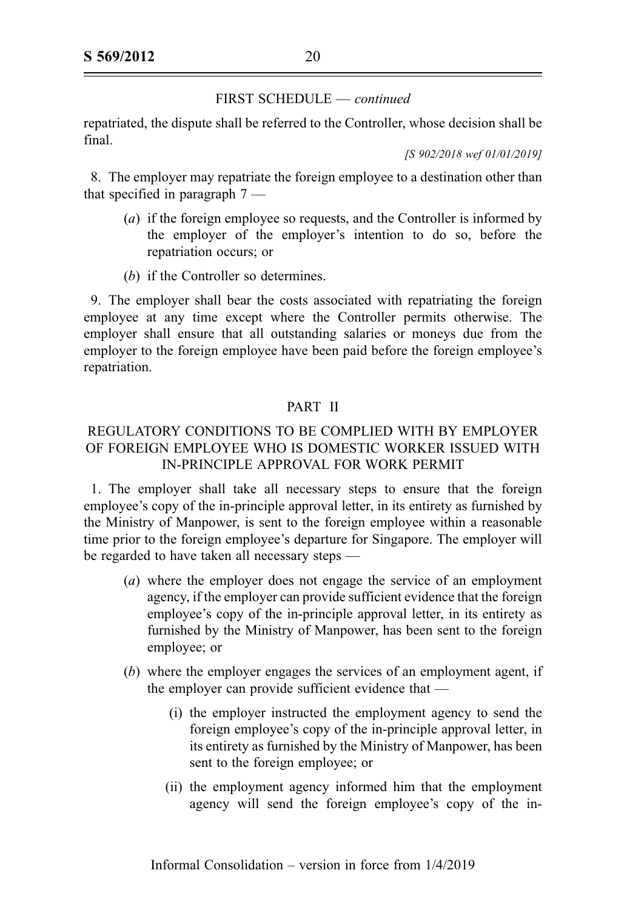FIRST SCHEDULE — *continued*

repatriated, the dispute shall be referred to the Controller, whose decision shall be final.

*[S 902/2018 wef 01/01/2019]*

8. The employer may repatriate the foreign employee to a destination other than that specified in paragraph 7 —

(*a*) if the foreign employee so requests, and the Controller is informed by the employer of the employer's intention to do so, before the repatriation occurs; or

(*b*) if the Controller so determines.

9. The employer shall bear the costs associated with repatriating the foreign employee at any time except where the Controller permits otherwise. The employer shall ensure that all outstanding salaries or moneys due from the employer to the foreign employee have been paid before the foreign employee's repatriation.

## PART II

## REGULATORY CONDITIONS TO BE COMPLIED WITH BY EMPLOYER OF FOREIGN EMPLOYEE WHO IS DOMESTIC WORKER ISSUED WITH IN-PRINCIPLE APPROVAL FOR WORK PERMIT

1. The employer shall take all necessary steps to ensure that the foreign employee's copy of the in-principle approval letter, in its entirety as furnished by the Ministry of Manpower, is sent to the foreign employee within a reasonable time prior to the foreign employee's departure for Singapore. The employer will be regarded to have taken all necessary steps —

(*a*) where the employer does not engage the service of an employment agency, if the employer can provide sufficient evidence that the foreign employee's copy of the in-principle approval letter, in its entirety as furnished by the Ministry of Manpower, has been sent to the foreign employee; or

(*b*) where the employer engages the services of an employment agent, if the employer can provide sufficient evidence that —

(i) the employer instructed the employment agency to send the foreign employee's copy of the in-principle approval letter, in its entirety as furnished by the Ministry of Manpower, has been sent to the foreign employee; or

(ii) the employment agency informed him that the employment agency will send the foreign employee's copy of the in-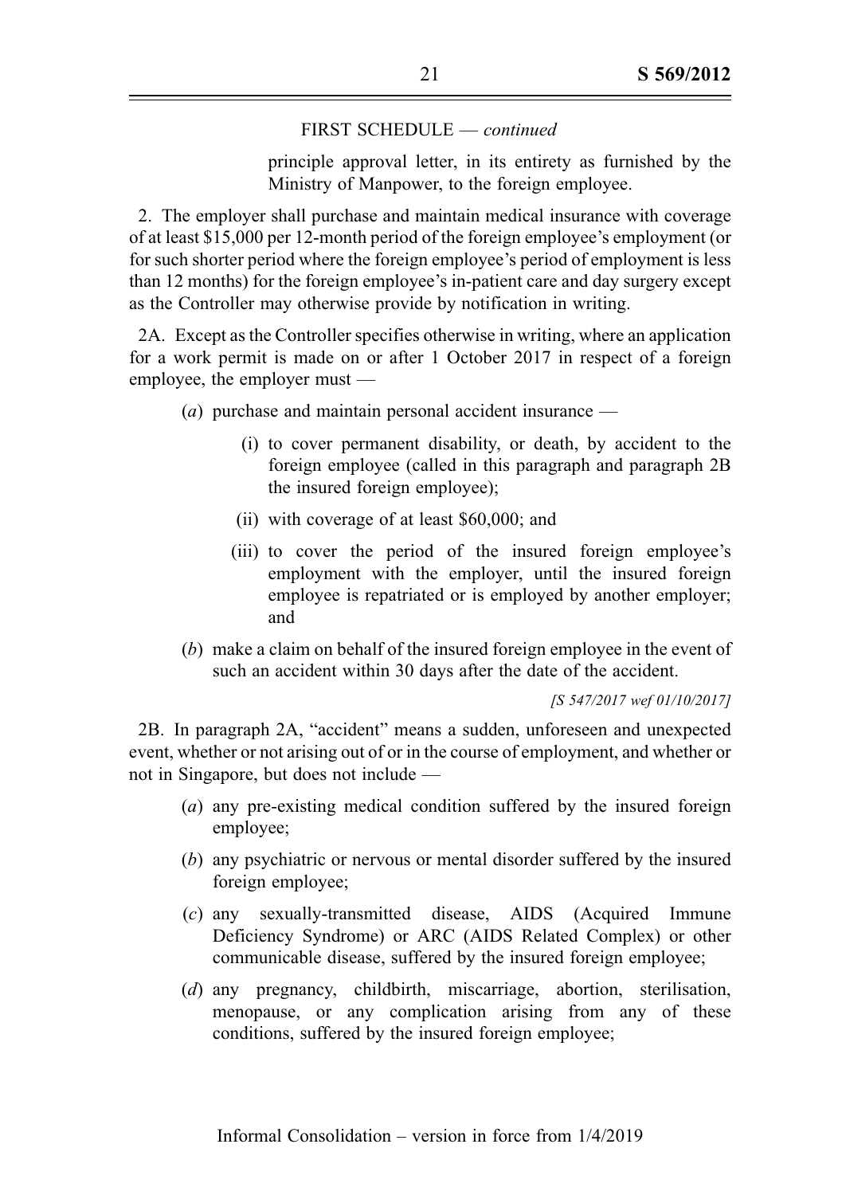FIRST SCHEDULE — *continued*

principle approval letter, in its entirety as furnished by the Ministry of Manpower, to the foreign employee.

2. The employer shall purchase and maintain medical insurance with coverage of at least $15,000 per 12-month period of the foreign employee's employment (or for such shorter period where the foreign employee's period of employment is less than 12 months) for the foreign employee's in-patient care and day surgery except as the Controller may otherwise provide by notification in writing.

2A. Except as the Controller specifies otherwise in writing, where an application for a work permit is made on or after 1 October 2017 in respect of a foreign employee, the employer must —

(*a*) purchase and maintain personal accident insurance —

(i) to cover permanent disability, or death, by accident to the foreign employee (called in this paragraph and paragraph 2B the insured foreign employee);

(ii) with coverage of at least $60,000; and

(iii) to cover the period of the insured foreign employee's employment with the employer, until the insured foreign employee is repatriated or is employed by another employer; and

(*b*) make a claim on behalf of the insured foreign employee in the event of such an accident within 30 days after the date of the accident.

*[S 547/2017 wef 01/10/2017]*

2B. In paragraph 2A, "accident" means a sudden, unforeseen and unexpected event, whether or not arising out of or in the course of employment, and whether or not in Singapore, but does not include —

(*a*) any pre-existing medical condition suffered by the insured foreign employee;

(*b*) any psychiatric or nervous or mental disorder suffered by the insured foreign employee;

(*c*) any sexually-transmitted disease, AIDS (Acquired Immune Deficiency Syndrome) or ARC (AIDS Related Complex) or other communicable disease, suffered by the insured foreign employee;

(*d*) any pregnancy, childbirth, miscarriage, abortion, sterilisation, menopause, or any complication arising from any of these conditions, suffered by the insured foreign employee;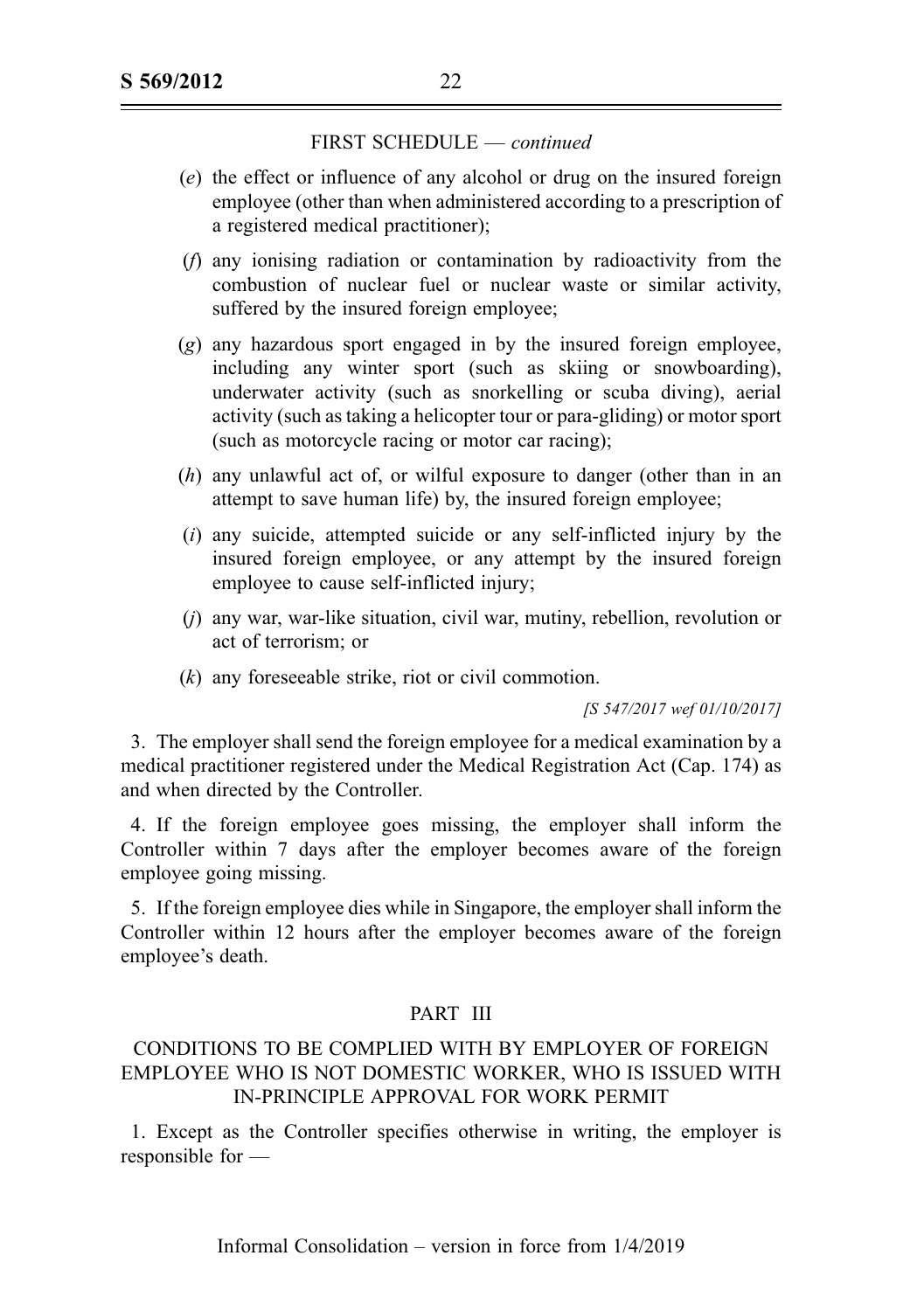FIRST SCHEDULE — *continued*

(*e*) the effect or influence of any alcohol or drug on the insured foreign employee (other than when administered according to a prescription of a registered medical practitioner);

(*f*) any ionising radiation or contamination by radioactivity from the combustion of nuclear fuel or nuclear waste or similar activity, suffered by the insured foreign employee;

(*g*) any hazardous sport engaged in by the insured foreign employee, including any winter sport (such as skiing or snowboarding), underwater activity (such as snorkelling or scuba diving), aerial activity (such as taking a helicopter tour or para-gliding) or motor sport (such as motorcycle racing or motor car racing);

(*h*) any unlawful act of, or wilful exposure to danger (other than in an attempt to save human life) by, the insured foreign employee;

(*i*) any suicide, attempted suicide or any self-inflicted injury by the insured foreign employee, or any attempt by the insured foreign employee to cause self-inflicted injury;

(*j*) any war, war-like situation, civil war, mutiny, rebellion, revolution or act of terrorism; or

(*k*) any foreseeable strike, riot or civil commotion.

*[S 547/2017 wef 01/10/2017]*

3. The employer shall send the foreign employee for a medical examination by a medical practitioner registered under the Medical Registration Act (Cap. 174) as and when directed by the Controller.

4. If the foreign employee goes missing, the employer shall inform the Controller within 7 days after the employer becomes aware of the foreign employee going missing.

5. If the foreign employee dies while in Singapore, the employer shall inform the Controller within 12 hours after the employer becomes aware of the foreign employee's death.

## PART III

## CONDITIONS TO BE COMPLIED WITH BY EMPLOYER OF FOREIGN EMPLOYEE WHO IS NOT DOMESTIC WORKER, WHO IS ISSUED WITH IN-PRINCIPLE APPROVAL FOR WORK PERMIT

1. Except as the Controller specifies otherwise in writing, the employer is responsible for —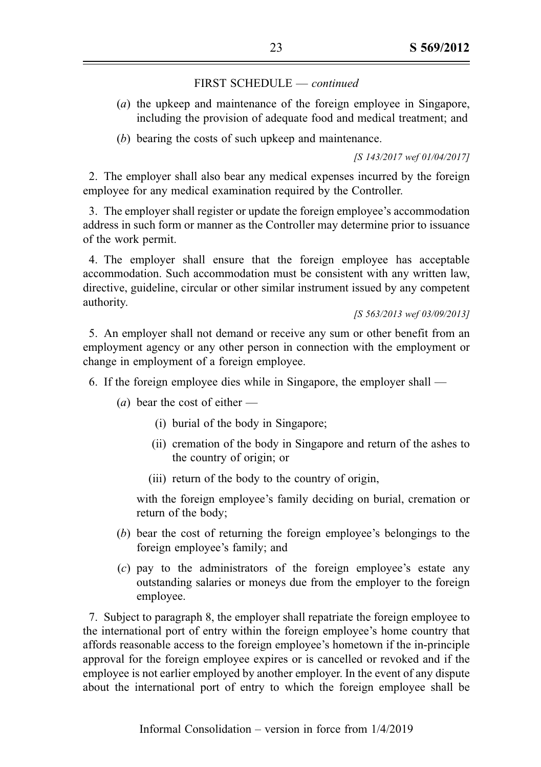FIRST SCHEDULE — *continued*

(*a*) the upkeep and maintenance of the foreign employee in Singapore, including the provision of adequate food and medical treatment; and

(*b*) bearing the costs of such upkeep and maintenance.

*[S 143/2017 wef 01/04/2017]*

2. The employer shall also bear any medical expenses incurred by the foreign employee for any medical examination required by the Controller.

3. The employer shall register or update the foreign employee's accommodation address in such form or manner as the Controller may determine prior to issuance of the work permit.

4. The employer shall ensure that the foreign employee has acceptable accommodation. Such accommodation must be consistent with any written law, directive, guideline, circular or other similar instrument issued by any competent authority.

*[S 563/2013 wef 03/09/2013]*

5. An employer shall not demand or receive any sum or other benefit from an employment agency or any other person in connection with the employment or change in employment of a foreign employee.

6. If the foreign employee dies while in Singapore, the employer shall —

(*a*) bear the cost of either —

(i) burial of the body in Singapore;

(ii) cremation of the body in Singapore and return of the ashes to the country of origin; or

(iii) return of the body to the country of origin,

with the foreign employee's family deciding on burial, cremation or return of the body;

(*b*) bear the cost of returning the foreign employee's belongings to the foreign employee's family; and

(*c*) pay to the administrators of the foreign employee's estate any outstanding salaries or moneys due from the employer to the foreign employee.

7. Subject to paragraph 8, the employer shall repatriate the foreign employee to the international port of entry within the foreign employee's home country that affords reasonable access to the foreign employee's hometown if the in-principle approval for the foreign employee expires or is cancelled or revoked and if the employee is not earlier employed by another employer. In the event of any dispute about the international port of entry to which the foreign employee shall be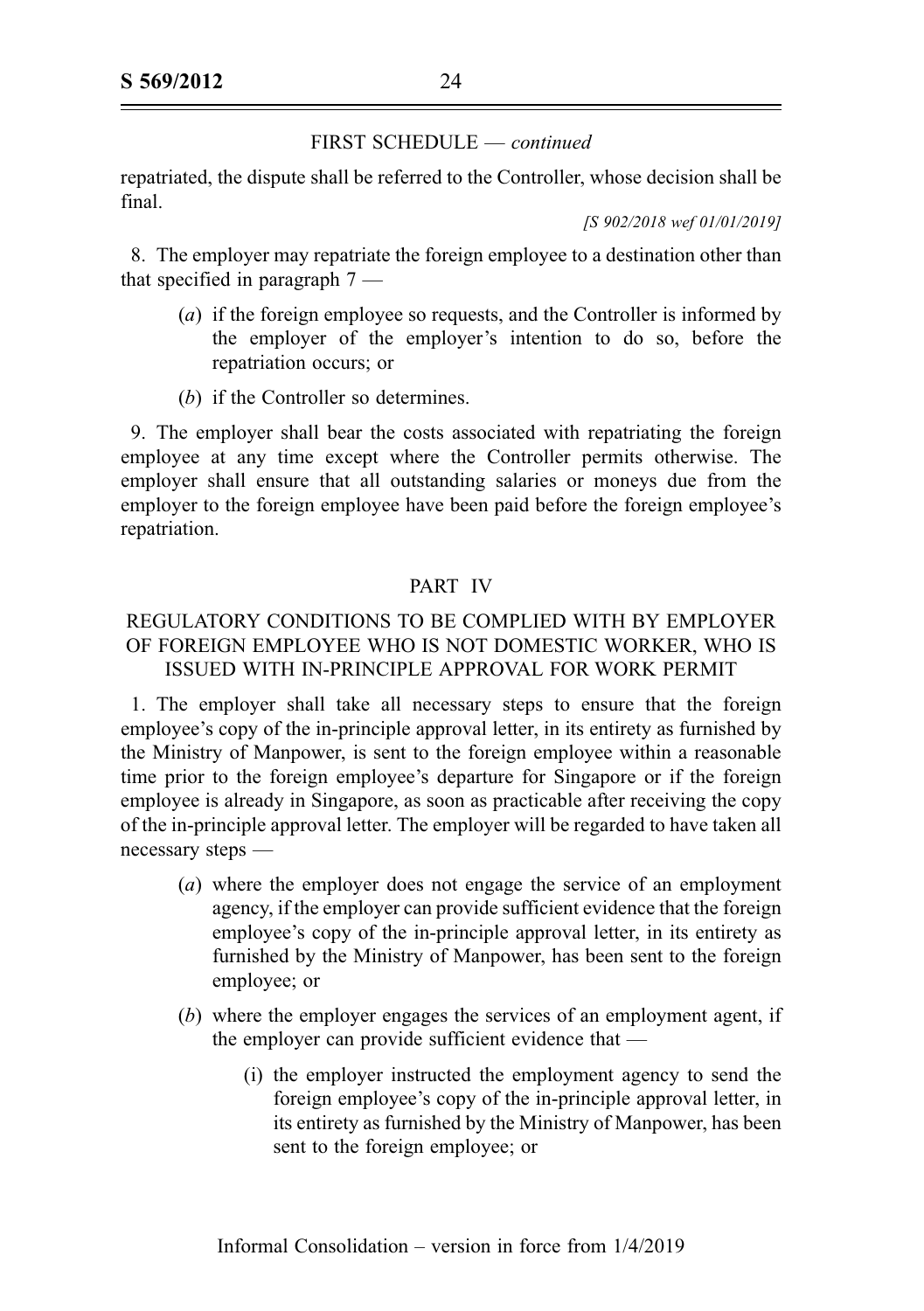FIRST SCHEDULE — *continued*

repatriated, the dispute shall be referred to the Controller, whose decision shall be final.

*[S 902/2018 wef 01/01/2019]*

8. The employer may repatriate the foreign employee to a destination other than that specified in paragraph 7 —

(*a*) if the foreign employee so requests, and the Controller is informed by the employer of the employer's intention to do so, before the repatriation occurs; or

(*b*) if the Controller so determines.

9. The employer shall bear the costs associated with repatriating the foreign employee at any time except where the Controller permits otherwise. The employer shall ensure that all outstanding salaries or moneys due from the employer to the foreign employee have been paid before the foreign employee's repatriation.

## PART IV

## REGULATORY CONDITIONS TO BE COMPLIED WITH BY EMPLOYER OF FOREIGN EMPLOYEE WHO IS NOT DOMESTIC WORKER, WHO IS ISSUED WITH IN-PRINCIPLE APPROVAL FOR WORK PERMIT

1. The employer shall take all necessary steps to ensure that the foreign employee's copy of the in-principle approval letter, in its entirety as furnished by the Ministry of Manpower, is sent to the foreign employee within a reasonable time prior to the foreign employee's departure for Singapore or if the foreign employee is already in Singapore, as soon as practicable after receiving the copy of the in-principle approval letter. The employer will be regarded to have taken all necessary steps —

(*a*) where the employer does not engage the service of an employment agency, if the employer can provide sufficient evidence that the foreign employee's copy of the in-principle approval letter, in its entirety as furnished by the Ministry of Manpower, has been sent to the foreign employee; or

(*b*) where the employer engages the services of an employment agent, if the employer can provide sufficient evidence that —

(i) the employer instructed the employment agency to send the foreign employee's copy of the in-principle approval letter, in its entirety as furnished by the Ministry of Manpower, has been sent to the foreign employee; or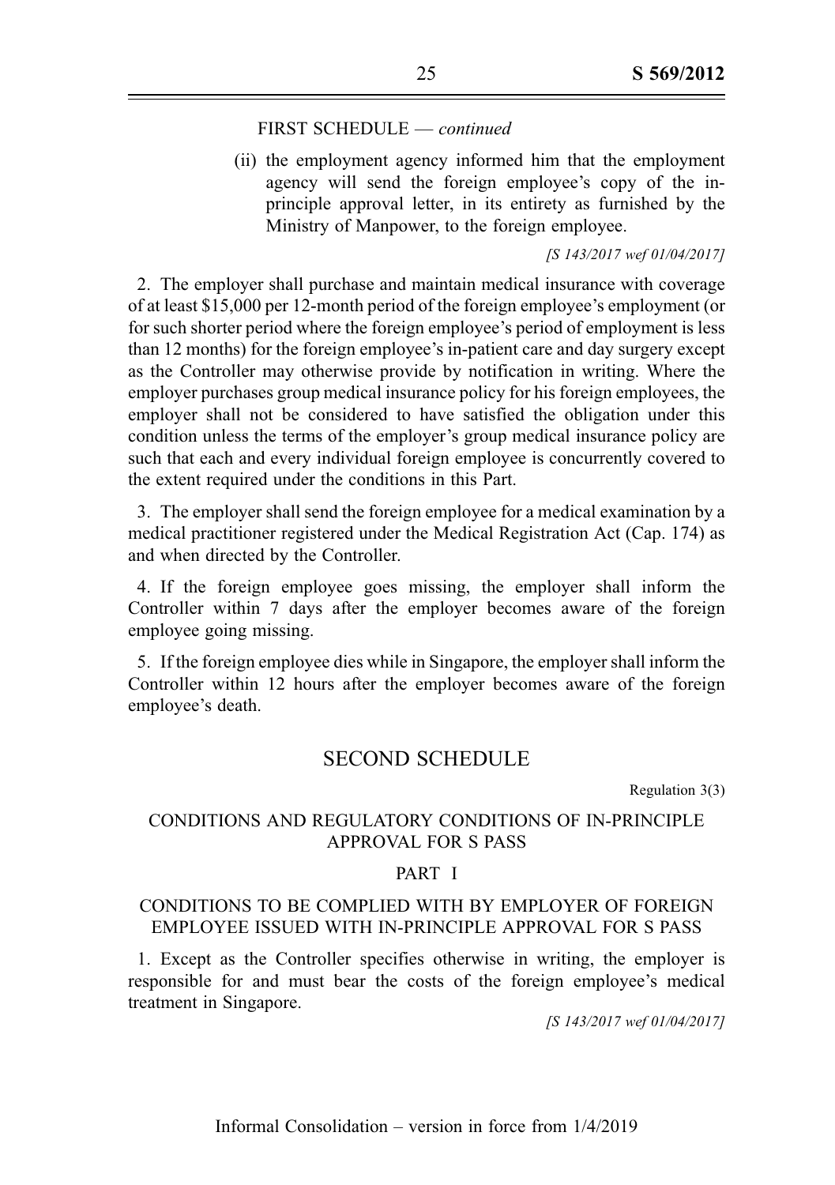FIRST SCHEDULE — *continued*

(ii) the employment agency informed him that the employment agency will send the foreign employee's copy of the in-principle approval letter, in its entirety as furnished by the Ministry of Manpower, to the foreign employee.

*[S 143/2017 wef 01/04/2017]*

2. The employer shall purchase and maintain medical insurance with coverage of at least $15,000 per 12-month period of the foreign employee's employment (or for such shorter period where the foreign employee's period of employment is less than 12 months) for the foreign employee's in-patient care and day surgery except as the Controller may otherwise provide by notification in writing. Where the employer purchases group medical insurance policy for his foreign employees, the employer shall not be considered to have satisfied the obligation under this condition unless the terms of the employer's group medical insurance policy are such that each and every individual foreign employee is concurrently covered to the extent required under the conditions in this Part.

3. The employer shall send the foreign employee for a medical examination by a medical practitioner registered under the Medical Registration Act (Cap. 174) as and when directed by the Controller.

4. If the foreign employee goes missing, the employer shall inform the Controller within 7 days after the employer becomes aware of the foreign employee going missing.

5. If the foreign employee dies while in Singapore, the employer shall inform the Controller within 12 hours after the employer becomes aware of the foreign employee's death.

## SECOND SCHEDULE

Regulation 3(3)

### CONDITIONS AND REGULATORY CONDITIONS OF IN-PRINCIPLE APPROVAL FOR S PASS

#### PART I

#### CONDITIONS TO BE COMPLIED WITH BY EMPLOYER OF FOREIGN EMPLOYEE ISSUED WITH IN-PRINCIPLE APPROVAL FOR S PASS

1. Except as the Controller specifies otherwise in writing, the employer is responsible for and must bear the costs of the foreign employee's medical treatment in Singapore.

*[S 143/2017 wef 01/04/2017]*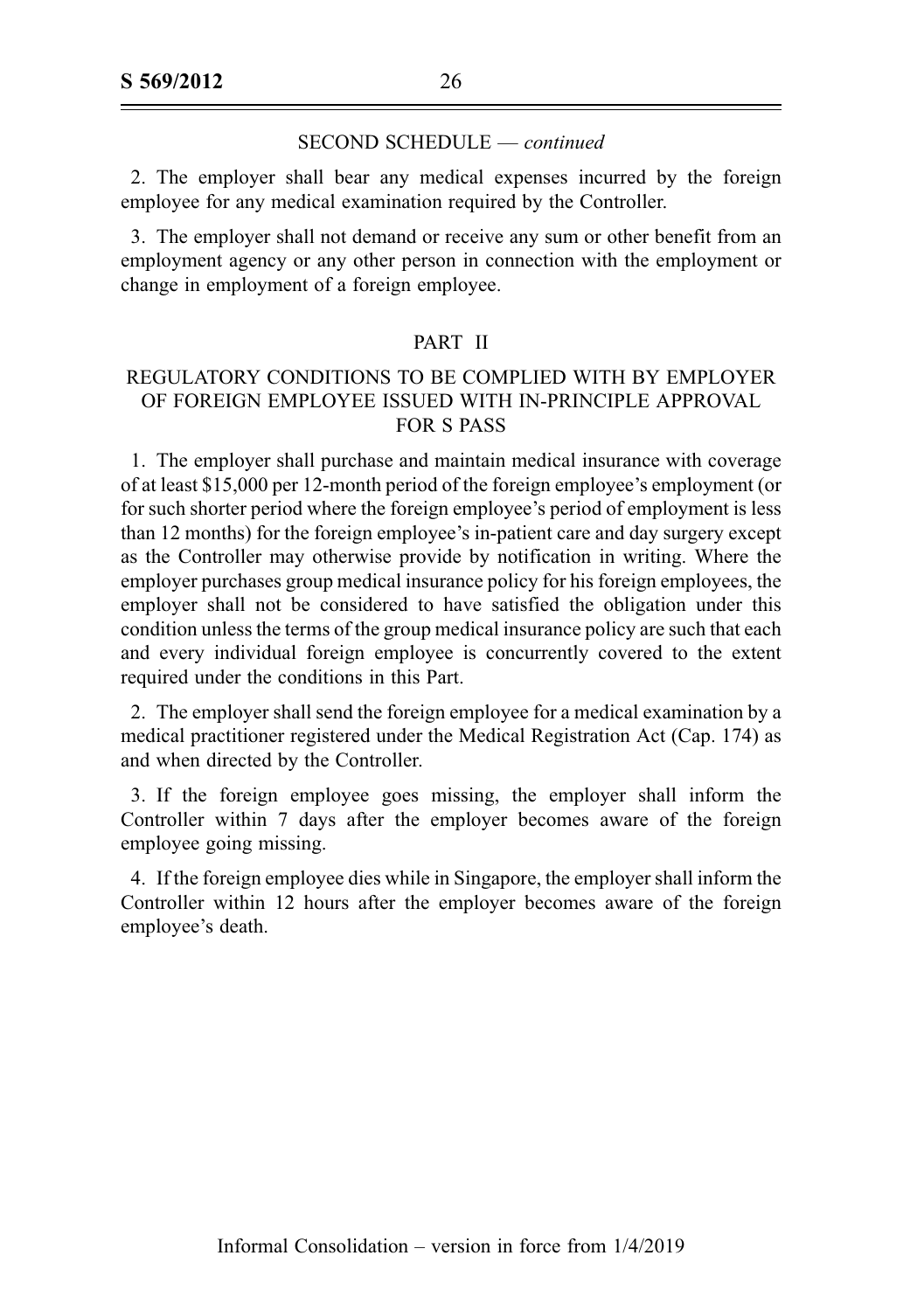SECOND SCHEDULE — *continued*

2. The employer shall bear any medical expenses incurred by the foreign employee for any medical examination required by the Controller.

3. The employer shall not demand or receive any sum or other benefit from an employment agency or any other person in connection with the employment or change in employment of a foreign employee.

PART II

REGULATORY CONDITIONS TO BE COMPLIED WITH BY EMPLOYER OF FOREIGN EMPLOYEE ISSUED WITH IN-PRINCIPLE APPROVAL FOR S PASS

1. The employer shall purchase and maintain medical insurance with coverage of at least $15,000 per 12-month period of the foreign employee's employment (or for such shorter period where the foreign employee's period of employment is less than 12 months) for the foreign employee's in-patient care and day surgery except as the Controller may otherwise provide by notification in writing. Where the employer purchases group medical insurance policy for his foreign employees, the employer shall not be considered to have satisfied the obligation under this condition unless the terms of the group medical insurance policy are such that each and every individual foreign employee is concurrently covered to the extent required under the conditions in this Part.

2. The employer shall send the foreign employee for a medical examination by a medical practitioner registered under the Medical Registration Act (Cap. 174) as and when directed by the Controller.

3. If the foreign employee goes missing, the employer shall inform the Controller within 7 days after the employer becomes aware of the foreign employee going missing.

4. If the foreign employee dies while in Singapore, the employer shall inform the Controller within 12 hours after the employer becomes aware of the foreign employee's death.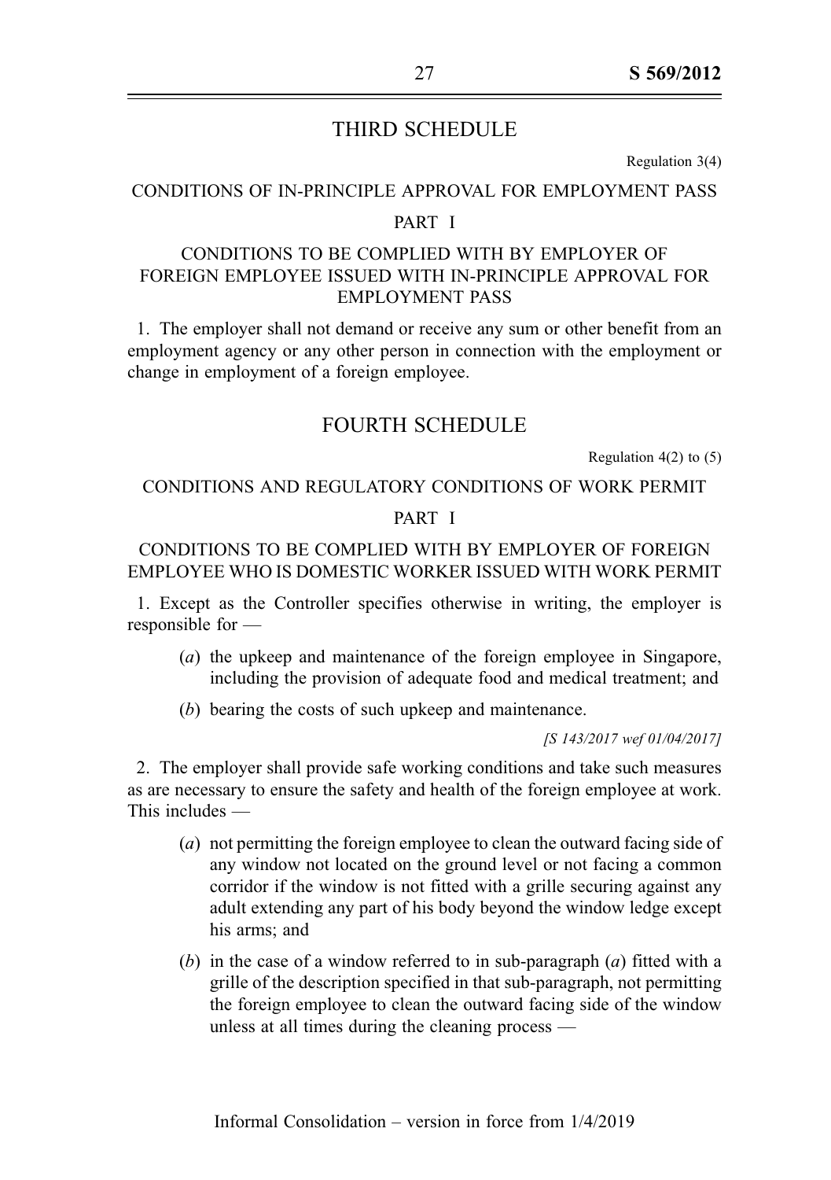## THIRD SCHEDULE

Regulation 3(4)

### CONDITIONS OF IN-PRINCIPLE APPROVAL FOR EMPLOYMENT PASS

#### PART I

#### CONDITIONS TO BE COMPLIED WITH BY EMPLOYER OF FOREIGN EMPLOYEE ISSUED WITH IN-PRINCIPLE APPROVAL FOR EMPLOYMENT PASS

1. The employer shall not demand or receive any sum or other benefit from an employment agency or any other person in connection with the employment or change in employment of a foreign employee.

## FOURTH SCHEDULE

Regulation 4(2) to (5)

### CONDITIONS AND REGULATORY CONDITIONS OF WORK PERMIT

#### PART I

#### CONDITIONS TO BE COMPLIED WITH BY EMPLOYER OF FOREIGN EMPLOYEE WHO IS DOMESTIC WORKER ISSUED WITH WORK PERMIT

1. Except as the Controller specifies otherwise in writing, the employer is responsible for —

   (*a*) the upkeep and maintenance of the foreign employee in Singapore, including the provision of adequate food and medical treatment; and

   (*b*) bearing the costs of such upkeep and maintenance.

*[S 143/2017 wef 01/04/2017]*

2. The employer shall provide safe working conditions and take such measures as are necessary to ensure the safety and health of the foreign employee at work. This includes —

   (*a*) not permitting the foreign employee to clean the outward facing side of any window not located on the ground level or not facing a common corridor if the window is not fitted with a grille securing against any adult extending any part of his body beyond the window ledge except his arms; and

   (*b*) in the case of a window referred to in sub-paragraph (*a*) fitted with a grille of the description specified in that sub-paragraph, not permitting the foreign employee to clean the outward facing side of the window unless at all times during the cleaning process —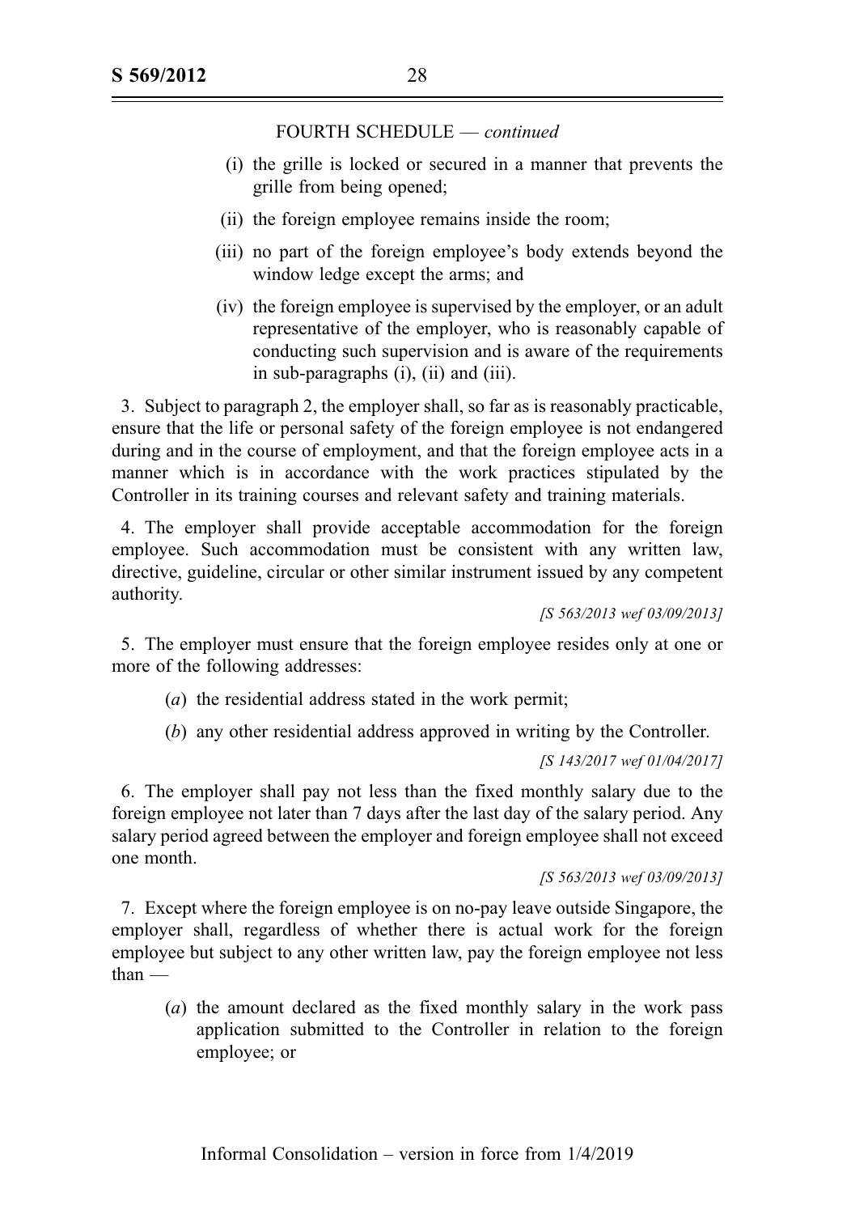FOURTH SCHEDULE — *continued*

(i) the grille is locked or secured in a manner that prevents the grille from being opened;

(ii) the foreign employee remains inside the room;

(iii) no part of the foreign employee's body extends beyond the window ledge except the arms; and

(iv) the foreign employee is supervised by the employer, or an adult representative of the employer, who is reasonably capable of conducting such supervision and is aware of the requirements in sub-paragraphs (i), (ii) and (iii).

3. Subject to paragraph 2, the employer shall, so far as is reasonably practicable, ensure that the life or personal safety of the foreign employee is not endangered during and in the course of employment, and that the foreign employee acts in a manner which is in accordance with the work practices stipulated by the Controller in its training courses and relevant safety and training materials.

4. The employer shall provide acceptable accommodation for the foreign employee. Such accommodation must be consistent with any written law, directive, guideline, circular or other similar instrument issued by any competent authority.

*[S 563/2013 wef 03/09/2013]*

5. The employer must ensure that the foreign employee resides only at one or more of the following addresses:

(*a*) the residential address stated in the work permit;

(*b*) any other residential address approved in writing by the Controller.

*[S 143/2017 wef 01/04/2017]*

6. The employer shall pay not less than the fixed monthly salary due to the foreign employee not later than 7 days after the last day of the salary period. Any salary period agreed between the employer and foreign employee shall not exceed one month.

*[S 563/2013 wef 03/09/2013]*

7. Except where the foreign employee is on no-pay leave outside Singapore, the employer shall, regardless of whether there is actual work for the foreign employee but subject to any other written law, pay the foreign employee not less than —

(*a*) the amount declared as the fixed monthly salary in the work pass application submitted to the Controller in relation to the foreign employee; or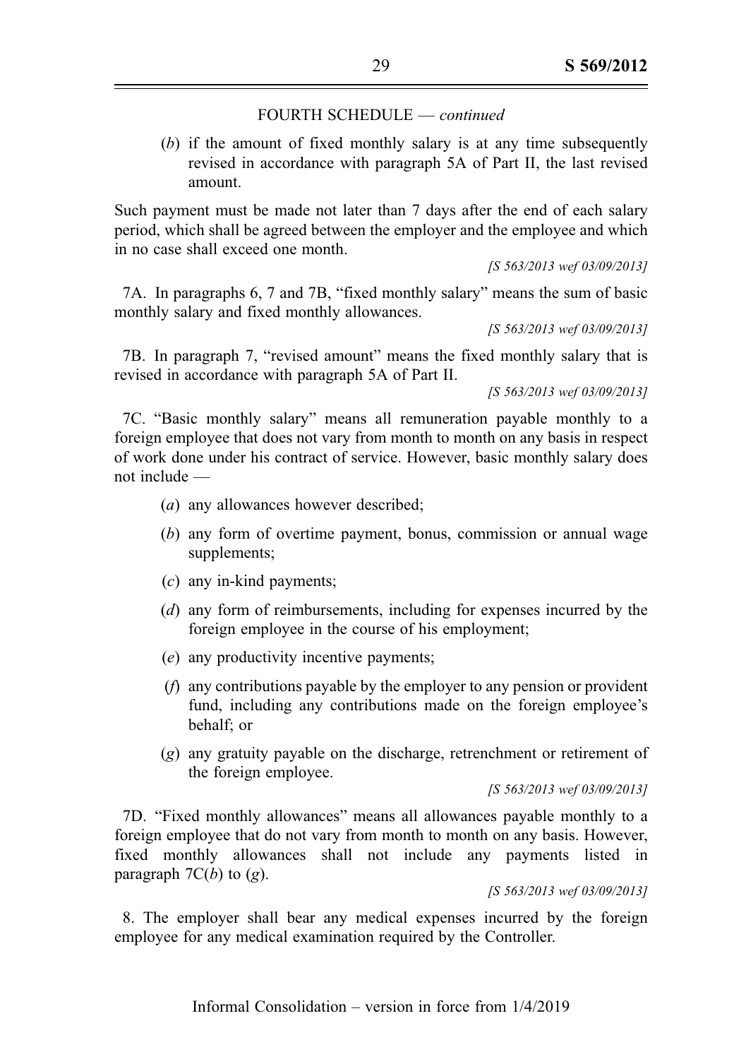FOURTH SCHEDULE — *continued*

(*b*) if the amount of fixed monthly salary is at any time subsequently revised in accordance with paragraph 5A of Part II, the last revised amount.

Such payment must be made not later than 7 days after the end of each salary period, which shall be agreed between the employer and the employee and which in no case shall exceed one month.

*[S 563/2013 wef 03/09/2013]*

7A. In paragraphs 6, 7 and 7B, "fixed monthly salary" means the sum of basic monthly salary and fixed monthly allowances.

*[S 563/2013 wef 03/09/2013]*

7B. In paragraph 7, "revised amount" means the fixed monthly salary that is revised in accordance with paragraph 5A of Part II.

*[S 563/2013 wef 03/09/2013]*

7C. "Basic monthly salary" means all remuneration payable monthly to a foreign employee that does not vary from month to month on any basis in respect of work done under his contract of service. However, basic monthly salary does not include —

(*a*) any allowances however described;

(*b*) any form of overtime payment, bonus, commission or annual wage supplements;

(*c*) any in-kind payments;

(*d*) any form of reimbursements, including for expenses incurred by the foreign employee in the course of his employment;

(*e*) any productivity incentive payments;

(*f*) any contributions payable by the employer to any pension or provident fund, including any contributions made on the foreign employee's behalf; or

(*g*) any gratuity payable on the discharge, retrenchment or retirement of the foreign employee.

*[S 563/2013 wef 03/09/2013]*

7D. "Fixed monthly allowances" means all allowances payable monthly to a foreign employee that do not vary from month to month on any basis. However, fixed monthly allowances shall not include any payments listed in paragraph 7C(*b*) to (*g*).

*[S 563/2013 wef 03/09/2013]*

8. The employer shall bear any medical expenses incurred by the foreign employee for any medical examination required by the Controller.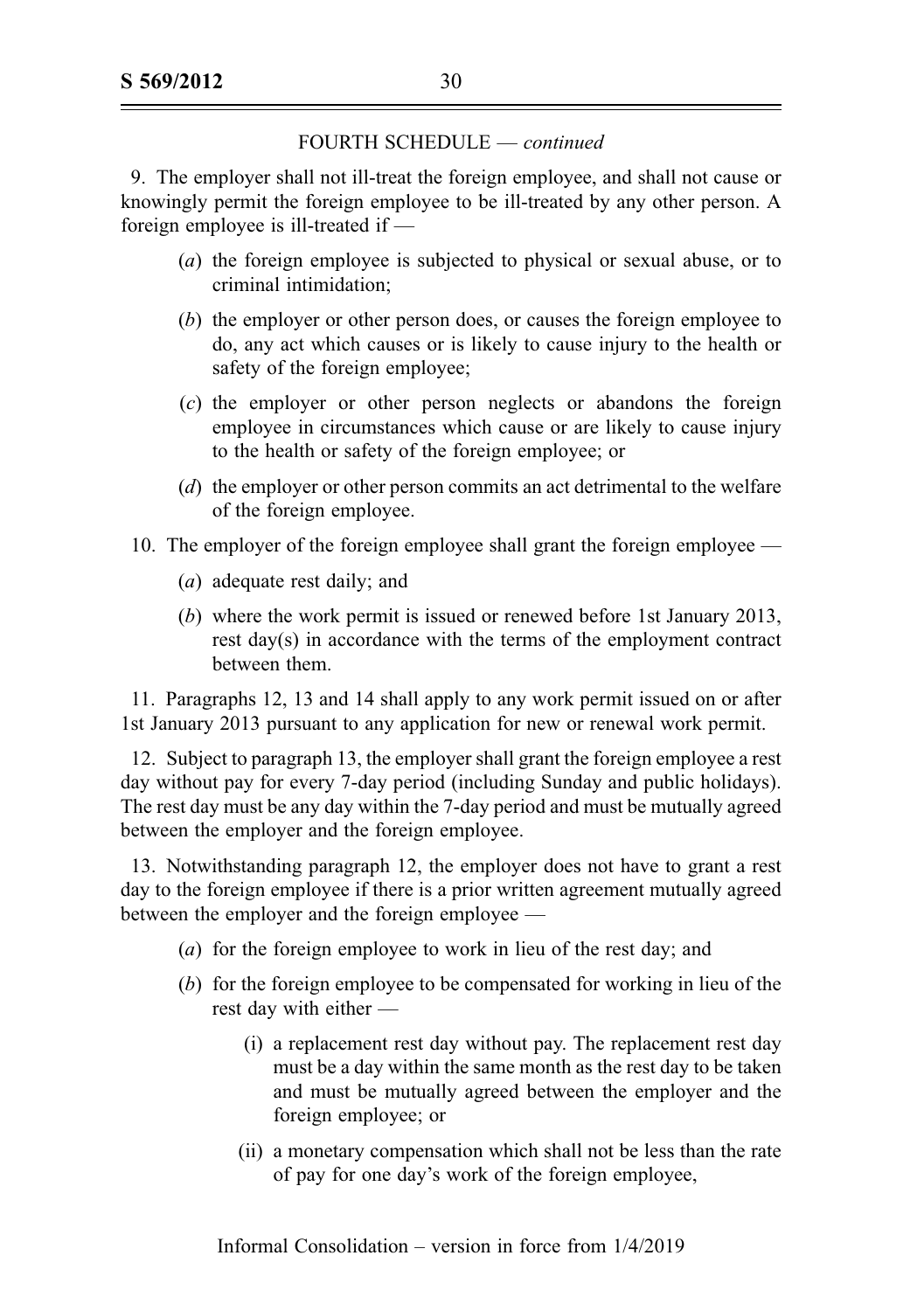FOURTH SCHEDULE — *continued*

9. The employer shall not ill-treat the foreign employee, and shall not cause or knowingly permit the foreign employee to be ill-treated by any other person. A foreign employee is ill-treated if —

(*a*) the foreign employee is subjected to physical or sexual abuse, or to criminal intimidation;

(*b*) the employer or other person does, or causes the foreign employee to do, any act which causes or is likely to cause injury to the health or safety of the foreign employee;

(*c*) the employer or other person neglects or abandons the foreign employee in circumstances which cause or are likely to cause injury to the health or safety of the foreign employee; or

(*d*) the employer or other person commits an act detrimental to the welfare of the foreign employee.

10. The employer of the foreign employee shall grant the foreign employee —

(*a*) adequate rest daily; and

(*b*) where the work permit is issued or renewed before 1st January 2013, rest day(s) in accordance with the terms of the employment contract between them.

11. Paragraphs 12, 13 and 14 shall apply to any work permit issued on or after 1st January 2013 pursuant to any application for new or renewal work permit.

12. Subject to paragraph 13, the employer shall grant the foreign employee a rest day without pay for every 7-day period (including Sunday and public holidays). The rest day must be any day within the 7-day period and must be mutually agreed between the employer and the foreign employee.

13. Notwithstanding paragraph 12, the employer does not have to grant a rest day to the foreign employee if there is a prior written agreement mutually agreed between the employer and the foreign employee —

(*a*) for the foreign employee to work in lieu of the rest day; and

(*b*) for the foreign employee to be compensated for working in lieu of the rest day with either —

(i) a replacement rest day without pay. The replacement rest day must be a day within the same month as the rest day to be taken and must be mutually agreed between the employer and the foreign employee; or

(ii) a monetary compensation which shall not be less than the rate of pay for one day's work of the foreign employee,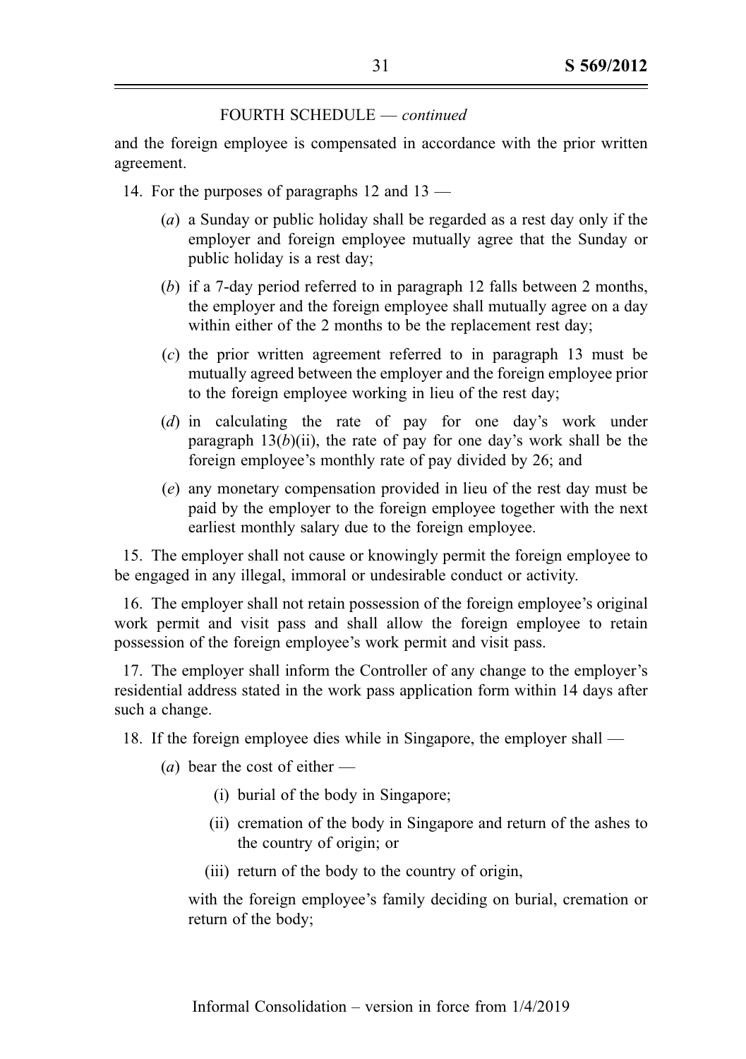FOURTH SCHEDULE — *continued*

and the foreign employee is compensated in accordance with the prior written agreement.

14. For the purposes of paragraphs 12 and 13 —

(*a*) a Sunday or public holiday shall be regarded as a rest day only if the employer and foreign employee mutually agree that the Sunday or public holiday is a rest day;

(*b*) if a 7-day period referred to in paragraph 12 falls between 2 months, the employer and the foreign employee shall mutually agree on a day within either of the 2 months to be the replacement rest day;

(*c*) the prior written agreement referred to in paragraph 13 must be mutually agreed between the employer and the foreign employee prior to the foreign employee working in lieu of the rest day;

(*d*) in calculating the rate of pay for one day's work under paragraph 13(*b*)(ii), the rate of pay for one day's work shall be the foreign employee's monthly rate of pay divided by 26; and

(*e*) any monetary compensation provided in lieu of the rest day must be paid by the employer to the foreign employee together with the next earliest monthly salary due to the foreign employee.

15. The employer shall not cause or knowingly permit the foreign employee to be engaged in any illegal, immoral or undesirable conduct or activity.

16. The employer shall not retain possession of the foreign employee's original work permit and visit pass and shall allow the foreign employee to retain possession of the foreign employee's work permit and visit pass.

17. The employer shall inform the Controller of any change to the employer's residential address stated in the work pass application form within 14 days after such a change.

18. If the foreign employee dies while in Singapore, the employer shall —

(*a*) bear the cost of either —

(i) burial of the body in Singapore;

(ii) cremation of the body in Singapore and return of the ashes to the country of origin; or

(iii) return of the body to the country of origin,

with the foreign employee's family deciding on burial, cremation or return of the body;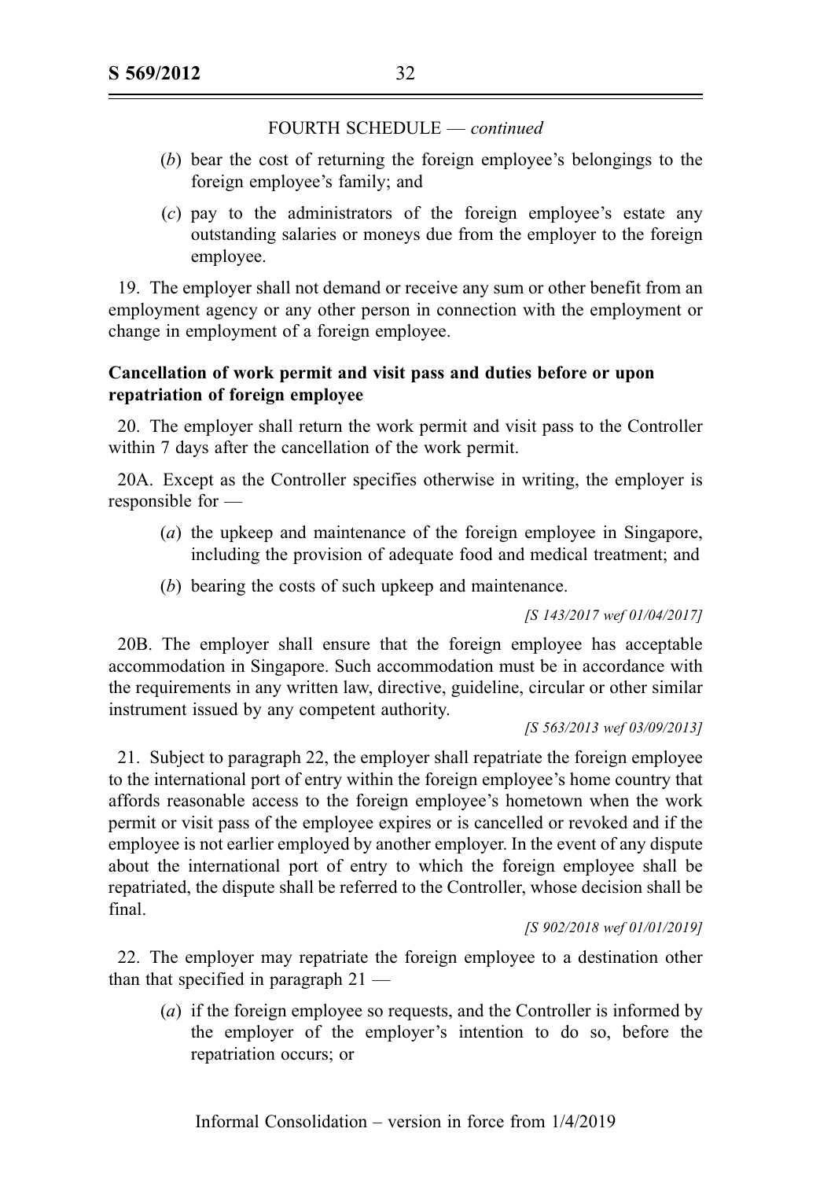FOURTH SCHEDULE — *continued*

(*b*) bear the cost of returning the foreign employee's belongings to the foreign employee's family; and

(*c*) pay to the administrators of the foreign employee's estate any outstanding salaries or moneys due from the employer to the foreign employee.

19. The employer shall not demand or receive any sum or other benefit from an employment agency or any other person in connection with the employment or change in employment of a foreign employee.

**Cancellation of work permit and visit pass and duties before or upon repatriation of foreign employee**

20. The employer shall return the work permit and visit pass to the Controller within 7 days after the cancellation of the work permit.

20A. Except as the Controller specifies otherwise in writing, the employer is responsible for —

(*a*) the upkeep and maintenance of the foreign employee in Singapore, including the provision of adequate food and medical treatment; and

(*b*) bearing the costs of such upkeep and maintenance.

*[S 143/2017 wef 01/04/2017]*

20B. The employer shall ensure that the foreign employee has acceptable accommodation in Singapore. Such accommodation must be in accordance with the requirements in any written law, directive, guideline, circular or other similar instrument issued by any competent authority.

*[S 563/2013 wef 03/09/2013]*

21. Subject to paragraph 22, the employer shall repatriate the foreign employee to the international port of entry within the foreign employee's home country that affords reasonable access to the foreign employee's hometown when the work permit or visit pass of the employee expires or is cancelled or revoked and if the employee is not earlier employed by another employer. In the event of any dispute about the international port of entry to which the foreign employee shall be repatriated, the dispute shall be referred to the Controller, whose decision shall be final.

*[S 902/2018 wef 01/01/2019]*

22. The employer may repatriate the foreign employee to a destination other than that specified in paragraph 21 —

(*a*) if the foreign employee so requests, and the Controller is informed by the employer of the employer's intention to do so, before the repatriation occurs; or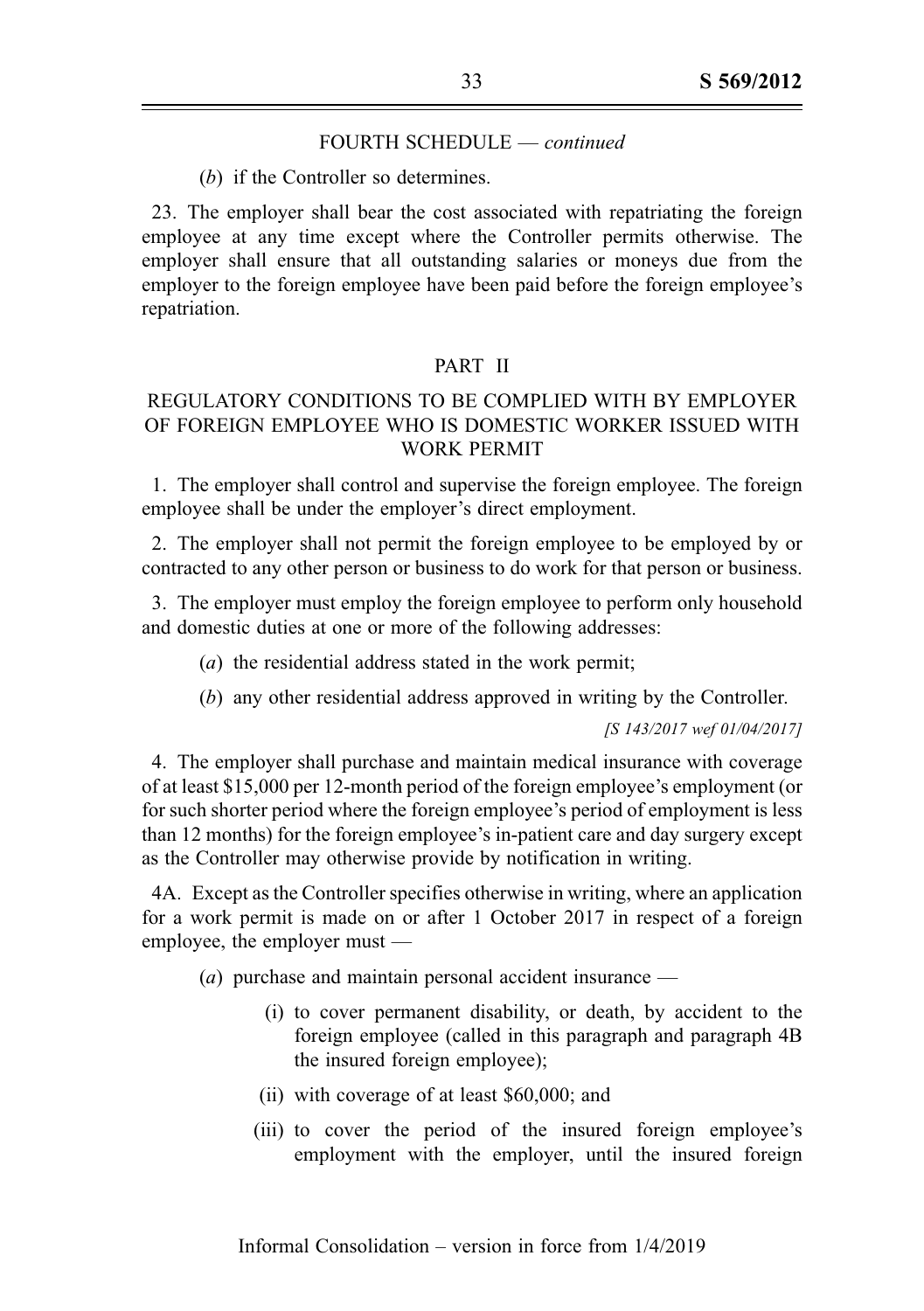FOURTH SCHEDULE — *continued*

(*b*) if the Controller so determines.

23. The employer shall bear the cost associated with repatriating the foreign employee at any time except where the Controller permits otherwise. The employer shall ensure that all outstanding salaries or moneys due from the employer to the foreign employee have been paid before the foreign employee's repatriation.

## PART II

## REGULATORY CONDITIONS TO BE COMPLIED WITH BY EMPLOYER OF FOREIGN EMPLOYEE WHO IS DOMESTIC WORKER ISSUED WITH WORK PERMIT

1. The employer shall control and supervise the foreign employee. The foreign employee shall be under the employer's direct employment.

2. The employer shall not permit the foreign employee to be employed by or contracted to any other person or business to do work for that person or business.

3. The employer must employ the foreign employee to perform only household and domestic duties at one or more of the following addresses:

(*a*) the residential address stated in the work permit;

(*b*) any other residential address approved in writing by the Controller.

*[S 143/2017 wef 01/04/2017]*

4. The employer shall purchase and maintain medical insurance with coverage of at least $15,000 per 12-month period of the foreign employee's employment (or for such shorter period where the foreign employee's period of employment is less than 12 months) for the foreign employee's in-patient care and day surgery except as the Controller may otherwise provide by notification in writing.

4A. Except as the Controller specifies otherwise in writing, where an application for a work permit is made on or after 1 October 2017 in respect of a foreign employee, the employer must —

(*a*) purchase and maintain personal accident insurance —

(i) to cover permanent disability, or death, by accident to the foreign employee (called in this paragraph and paragraph 4B the insured foreign employee);

(ii) with coverage of at least $60,000; and

(iii) to cover the period of the insured foreign employee's employment with the employer, until the insured foreign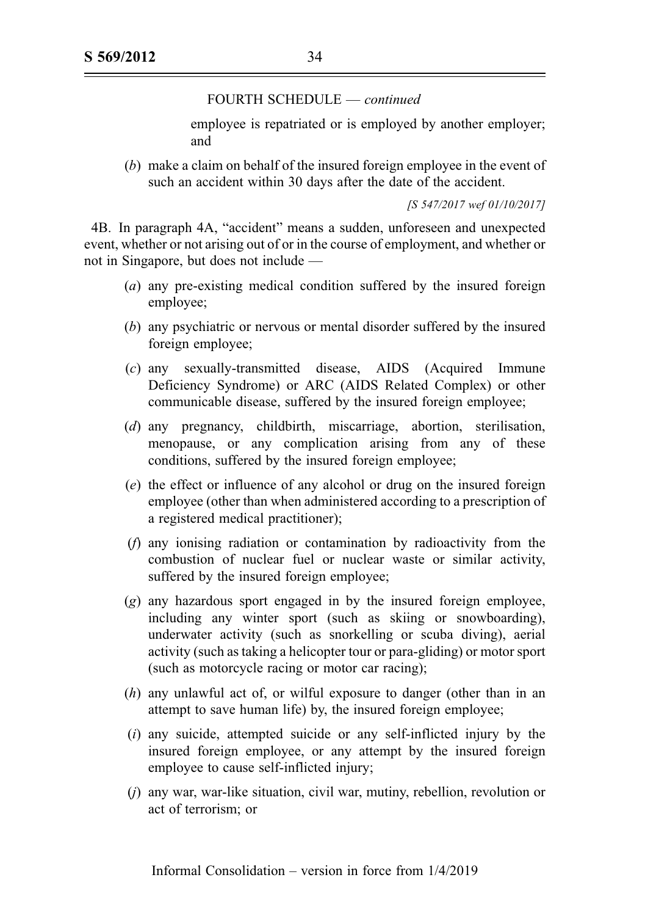FOURTH SCHEDULE — *continued*

employee is repatriated or is employed by another employer; and

(*b*) make a claim on behalf of the insured foreign employee in the event of such an accident within 30 days after the date of the accident.

*[S 547/2017 wef 01/10/2017]*

4B. In paragraph 4A, "accident" means a sudden, unforeseen and unexpected event, whether or not arising out of or in the course of employment, and whether or not in Singapore, but does not include —

(*a*) any pre-existing medical condition suffered by the insured foreign employee;

(*b*) any psychiatric or nervous or mental disorder suffered by the insured foreign employee;

(*c*) any sexually-transmitted disease, AIDS (Acquired Immune Deficiency Syndrome) or ARC (AIDS Related Complex) or other communicable disease, suffered by the insured foreign employee;

(*d*) any pregnancy, childbirth, miscarriage, abortion, sterilisation, menopause, or any complication arising from any of these conditions, suffered by the insured foreign employee;

(*e*) the effect or influence of any alcohol or drug on the insured foreign employee (other than when administered according to a prescription of a registered medical practitioner);

(*f*) any ionising radiation or contamination by radioactivity from the combustion of nuclear fuel or nuclear waste or similar activity, suffered by the insured foreign employee;

(*g*) any hazardous sport engaged in by the insured foreign employee, including any winter sport (such as skiing or snowboarding), underwater activity (such as snorkelling or scuba diving), aerial activity (such as taking a helicopter tour or para-gliding) or motor sport (such as motorcycle racing or motor car racing);

(*h*) any unlawful act of, or wilful exposure to danger (other than in an attempt to save human life) by, the insured foreign employee;

(*i*) any suicide, attempted suicide or any self-inflicted injury by the insured foreign employee, or any attempt by the insured foreign employee to cause self-inflicted injury;

(*j*) any war, war-like situation, civil war, mutiny, rebellion, revolution or act of terrorism; or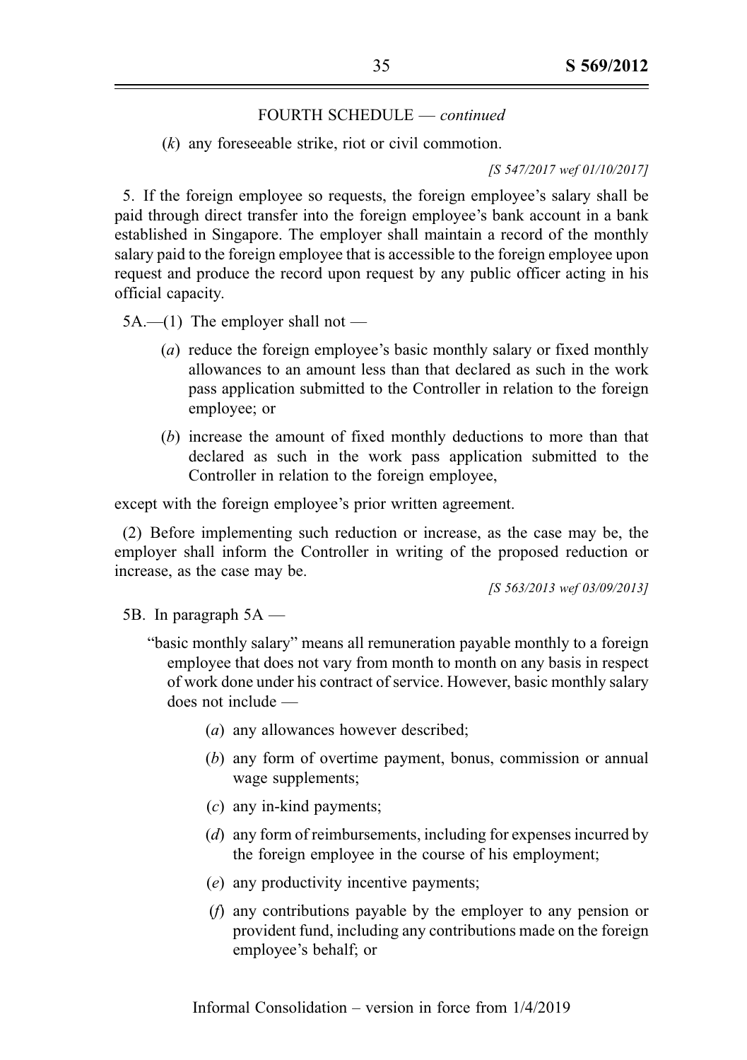FOURTH SCHEDULE — *continued*

(*k*) any foreseeable strike, riot or civil commotion.

*[S 547/2017 wef 01/10/2017]*

5. If the foreign employee so requests, the foreign employee's salary shall be paid through direct transfer into the foreign employee's bank account in a bank established in Singapore. The employer shall maintain a record of the monthly salary paid to the foreign employee that is accessible to the foreign employee upon request and produce the record upon request by any public officer acting in his official capacity.

5A.—(1) The employer shall not —

(*a*) reduce the foreign employee's basic monthly salary or fixed monthly allowances to an amount less than that declared as such in the work pass application submitted to the Controller in relation to the foreign employee; or

(*b*) increase the amount of fixed monthly deductions to more than that declared as such in the work pass application submitted to the Controller in relation to the foreign employee,

except with the foreign employee's prior written agreement.

(2) Before implementing such reduction or increase, as the case may be, the employer shall inform the Controller in writing of the proposed reduction or increase, as the case may be.

*[S 563/2013 wef 03/09/2013]*

5B. In paragraph 5A —

"basic monthly salary" means all remuneration payable monthly to a foreign employee that does not vary from month to month on any basis in respect of work done under his contract of service. However, basic monthly salary does not include —

(*a*) any allowances however described;

(*b*) any form of overtime payment, bonus, commission or annual wage supplements;

(*c*) any in-kind payments;

(*d*) any form of reimbursements, including for expenses incurred by the foreign employee in the course of his employment;

(*e*) any productivity incentive payments;

(*f*) any contributions payable by the employer to any pension or provident fund, including any contributions made on the foreign employee's behalf; or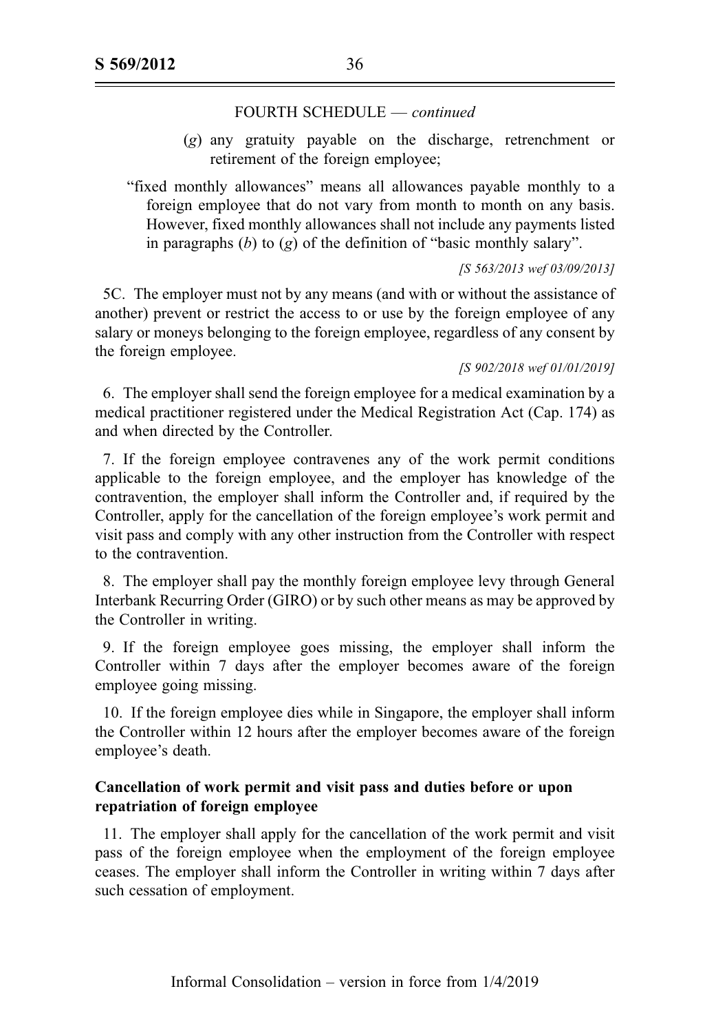FOURTH SCHEDULE — *continued*

(*g*) any gratuity payable on the discharge, retrenchment or retirement of the foreign employee;

"fixed monthly allowances" means all allowances payable monthly to a foreign employee that do not vary from month to month on any basis. However, fixed monthly allowances shall not include any payments listed in paragraphs (*b*) to (*g*) of the definition of "basic monthly salary".

*[S 563/2013 wef 03/09/2013]*

5C. The employer must not by any means (and with or without the assistance of another) prevent or restrict the access to or use by the foreign employee of any salary or moneys belonging to the foreign employee, regardless of any consent by the foreign employee.

*[S 902/2018 wef 01/01/2019]*

6. The employer shall send the foreign employee for a medical examination by a medical practitioner registered under the Medical Registration Act (Cap. 174) as and when directed by the Controller.

7. If the foreign employee contravenes any of the work permit conditions applicable to the foreign employee, and the employer has knowledge of the contravention, the employer shall inform the Controller and, if required by the Controller, apply for the cancellation of the foreign employee's work permit and visit pass and comply with any other instruction from the Controller with respect to the contravention.

8. The employer shall pay the monthly foreign employee levy through General Interbank Recurring Order (GIRO) or by such other means as may be approved by the Controller in writing.

9. If the foreign employee goes missing, the employer shall inform the Controller within 7 days after the employer becomes aware of the foreign employee going missing.

10. If the foreign employee dies while in Singapore, the employer shall inform the Controller within 12 hours after the employer becomes aware of the foreign employee's death.

**Cancellation of work permit and visit pass and duties before or upon repatriation of foreign employee**

11. The employer shall apply for the cancellation of the work permit and visit pass of the foreign employee when the employment of the foreign employee ceases. The employer shall inform the Controller in writing within 7 days after such cessation of employment.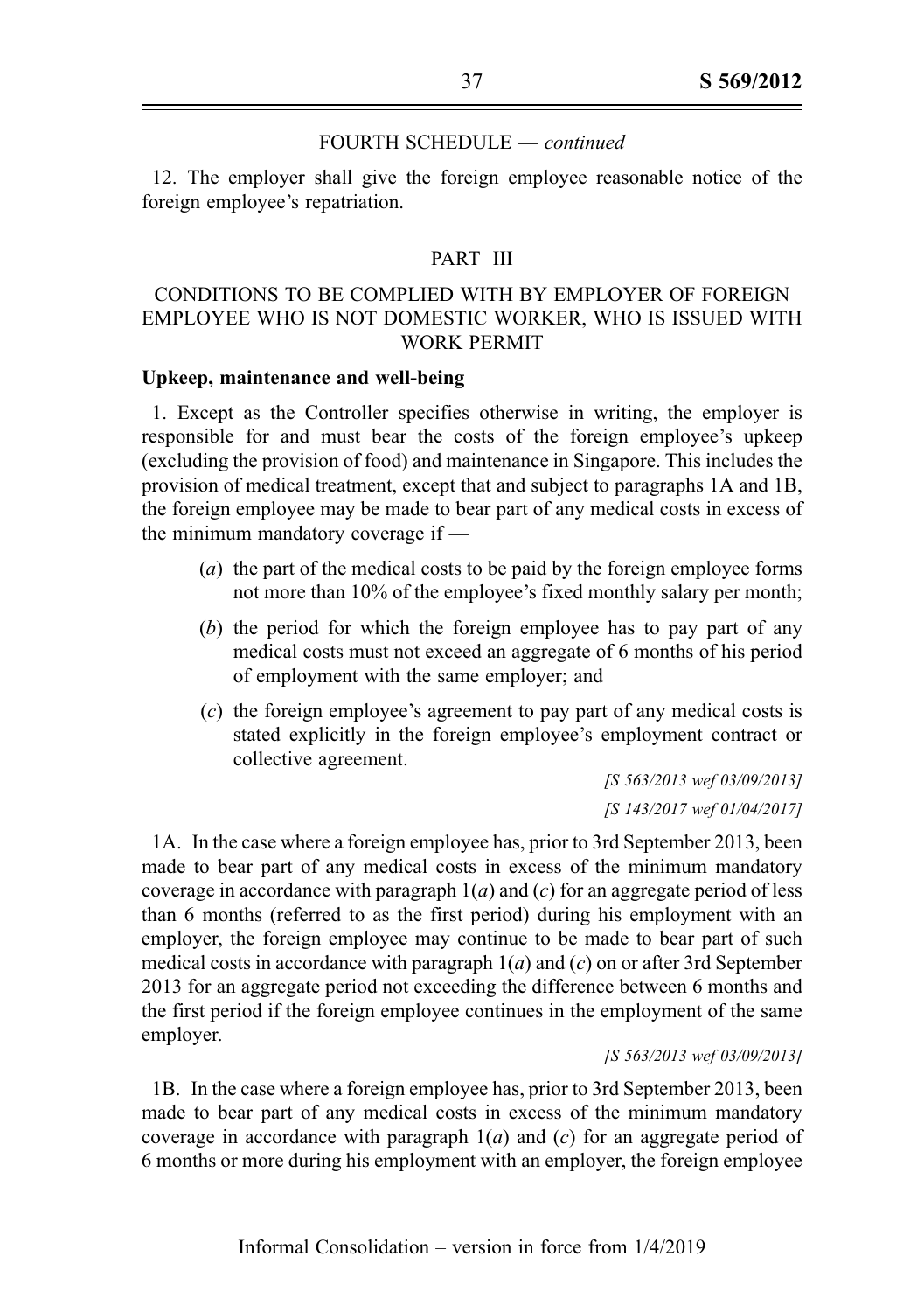FOURTH SCHEDULE — *continued*

12. The employer shall give the foreign employee reasonable notice of the foreign employee's repatriation.

## PART III

## CONDITIONS TO BE COMPLIED WITH BY EMPLOYER OF FOREIGN EMPLOYEE WHO IS NOT DOMESTIC WORKER, WHO IS ISSUED WITH WORK PERMIT

### Upkeep, maintenance and well-being

1. Except as the Controller specifies otherwise in writing, the employer is responsible for and must bear the costs of the foreign employee's upkeep (excluding the provision of food) and maintenance in Singapore. This includes the provision of medical treatment, except that and subject to paragraphs 1A and 1B, the foreign employee may be made to bear part of any medical costs in excess of the minimum mandatory coverage if —

(*a*) the part of the medical costs to be paid by the foreign employee forms not more than 10% of the employee's fixed monthly salary per month;

(*b*) the period for which the foreign employee has to pay part of any medical costs must not exceed an aggregate of 6 months of his period of employment with the same employer; and

(*c*) the foreign employee's agreement to pay part of any medical costs is stated explicitly in the foreign employee's employment contract or collective agreement.

*[S 563/2013 wef 03/09/2013]*

*[S 143/2017 wef 01/04/2017]*

1A. In the case where a foreign employee has, prior to 3rd September 2013, been made to bear part of any medical costs in excess of the minimum mandatory coverage in accordance with paragraph 1(*a*) and (*c*) for an aggregate period of less than 6 months (referred to as the first period) during his employment with an employer, the foreign employee may continue to be made to bear part of such medical costs in accordance with paragraph 1(*a*) and (*c*) on or after 3rd September 2013 for an aggregate period not exceeding the difference between 6 months and the first period if the foreign employee continues in the employment of the same employer.

*[S 563/2013 wef 03/09/2013]*

1B. In the case where a foreign employee has, prior to 3rd September 2013, been made to bear part of any medical costs in excess of the minimum mandatory coverage in accordance with paragraph 1(*a*) and (*c*) for an aggregate period of 6 months or more during his employment with an employer, the foreign employee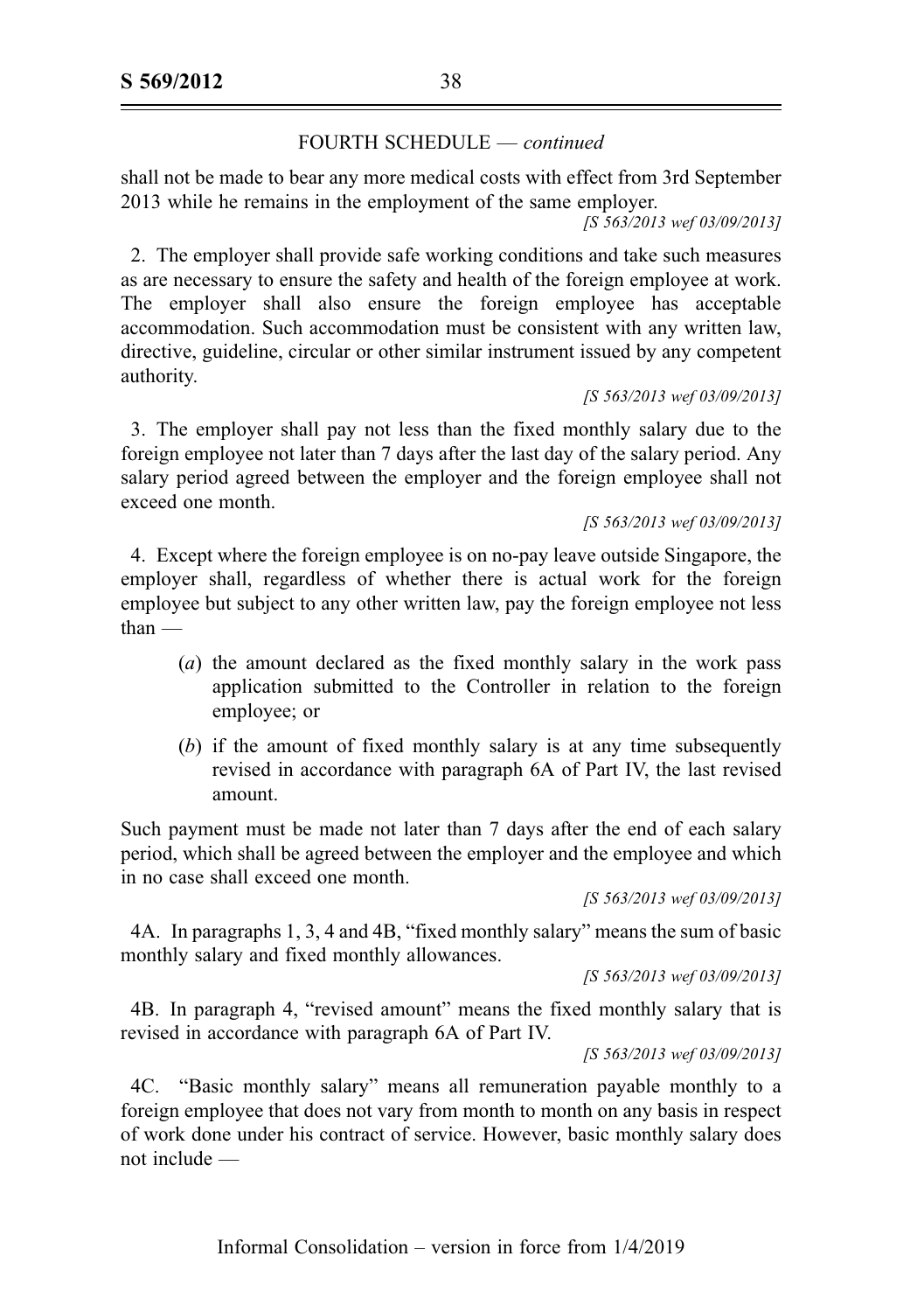FOURTH SCHEDULE — *continued*

shall not be made to bear any more medical costs with effect from 3rd September 2013 while he remains in the employment of the same employer.

*[S 563/2013 wef 03/09/2013]*

2. The employer shall provide safe working conditions and take such measures as are necessary to ensure the safety and health of the foreign employee at work. The employer shall also ensure the foreign employee has acceptable accommodation. Such accommodation must be consistent with any written law, directive, guideline, circular or other similar instrument issued by any competent authority.

*[S 563/2013 wef 03/09/2013]*

3. The employer shall pay not less than the fixed monthly salary due to the foreign employee not later than 7 days after the last day of the salary period. Any salary period agreed between the employer and the foreign employee shall not exceed one month.

*[S 563/2013 wef 03/09/2013]*

4. Except where the foreign employee is on no-pay leave outside Singapore, the employer shall, regardless of whether there is actual work for the foreign employee but subject to any other written law, pay the foreign employee not less than —

- (*a*) the amount declared as the fixed monthly salary in the work pass application submitted to the Controller in relation to the foreign employee; or
- (*b*) if the amount of fixed monthly salary is at any time subsequently revised in accordance with paragraph 6A of Part IV, the last revised amount.

Such payment must be made not later than 7 days after the end of each salary period, which shall be agreed between the employer and the employee and which in no case shall exceed one month.

*[S 563/2013 wef 03/09/2013]*

4A. In paragraphs 1, 3, 4 and 4B, "fixed monthly salary" means the sum of basic monthly salary and fixed monthly allowances.

*[S 563/2013 wef 03/09/2013]*

4B. In paragraph 4, "revised amount" means the fixed monthly salary that is revised in accordance with paragraph 6A of Part IV.

*[S 563/2013 wef 03/09/2013]*

4C. "Basic monthly salary" means all remuneration payable monthly to a foreign employee that does not vary from month to month on any basis in respect of work done under his contract of service. However, basic monthly salary does not include —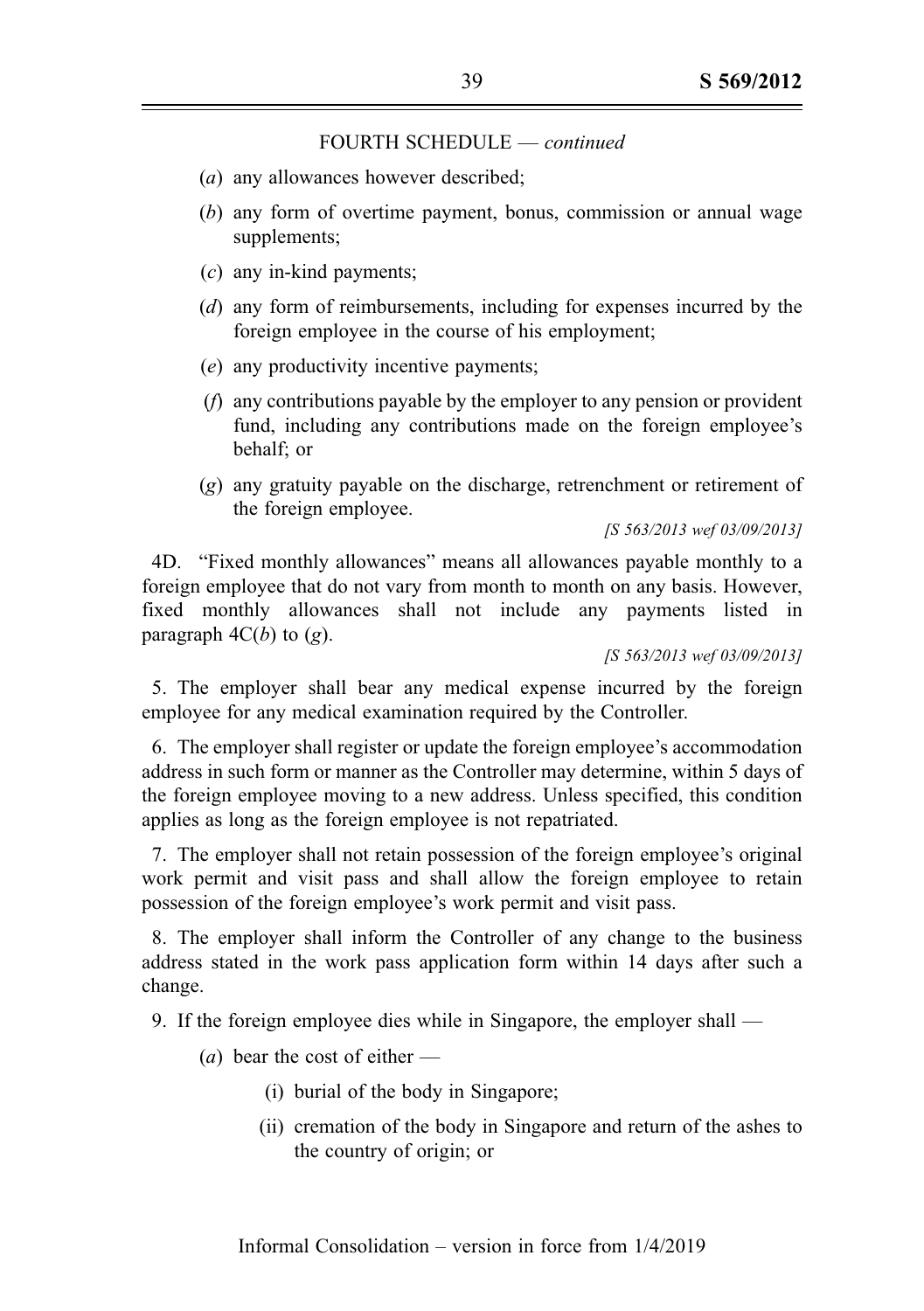FOURTH SCHEDULE — *continued*

(*a*) any allowances however described;

(*b*) any form of overtime payment, bonus, commission or annual wage supplements;

(*c*) any in-kind payments;

(*d*) any form of reimbursements, including for expenses incurred by the foreign employee in the course of his employment;

(*e*) any productivity incentive payments;

(*f*) any contributions payable by the employer to any pension or provident fund, including any contributions made on the foreign employee's behalf; or

(*g*) any gratuity payable on the discharge, retrenchment or retirement of the foreign employee.

*[S 563/2013 wef 03/09/2013]*

4D. "Fixed monthly allowances" means all allowances payable monthly to a foreign employee that do not vary from month to month on any basis. However, fixed monthly allowances shall not include any payments listed in paragraph 4C(*b*) to (*g*).

*[S 563/2013 wef 03/09/2013]*

5. The employer shall bear any medical expense incurred by the foreign employee for any medical examination required by the Controller.

6. The employer shall register or update the foreign employee's accommodation address in such form or manner as the Controller may determine, within 5 days of the foreign employee moving to a new address. Unless specified, this condition applies as long as the foreign employee is not repatriated.

7. The employer shall not retain possession of the foreign employee's original work permit and visit pass and shall allow the foreign employee to retain possession of the foreign employee's work permit and visit pass.

8. The employer shall inform the Controller of any change to the business address stated in the work pass application form within 14 days after such a change.

9. If the foreign employee dies while in Singapore, the employer shall —

(*a*) bear the cost of either —

(i) burial of the body in Singapore;

(ii) cremation of the body in Singapore and return of the ashes to the country of origin; or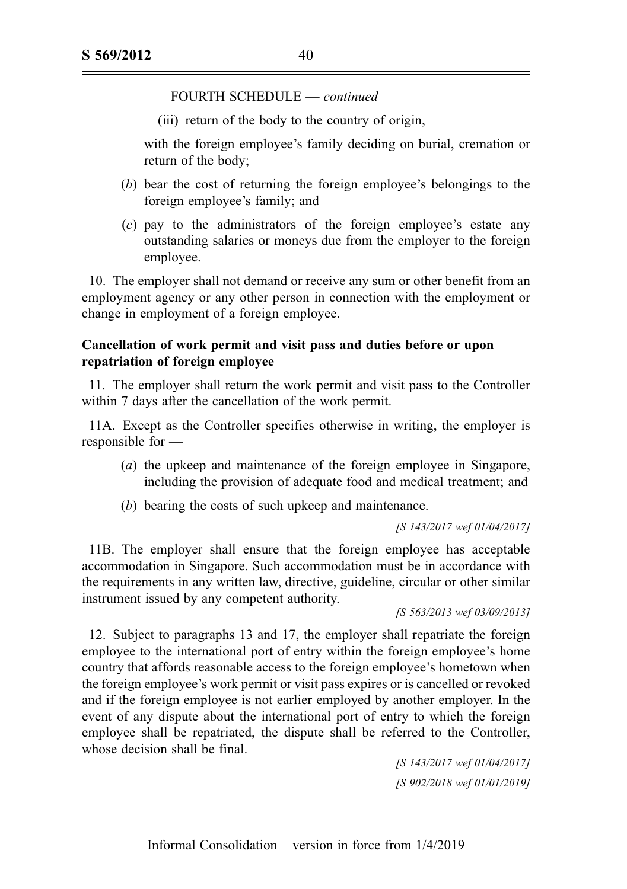FOURTH SCHEDULE — *continued*

(iii) return of the body to the country of origin,

with the foreign employee's family deciding on burial, cremation or return of the body;

(*b*) bear the cost of returning the foreign employee's belongings to the foreign employee's family; and

(*c*) pay to the administrators of the foreign employee's estate any outstanding salaries or moneys due from the employer to the foreign employee.

10. The employer shall not demand or receive any sum or other benefit from an employment agency or any other person in connection with the employment or change in employment of a foreign employee.

**Cancellation of work permit and visit pass and duties before or upon repatriation of foreign employee**

11. The employer shall return the work permit and visit pass to the Controller within 7 days after the cancellation of the work permit.

11A. Except as the Controller specifies otherwise in writing, the employer is responsible for —

(*a*) the upkeep and maintenance of the foreign employee in Singapore, including the provision of adequate food and medical treatment; and

(*b*) bearing the costs of such upkeep and maintenance.

*[S 143/2017 wef 01/04/2017]*

11B. The employer shall ensure that the foreign employee has acceptable accommodation in Singapore. Such accommodation must be in accordance with the requirements in any written law, directive, guideline, circular or other similar instrument issued by any competent authority.

*[S 563/2013 wef 03/09/2013]*

12. Subject to paragraphs 13 and 17, the employer shall repatriate the foreign employee to the international port of entry within the foreign employee's home country that affords reasonable access to the foreign employee's hometown when the foreign employee's work permit or visit pass expires or is cancelled or revoked and if the foreign employee is not earlier employed by another employer. In the event of any dispute about the international port of entry to which the foreign employee shall be repatriated, the dispute shall be referred to the Controller, whose decision shall be final.

*[S 143/2017 wef 01/04/2017]*

*[S 902/2018 wef 01/01/2019]*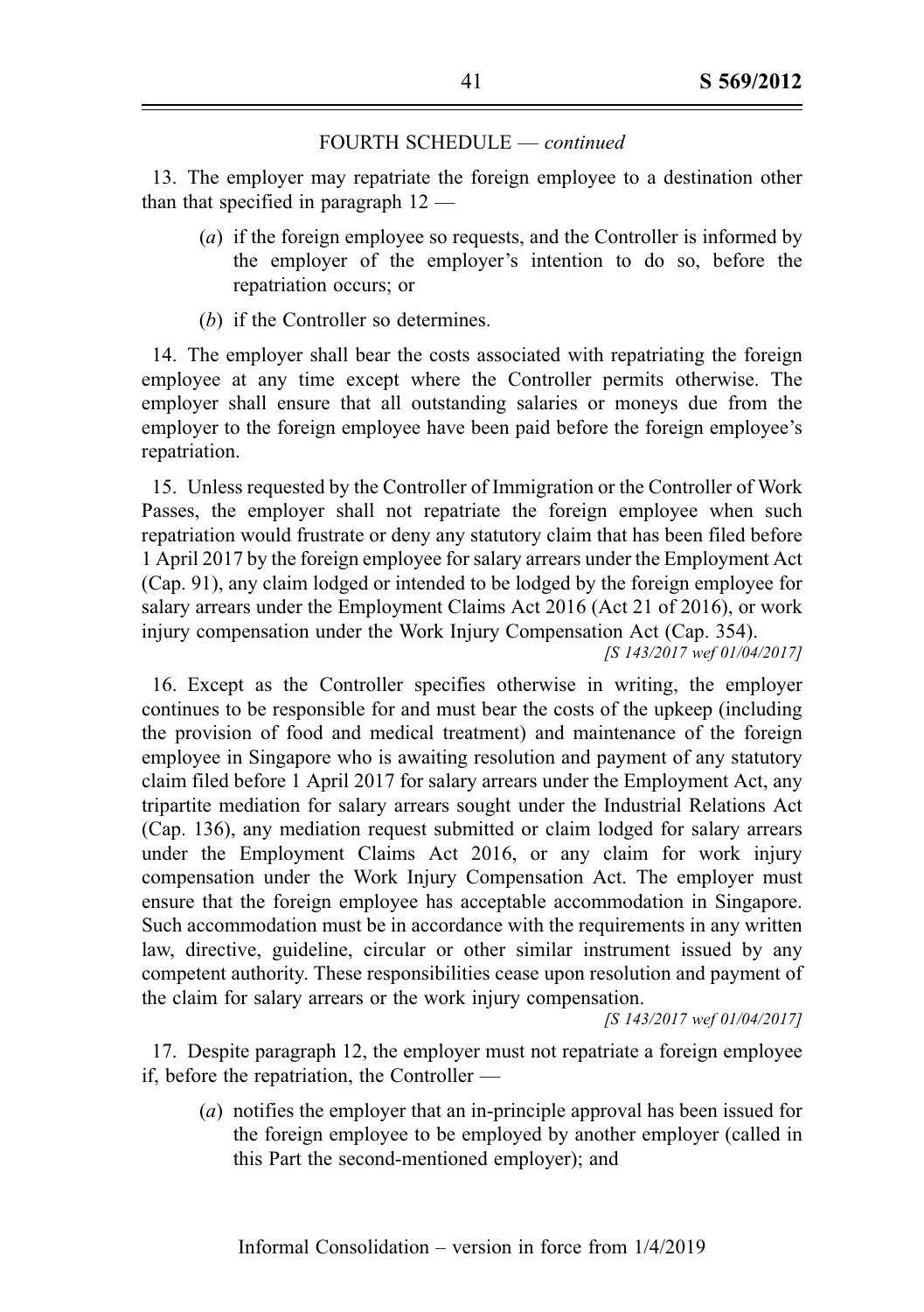FOURTH SCHEDULE — *continued*

13. The employer may repatriate the foreign employee to a destination other than that specified in paragraph 12 —

(*a*) if the foreign employee so requests, and the Controller is informed by the employer of the employer's intention to do so, before the repatriation occurs; or

(*b*) if the Controller so determines.

14. The employer shall bear the costs associated with repatriating the foreign employee at any time except where the Controller permits otherwise. The employer shall ensure that all outstanding salaries or moneys due from the employer to the foreign employee have been paid before the foreign employee's repatriation.

15. Unless requested by the Controller of Immigration or the Controller of Work Passes, the employer shall not repatriate the foreign employee when such repatriation would frustrate or deny any statutory claim that has been filed before 1 April 2017 by the foreign employee for salary arrears under the Employment Act (Cap. 91), any claim lodged or intended to be lodged by the foreign employee for salary arrears under the Employment Claims Act 2016 (Act 21 of 2016), or work injury compensation under the Work Injury Compensation Act (Cap. 354).

*[S 143/2017 wef 01/04/2017]*

16. Except as the Controller specifies otherwise in writing, the employer continues to be responsible for and must bear the costs of the upkeep (including the provision of food and medical treatment) and maintenance of the foreign employee in Singapore who is awaiting resolution and payment of any statutory claim filed before 1 April 2017 for salary arrears under the Employment Act, any tripartite mediation for salary arrears sought under the Industrial Relations Act (Cap. 136), any mediation request submitted or claim lodged for salary arrears under the Employment Claims Act 2016, or any claim for work injury compensation under the Work Injury Compensation Act. The employer must ensure that the foreign employee has acceptable accommodation in Singapore. Such accommodation must be in accordance with the requirements in any written law, directive, guideline, circular or other similar instrument issued by any competent authority. These responsibilities cease upon resolution and payment of the claim for salary arrears or the work injury compensation.

*[S 143/2017 wef 01/04/2017]*

17. Despite paragraph 12, the employer must not repatriate a foreign employee if, before the repatriation, the Controller —

(*a*) notifies the employer that an in-principle approval has been issued for the foreign employee to be employed by another employer (called in this Part the second-mentioned employer); and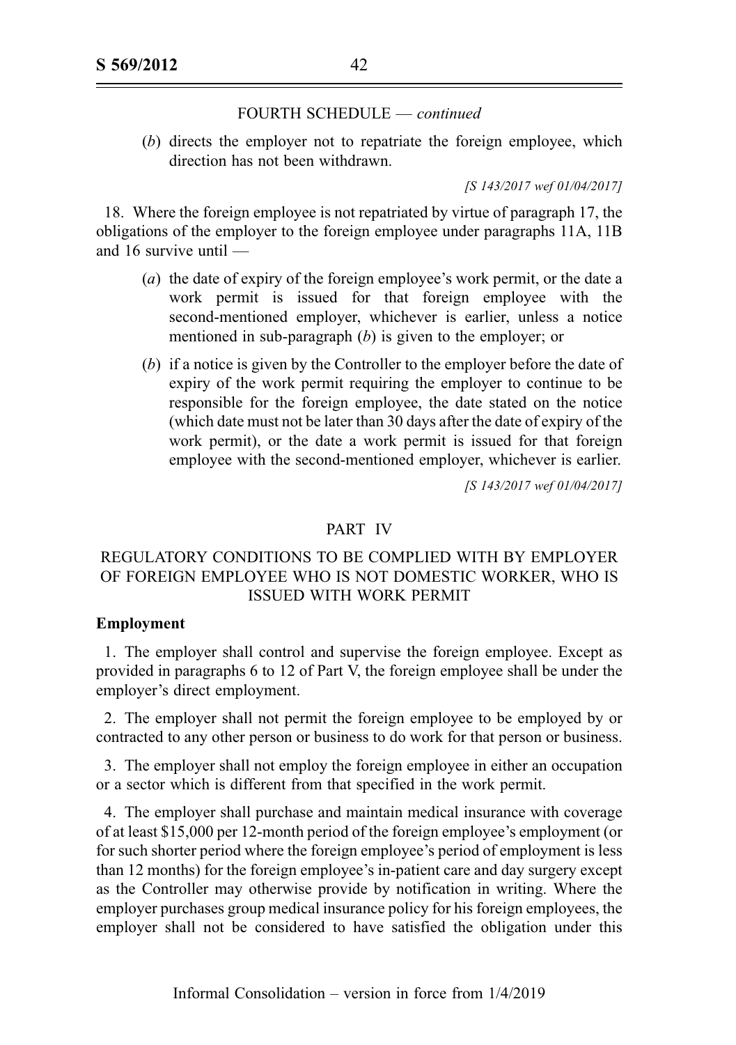FOURTH SCHEDULE — *continued*

(*b*) directs the employer not to repatriate the foreign employee, which direction has not been withdrawn.

*[S 143/2017 wef 01/04/2017]*

18. Where the foreign employee is not repatriated by virtue of paragraph 17, the obligations of the employer to the foreign employee under paragraphs 11A, 11B and 16 survive until —

(*a*) the date of expiry of the foreign employee's work permit, or the date a work permit is issued for that foreign employee with the second-mentioned employer, whichever is earlier, unless a notice mentioned in sub-paragraph (*b*) is given to the employer; or

(*b*) if a notice is given by the Controller to the employer before the date of expiry of the work permit requiring the employer to continue to be responsible for the foreign employee, the date stated on the notice (which date must not be later than 30 days after the date of expiry of the work permit), or the date a work permit is issued for that foreign employee with the second-mentioned employer, whichever is earlier.

*[S 143/2017 wef 01/04/2017]*

## PART IV

## REGULATORY CONDITIONS TO BE COMPLIED WITH BY EMPLOYER OF FOREIGN EMPLOYEE WHO IS NOT DOMESTIC WORKER, WHO IS ISSUED WITH WORK PERMIT

**Employment**

1. The employer shall control and supervise the foreign employee. Except as provided in paragraphs 6 to 12 of Part V, the foreign employee shall be under the employer's direct employment.

2. The employer shall not permit the foreign employee to be employed by or contracted to any other person or business to do work for that person or business.

3. The employer shall not employ the foreign employee in either an occupation or a sector which is different from that specified in the work permit.

4. The employer shall purchase and maintain medical insurance with coverage of at least $15,000 per 12-month period of the foreign employee's employment (or for such shorter period where the foreign employee's period of employment is less than 12 months) for the foreign employee's in-patient care and day surgery except as the Controller may otherwise provide by notification in writing. Where the employer purchases group medical insurance policy for his foreign employees, the employer shall not be considered to have satisfied the obligation under this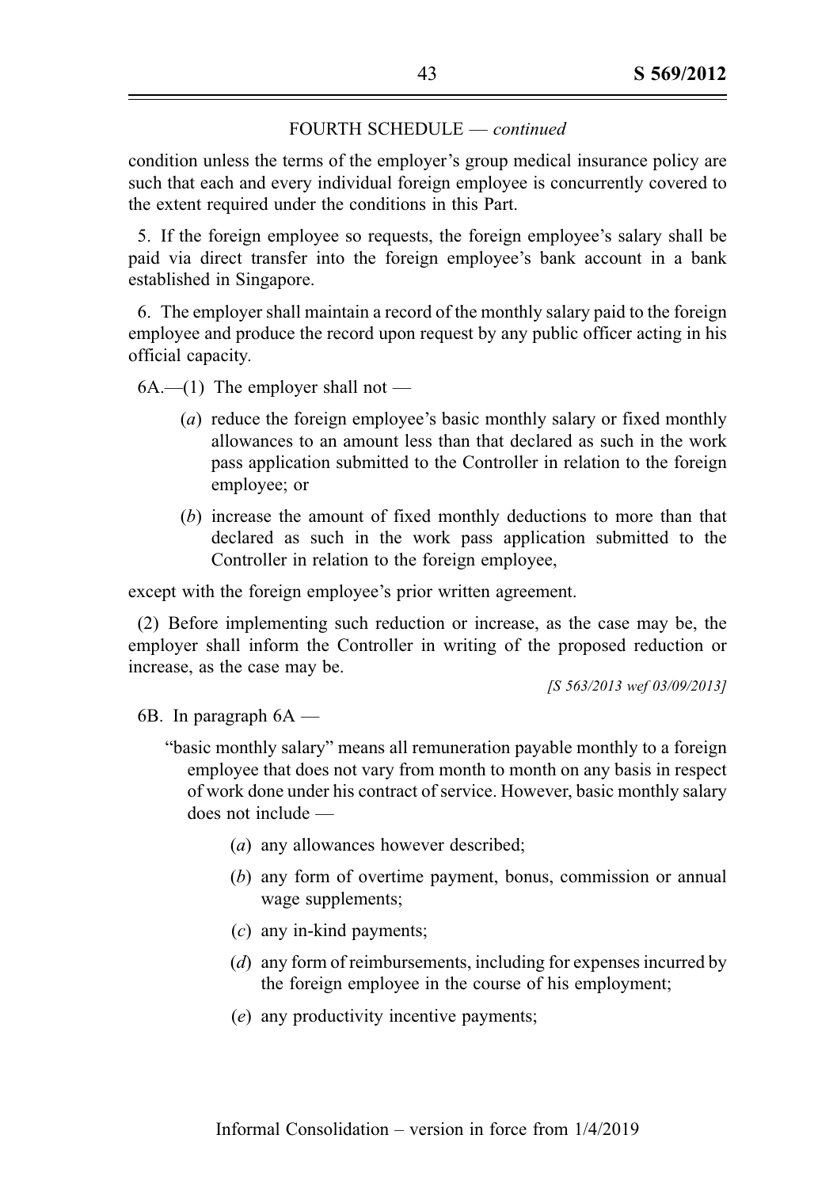FOURTH SCHEDULE — *continued*

condition unless the terms of the employer's group medical insurance policy are such that each and every individual foreign employee is concurrently covered to the extent required under the conditions in this Part.

5. If the foreign employee so requests, the foreign employee's salary shall be paid via direct transfer into the foreign employee's bank account in a bank established in Singapore.

6. The employer shall maintain a record of the monthly salary paid to the foreign employee and produce the record upon request by any public officer acting in his official capacity.

6A.—(1) The employer shall not —

- (*a*) reduce the foreign employee's basic monthly salary or fixed monthly allowances to an amount less than that declared as such in the work pass application submitted to the Controller in relation to the foreign employee; or
- (*b*) increase the amount of fixed monthly deductions to more than that declared as such in the work pass application submitted to the Controller in relation to the foreign employee,

except with the foreign employee's prior written agreement.

(2) Before implementing such reduction or increase, as the case may be, the employer shall inform the Controller in writing of the proposed reduction or increase, as the case may be.

*[S 563/2013 wef 03/09/2013]*

6B. In paragraph 6A —

"basic monthly salary" means all remuneration payable monthly to a foreign employee that does not vary from month to month on any basis in respect of work done under his contract of service. However, basic monthly salary does not include —

- (*a*) any allowances however described;
- (*b*) any form of overtime payment, bonus, commission or annual wage supplements;
- (*c*) any in-kind payments;
- (*d*) any form of reimbursements, including for expenses incurred by the foreign employee in the course of his employment;
- (*e*) any productivity incentive payments;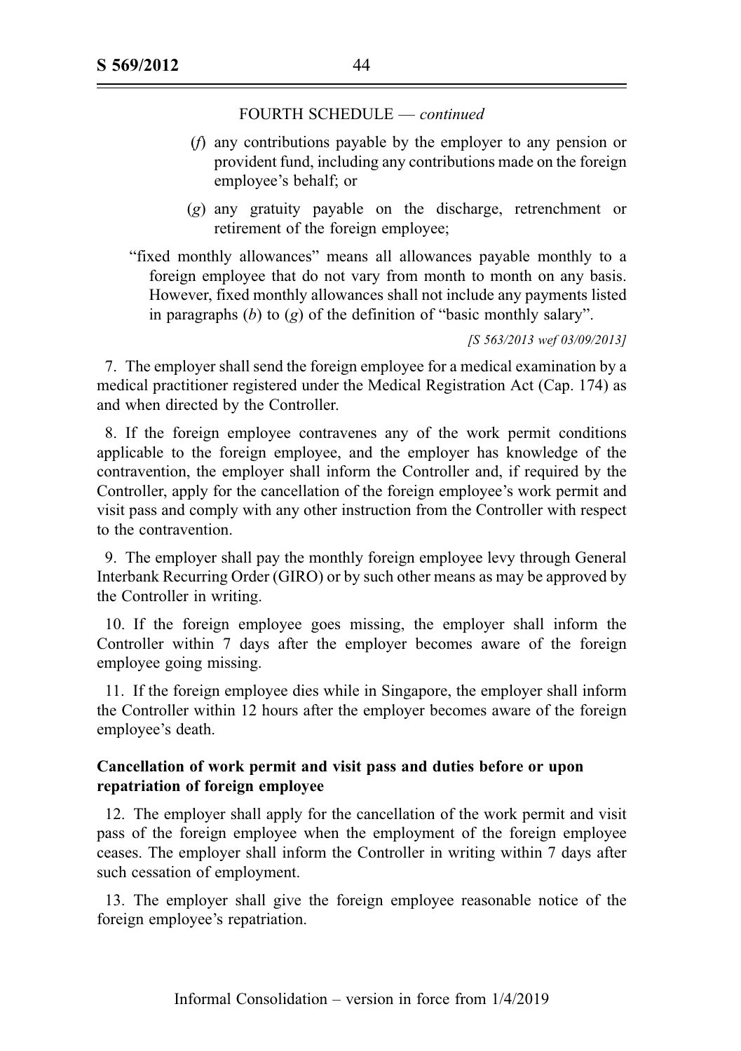FOURTH SCHEDULE — *continued*

(*f*) any contributions payable by the employer to any pension or provident fund, including any contributions made on the foreign employee's behalf; or

(*g*) any gratuity payable on the discharge, retrenchment or retirement of the foreign employee;

"fixed monthly allowances" means all allowances payable monthly to a foreign employee that do not vary from month to month on any basis. However, fixed monthly allowances shall not include any payments listed in paragraphs (*b*) to (*g*) of the definition of "basic monthly salary".

*[S 563/2013 wef 03/09/2013]*

7. The employer shall send the foreign employee for a medical examination by a medical practitioner registered under the Medical Registration Act (Cap. 174) as and when directed by the Controller.

8. If the foreign employee contravenes any of the work permit conditions applicable to the foreign employee, and the employer has knowledge of the contravention, the employer shall inform the Controller and, if required by the Controller, apply for the cancellation of the foreign employee's work permit and visit pass and comply with any other instruction from the Controller with respect to the contravention.

9. The employer shall pay the monthly foreign employee levy through General Interbank Recurring Order (GIRO) or by such other means as may be approved by the Controller in writing.

10. If the foreign employee goes missing, the employer shall inform the Controller within 7 days after the employer becomes aware of the foreign employee going missing.

11. If the foreign employee dies while in Singapore, the employer shall inform the Controller within 12 hours after the employer becomes aware of the foreign employee's death.

**Cancellation of work permit and visit pass and duties before or upon repatriation of foreign employee**

12. The employer shall apply for the cancellation of the work permit and visit pass of the foreign employee when the employment of the foreign employee ceases. The employer shall inform the Controller in writing within 7 days after such cessation of employment.

13. The employer shall give the foreign employee reasonable notice of the foreign employee's repatriation.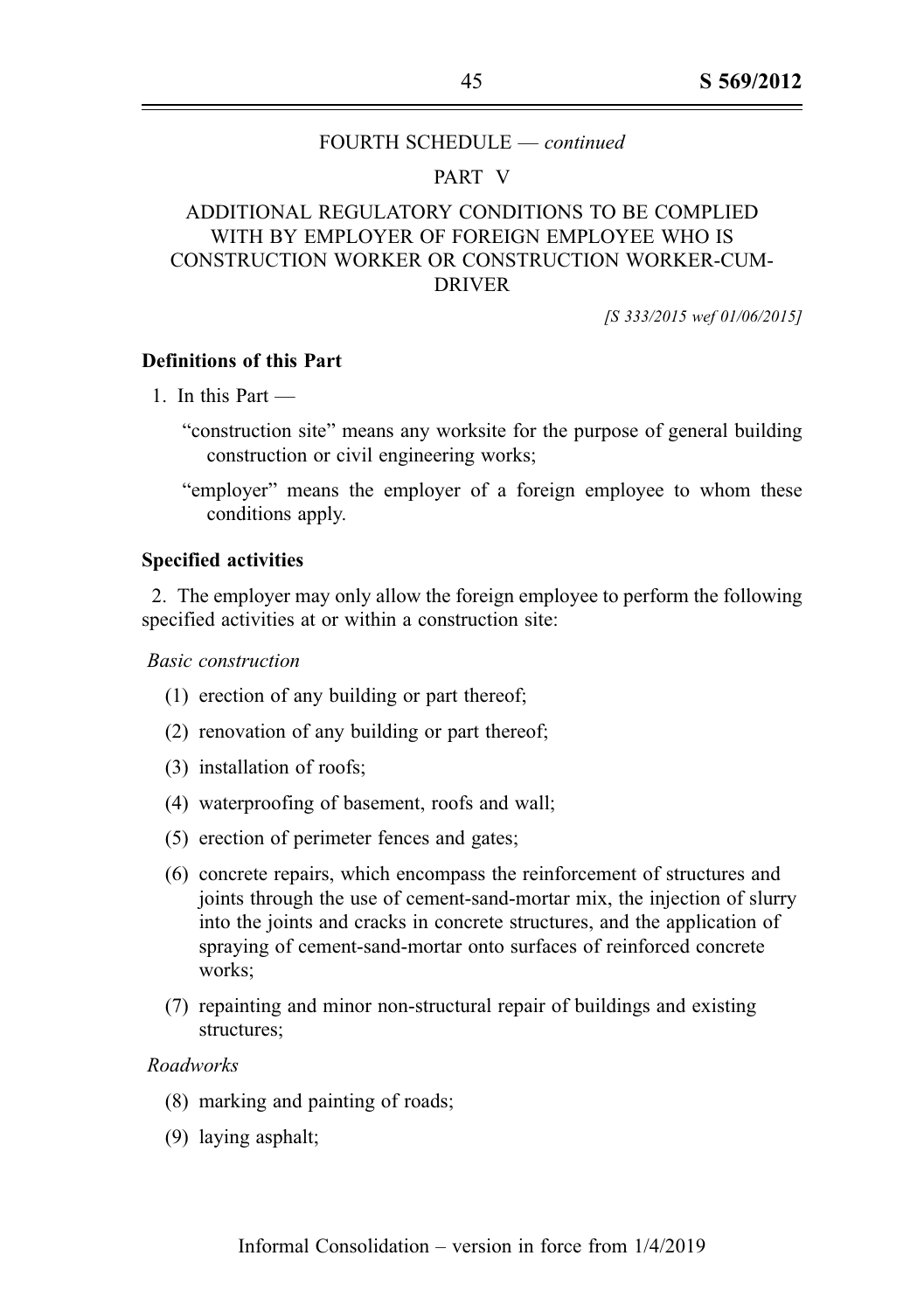FOURTH SCHEDULE — *continued*

PART V

ADDITIONAL REGULATORY CONDITIONS TO BE COMPLIED WITH BY EMPLOYER OF FOREIGN EMPLOYEE WHO IS CONSTRUCTION WORKER OR CONSTRUCTION WORKER-CUM-DRIVER

*[S 333/2015 wef 01/06/2015]*

**Definitions of this Part**

1. In this Part —

"construction site" means any worksite for the purpose of general building construction or civil engineering works;

"employer" means the employer of a foreign employee to whom these conditions apply.

**Specified activities**

2. The employer may only allow the foreign employee to perform the following specified activities at or within a construction site:

*Basic construction*

(1) erection of any building or part thereof;

(2) renovation of any building or part thereof;

(3) installation of roofs;

(4) waterproofing of basement, roofs and wall;

(5) erection of perimeter fences and gates;

(6) concrete repairs, which encompass the reinforcement of structures and joints through the use of cement-sand-mortar mix, the injection of slurry into the joints and cracks in concrete structures, and the application of spraying of cement-sand-mortar onto surfaces of reinforced concrete works;

(7) repainting and minor non-structural repair of buildings and existing structures;

*Roadworks*

(8) marking and painting of roads;

(9) laying asphalt;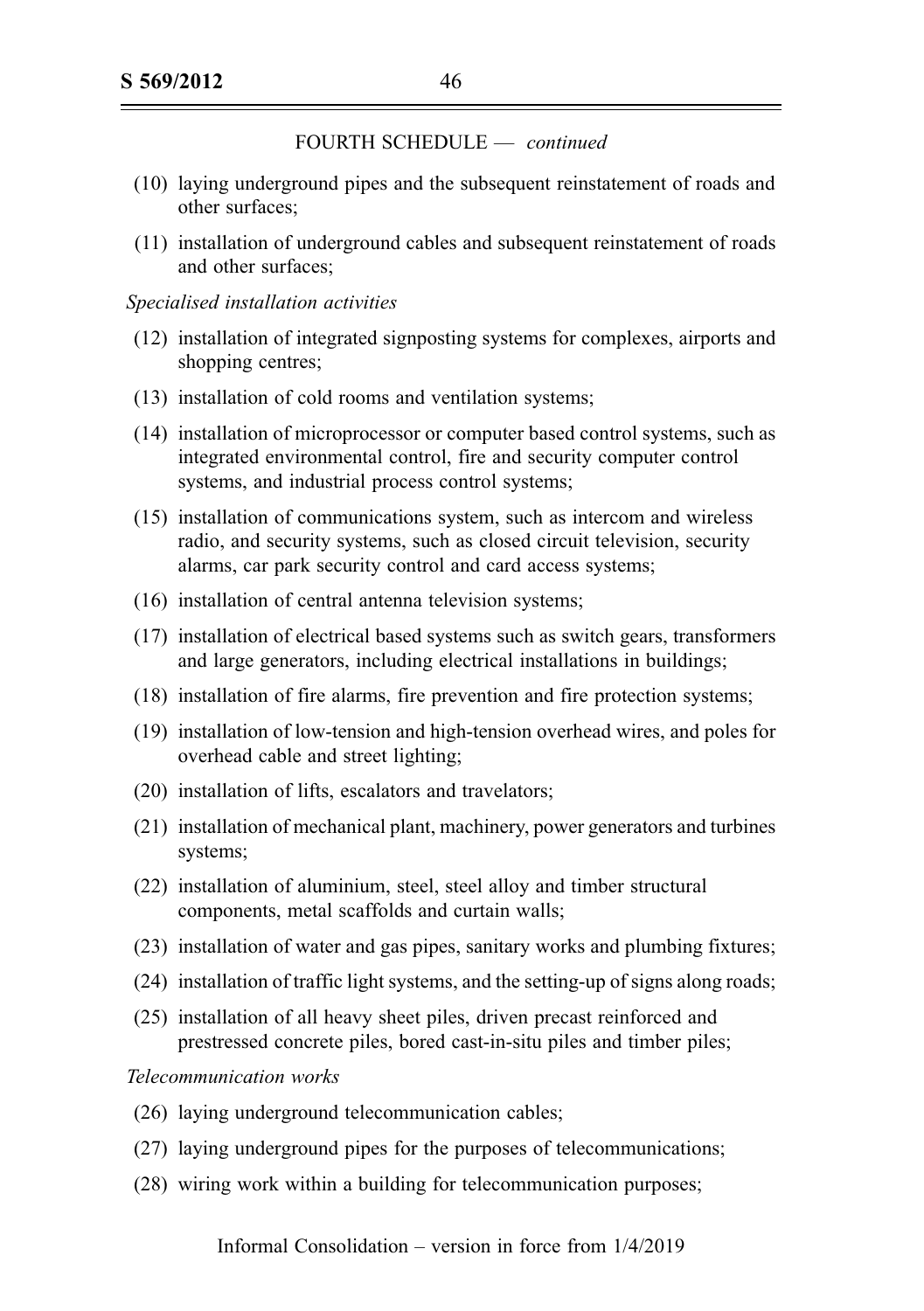FOURTH SCHEDULE — *continued*

(10) laying underground pipes and the subsequent reinstatement of roads and other surfaces;

(11) installation of underground cables and subsequent reinstatement of roads and other surfaces;

*Specialised installation activities*

(12) installation of integrated signposting systems for complexes, airports and shopping centres;

(13) installation of cold rooms and ventilation systems;

(14) installation of microprocessor or computer based control systems, such as integrated environmental control, fire and security computer control systems, and industrial process control systems;

(15) installation of communications system, such as intercom and wireless radio, and security systems, such as closed circuit television, security alarms, car park security control and card access systems;

(16) installation of central antenna television systems;

(17) installation of electrical based systems such as switch gears, transformers and large generators, including electrical installations in buildings;

(18) installation of fire alarms, fire prevention and fire protection systems;

(19) installation of low-tension and high-tension overhead wires, and poles for overhead cable and street lighting;

(20) installation of lifts, escalators and travelators;

(21) installation of mechanical plant, machinery, power generators and turbines systems;

(22) installation of aluminium, steel, steel alloy and timber structural components, metal scaffolds and curtain walls;

(23) installation of water and gas pipes, sanitary works and plumbing fixtures;

(24) installation of traffic light systems, and the setting-up of signs along roads;

(25) installation of all heavy sheet piles, driven precast reinforced and prestressed concrete piles, bored cast-in-situ piles and timber piles;

*Telecommunication works*

(26) laying underground telecommunication cables;

(27) laying underground pipes for the purposes of telecommunications;

(28) wiring work within a building for telecommunication purposes;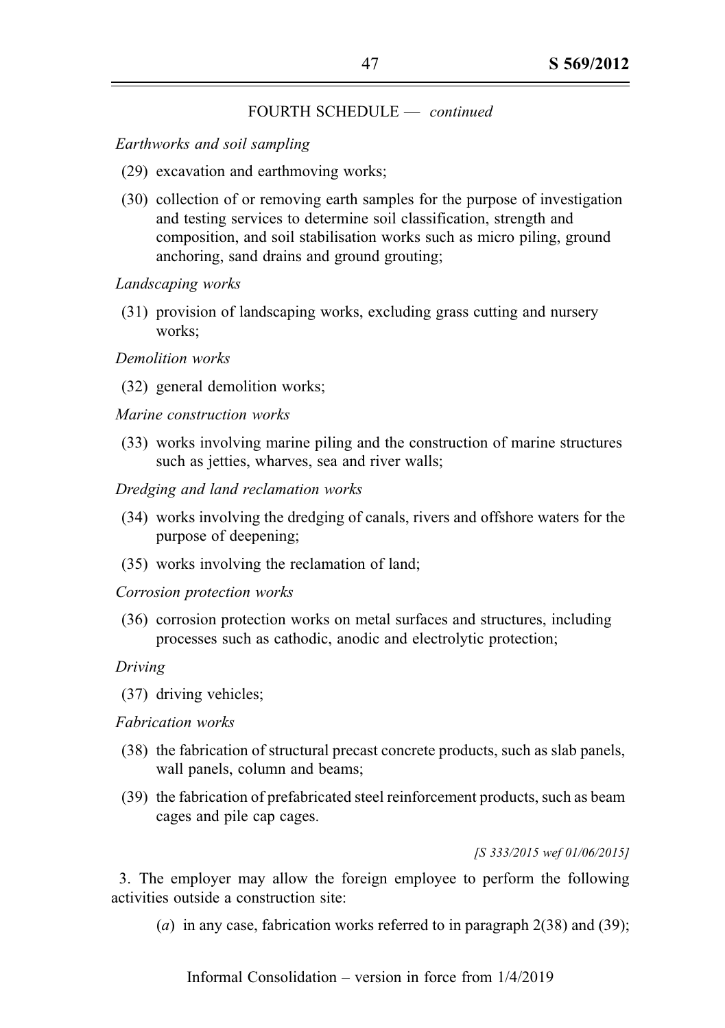FOURTH SCHEDULE — *continued*

*Earthworks and soil sampling*

(29) excavation and earthmoving works;

(30) collection of or removing earth samples for the purpose of investigation and testing services to determine soil classification, strength and composition, and soil stabilisation works such as micro piling, ground anchoring, sand drains and ground grouting;

*Landscaping works*

(31) provision of landscaping works, excluding grass cutting and nursery works;

*Demolition works*

(32) general demolition works;

*Marine construction works*

(33) works involving marine piling and the construction of marine structures such as jetties, wharves, sea and river walls;

*Dredging and land reclamation works*

(34) works involving the dredging of canals, rivers and offshore waters for the purpose of deepening;

(35) works involving the reclamation of land;

*Corrosion protection works*

(36) corrosion protection works on metal surfaces and structures, including processes such as cathodic, anodic and electrolytic protection;

*Driving*

(37) driving vehicles;

*Fabrication works*

(38) the fabrication of structural precast concrete products, such as slab panels, wall panels, column and beams;

(39) the fabrication of prefabricated steel reinforcement products, such as beam cages and pile cap cages.

*[S 333/2015 wef 01/06/2015]*

3. The employer may allow the foreign employee to perform the following activities outside a construction site:

(*a*) in any case, fabrication works referred to in paragraph 2(38) and (39);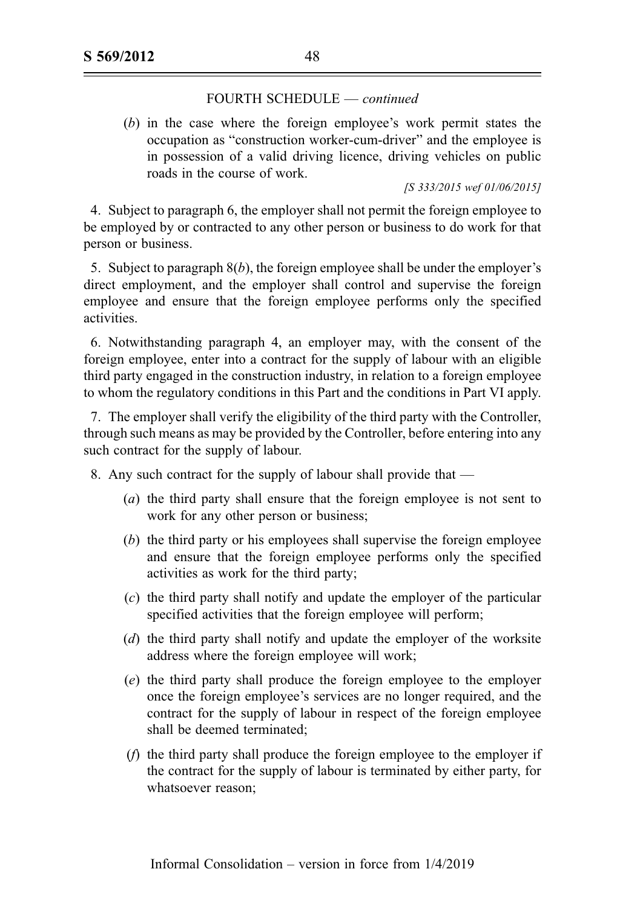FOURTH SCHEDULE — *continued*

(*b*) in the case where the foreign employee's work permit states the occupation as "construction worker-cum-driver" and the employee is in possession of a valid driving licence, driving vehicles on public roads in the course of work.

*[S 333/2015 wef 01/06/2015]*

4. Subject to paragraph 6, the employer shall not permit the foreign employee to be employed by or contracted to any other person or business to do work for that person or business.

5. Subject to paragraph 8(*b*), the foreign employee shall be under the employer's direct employment, and the employer shall control and supervise the foreign employee and ensure that the foreign employee performs only the specified activities.

6. Notwithstanding paragraph 4, an employer may, with the consent of the foreign employee, enter into a contract for the supply of labour with an eligible third party engaged in the construction industry, in relation to a foreign employee to whom the regulatory conditions in this Part and the conditions in Part VI apply.

7. The employer shall verify the eligibility of the third party with the Controller, through such means as may be provided by the Controller, before entering into any such contract for the supply of labour.

8. Any such contract for the supply of labour shall provide that —

(*a*) the third party shall ensure that the foreign employee is not sent to work for any other person or business;

(*b*) the third party or his employees shall supervise the foreign employee and ensure that the foreign employee performs only the specified activities as work for the third party;

(*c*) the third party shall notify and update the employer of the particular specified activities that the foreign employee will perform;

(*d*) the third party shall notify and update the employer of the worksite address where the foreign employee will work;

(*e*) the third party shall produce the foreign employee to the employer once the foreign employee's services are no longer required, and the contract for the supply of labour in respect of the foreign employee shall be deemed terminated;

(*f*) the third party shall produce the foreign employee to the employer if the contract for the supply of labour is terminated by either party, for whatsoever reason;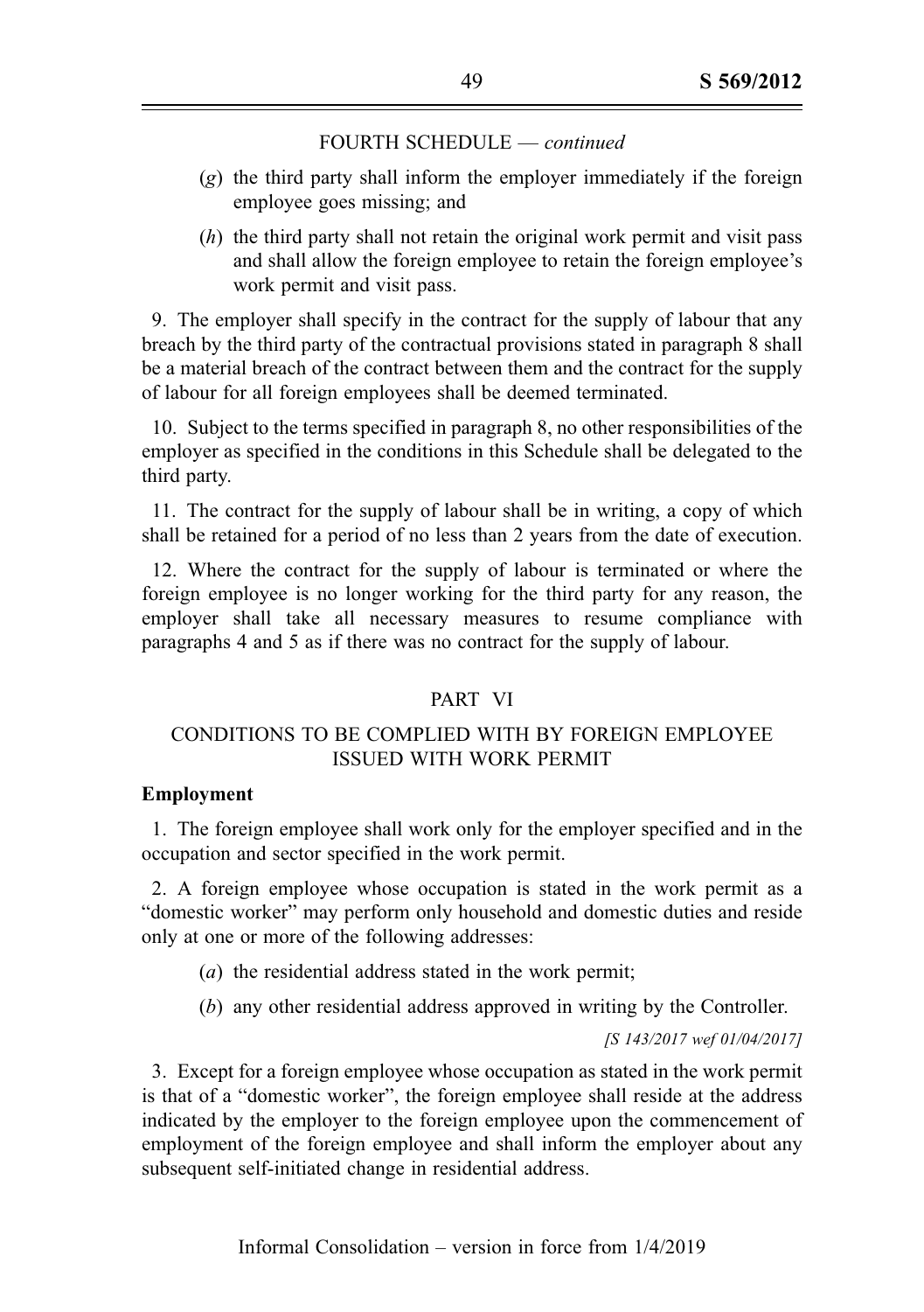FOURTH SCHEDULE — *continued*

(*g*) the third party shall inform the employer immediately if the foreign employee goes missing; and

(*h*) the third party shall not retain the original work permit and visit pass and shall allow the foreign employee to retain the foreign employee's work permit and visit pass.

9. The employer shall specify in the contract for the supply of labour that any breach by the third party of the contractual provisions stated in paragraph 8 shall be a material breach of the contract between them and the contract for the supply of labour for all foreign employees shall be deemed terminated.

10. Subject to the terms specified in paragraph 8, no other responsibilities of the employer as specified in the conditions in this Schedule shall be delegated to the third party.

11. The contract for the supply of labour shall be in writing, a copy of which shall be retained for a period of no less than 2 years from the date of execution.

12. Where the contract for the supply of labour is terminated or where the foreign employee is no longer working for the third party for any reason, the employer shall take all necessary measures to resume compliance with paragraphs 4 and 5 as if there was no contract for the supply of labour.

## PART VI

## CONDITIONS TO BE COMPLIED WITH BY FOREIGN EMPLOYEE ISSUED WITH WORK PERMIT

**Employment**

1. The foreign employee shall work only for the employer specified and in the occupation and sector specified in the work permit.

2. A foreign employee whose occupation is stated in the work permit as a "domestic worker" may perform only household and domestic duties and reside only at one or more of the following addresses:

(*a*) the residential address stated in the work permit;

(*b*) any other residential address approved in writing by the Controller.

*[S 143/2017 wef 01/04/2017]*

3. Except for a foreign employee whose occupation as stated in the work permit is that of a "domestic worker", the foreign employee shall reside at the address indicated by the employer to the foreign employee upon the commencement of employment of the foreign employee and shall inform the employer about any subsequent self-initiated change in residential address.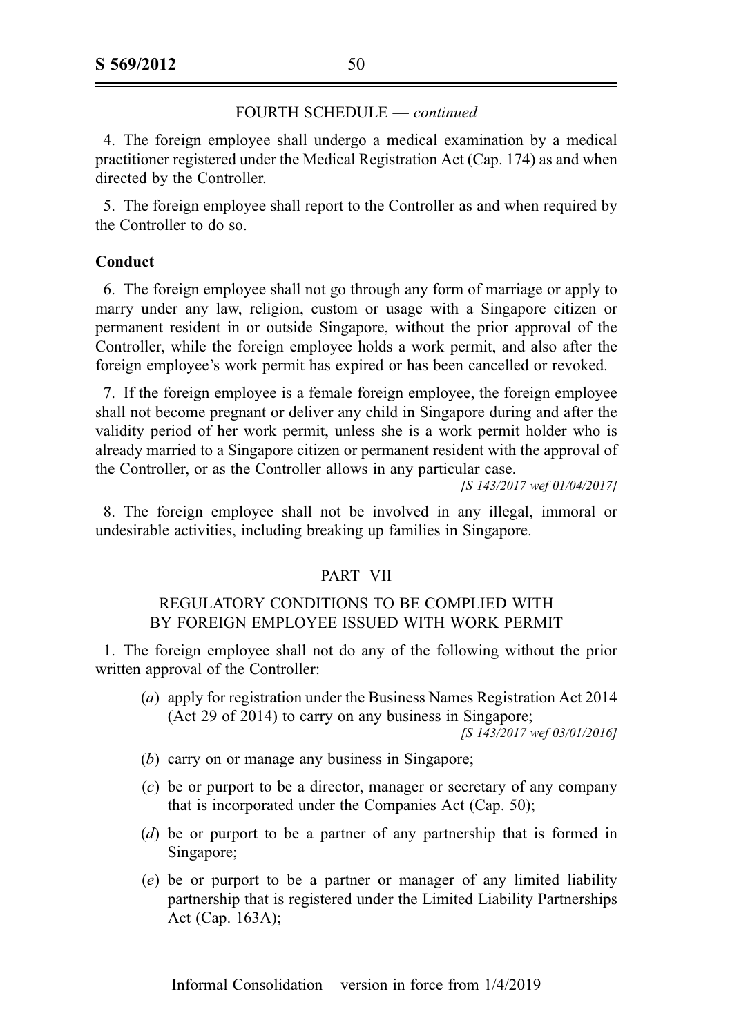FOURTH SCHEDULE — *continued*

4. The foreign employee shall undergo a medical examination by a medical practitioner registered under the Medical Registration Act (Cap. 174) as and when directed by the Controller.

5. The foreign employee shall report to the Controller as and when required by the Controller to do so.

**Conduct**

6. The foreign employee shall not go through any form of marriage or apply to marry under any law, religion, custom or usage with a Singapore citizen or permanent resident in or outside Singapore, without the prior approval of the Controller, while the foreign employee holds a work permit, and also after the foreign employee's work permit has expired or has been cancelled or revoked.

7. If the foreign employee is a female foreign employee, the foreign employee shall not become pregnant or deliver any child in Singapore during and after the validity period of her work permit, unless she is a work permit holder who is already married to a Singapore citizen or permanent resident with the approval of the Controller, or as the Controller allows in any particular case.

*[S 143/2017 wef 01/04/2017]*

8. The foreign employee shall not be involved in any illegal, immoral or undesirable activities, including breaking up families in Singapore.

## PART VII

## REGULATORY CONDITIONS TO BE COMPLIED WITH BY FOREIGN EMPLOYEE ISSUED WITH WORK PERMIT

1. The foreign employee shall not do any of the following without the prior written approval of the Controller:

(*a*) apply for registration under the Business Names Registration Act 2014 (Act 29 of 2014) to carry on any business in Singapore;

*[S 143/2017 wef 03/01/2016]*

(*b*) carry on or manage any business in Singapore;

(*c*) be or purport to be a director, manager or secretary of any company that is incorporated under the Companies Act (Cap. 50);

(*d*) be or purport to be a partner of any partnership that is formed in Singapore;

(*e*) be or purport to be a partner or manager of any limited liability partnership that is registered under the Limited Liability Partnerships Act (Cap. 163A);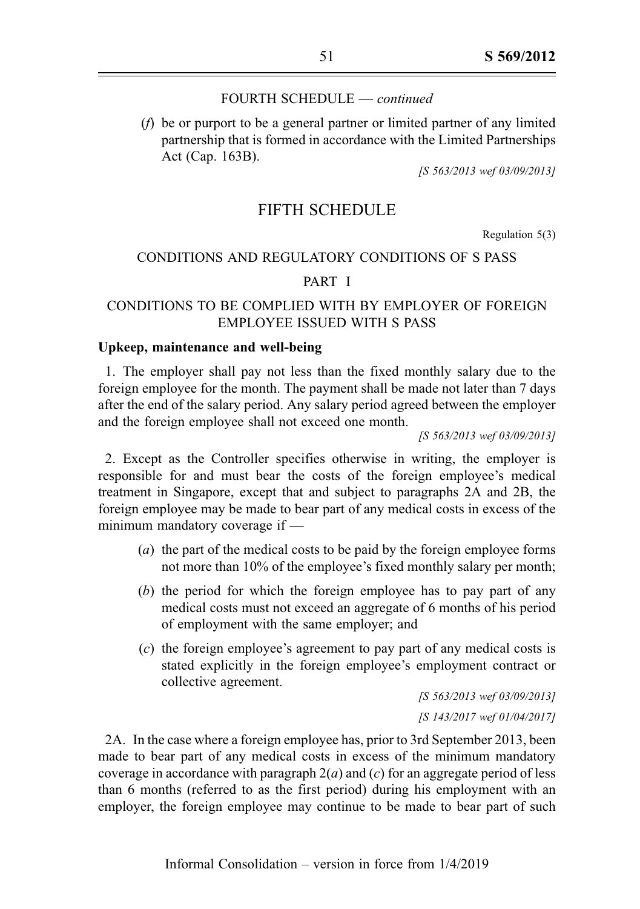FOURTH SCHEDULE — *continued*

(*f*) be or purport to be a general partner or limited partner of any limited partnership that is formed in accordance with the Limited Partnerships Act (Cap. 163B).

*[S 563/2013 wef 03/09/2013]*

# FIFTH SCHEDULE

Regulation 5(3)

## CONDITIONS AND REGULATORY CONDITIONS OF S PASS

### PART I

### CONDITIONS TO BE COMPLIED WITH BY EMPLOYER OF FOREIGN EMPLOYEE ISSUED WITH S PASS

**Upkeep, maintenance and well-being**

1. The employer shall pay not less than the fixed monthly salary due to the foreign employee for the month. The payment shall be made not later than 7 days after the end of the salary period. Any salary period agreed between the employer and the foreign employee shall not exceed one month.

*[S 563/2013 wef 03/09/2013]*

2. Except as the Controller specifies otherwise in writing, the employer is responsible for and must bear the costs of the foreign employee's medical treatment in Singapore, except that and subject to paragraphs 2A and 2B, the foreign employee may be made to bear part of any medical costs in excess of the minimum mandatory coverage if —

(*a*) the part of the medical costs to be paid by the foreign employee forms not more than 10% of the employee's fixed monthly salary per month;

(*b*) the period for which the foreign employee has to pay part of any medical costs must not exceed an aggregate of 6 months of his period of employment with the same employer; and

(*c*) the foreign employee's agreement to pay part of any medical costs is stated explicitly in the foreign employee's employment contract or collective agreement.

*[S 563/2013 wef 03/09/2013]*

*[S 143/2017 wef 01/04/2017]*

2A. In the case where a foreign employee has, prior to 3rd September 2013, been made to bear part of any medical costs in excess of the minimum mandatory coverage in accordance with paragraph 2(*a*) and (*c*) for an aggregate period of less than 6 months (referred to as the first period) during his employment with an employer, the foreign employee may continue to be made to bear part of such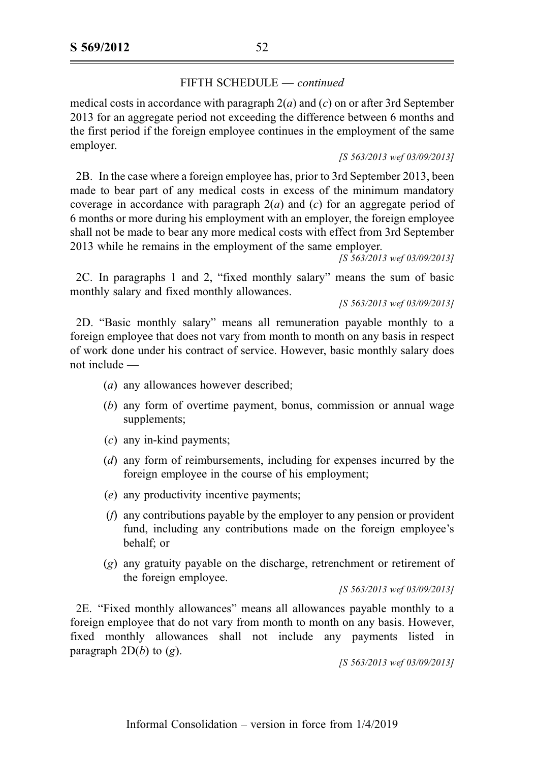FIFTH SCHEDULE — *continued*

medical costs in accordance with paragraph 2(*a*) and (*c*) on or after 3rd September 2013 for an aggregate period not exceeding the difference between 6 months and the first period if the foreign employee continues in the employment of the same employer.

*[S 563/2013 wef 03/09/2013]*

2B. In the case where a foreign employee has, prior to 3rd September 2013, been made to bear part of any medical costs in excess of the minimum mandatory coverage in accordance with paragraph 2(*a*) and (*c*) for an aggregate period of 6 months or more during his employment with an employer, the foreign employee shall not be made to bear any more medical costs with effect from 3rd September 2013 while he remains in the employment of the same employer.

*[S 563/2013 wef 03/09/2013]*

2C. In paragraphs 1 and 2, "fixed monthly salary" means the sum of basic monthly salary and fixed monthly allowances.

*[S 563/2013 wef 03/09/2013]*

2D. "Basic monthly salary" means all remuneration payable monthly to a foreign employee that does not vary from month to month on any basis in respect of work done under his contract of service. However, basic monthly salary does not include —

- (*a*) any allowances however described;
- (*b*) any form of overtime payment, bonus, commission or annual wage supplements;
- (*c*) any in-kind payments;
- (*d*) any form of reimbursements, including for expenses incurred by the foreign employee in the course of his employment;
- (*e*) any productivity incentive payments;
- (*f*) any contributions payable by the employer to any pension or provident fund, including any contributions made on the foreign employee's behalf; or
- (*g*) any gratuity payable on the discharge, retrenchment or retirement of the foreign employee.

*[S 563/2013 wef 03/09/2013]*

2E. "Fixed monthly allowances" means all allowances payable monthly to a foreign employee that do not vary from month to month on any basis. However, fixed monthly allowances shall not include any payments listed in paragraph 2D(*b*) to (*g*).

*[S 563/2013 wef 03/09/2013]*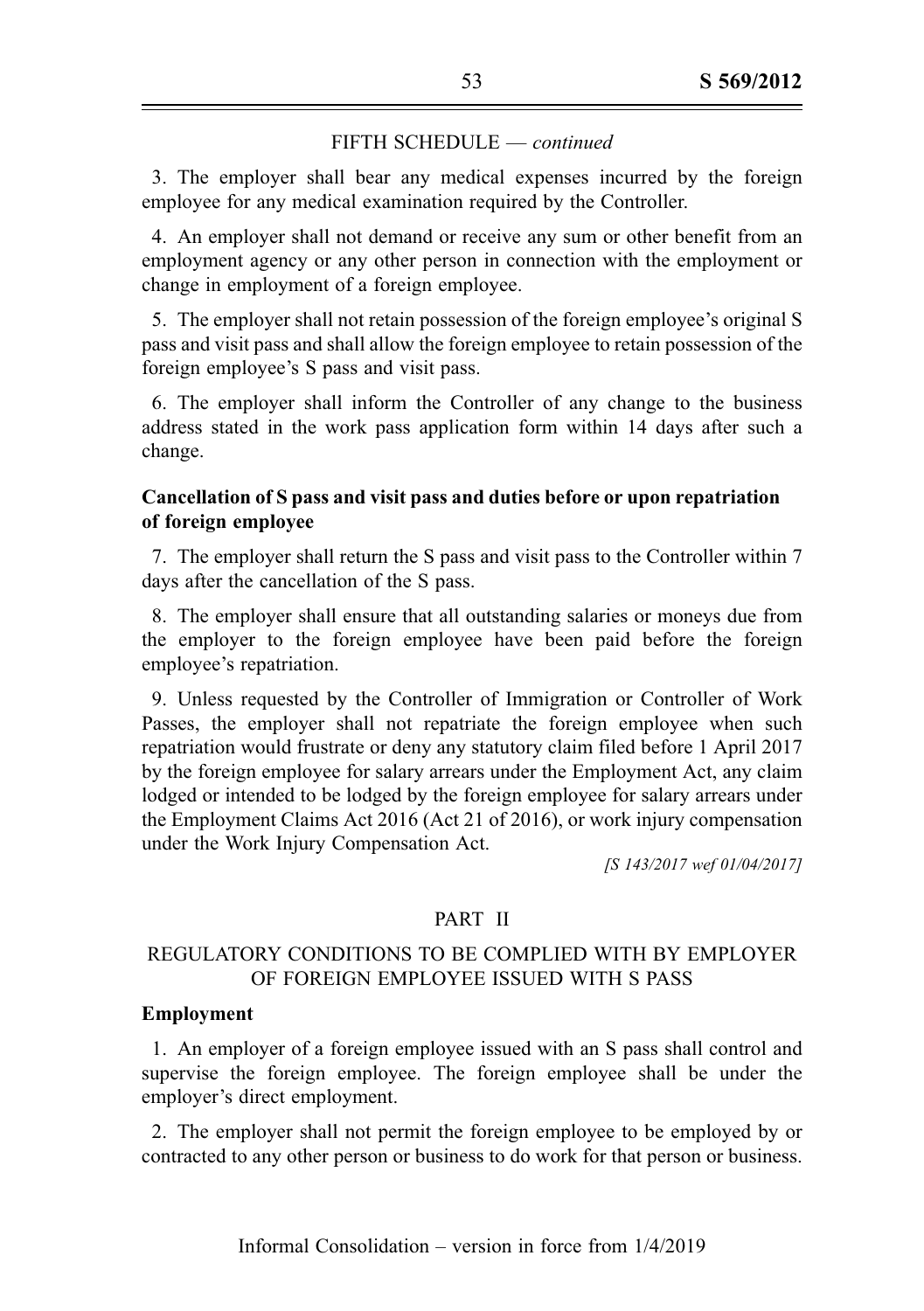FIFTH SCHEDULE — *continued*

3. The employer shall bear any medical expenses incurred by the foreign employee for any medical examination required by the Controller.

4. An employer shall not demand or receive any sum or other benefit from an employment agency or any other person in connection with the employment or change in employment of a foreign employee.

5. The employer shall not retain possession of the foreign employee's original S pass and visit pass and shall allow the foreign employee to retain possession of the foreign employee's S pass and visit pass.

6. The employer shall inform the Controller of any change to the business address stated in the work pass application form within 14 days after such a change.

**Cancellation of S pass and visit pass and duties before or upon repatriation of foreign employee**

7. The employer shall return the S pass and visit pass to the Controller within 7 days after the cancellation of the S pass.

8. The employer shall ensure that all outstanding salaries or moneys due from the employer to the foreign employee have been paid before the foreign employee's repatriation.

9. Unless requested by the Controller of Immigration or Controller of Work Passes, the employer shall not repatriate the foreign employee when such repatriation would frustrate or deny any statutory claim filed before 1 April 2017 by the foreign employee for salary arrears under the Employment Act, any claim lodged or intended to be lodged by the foreign employee for salary arrears under the Employment Claims Act 2016 (Act 21 of 2016), or work injury compensation under the Work Injury Compensation Act.

*[S 143/2017 wef 01/04/2017]*

PART II

REGULATORY CONDITIONS TO BE COMPLIED WITH BY EMPLOYER OF FOREIGN EMPLOYEE ISSUED WITH S PASS

**Employment**

1. An employer of a foreign employee issued with an S pass shall control and supervise the foreign employee. The foreign employee shall be under the employer's direct employment.

2. The employer shall not permit the foreign employee to be employed by or contracted to any other person or business to do work for that person or business.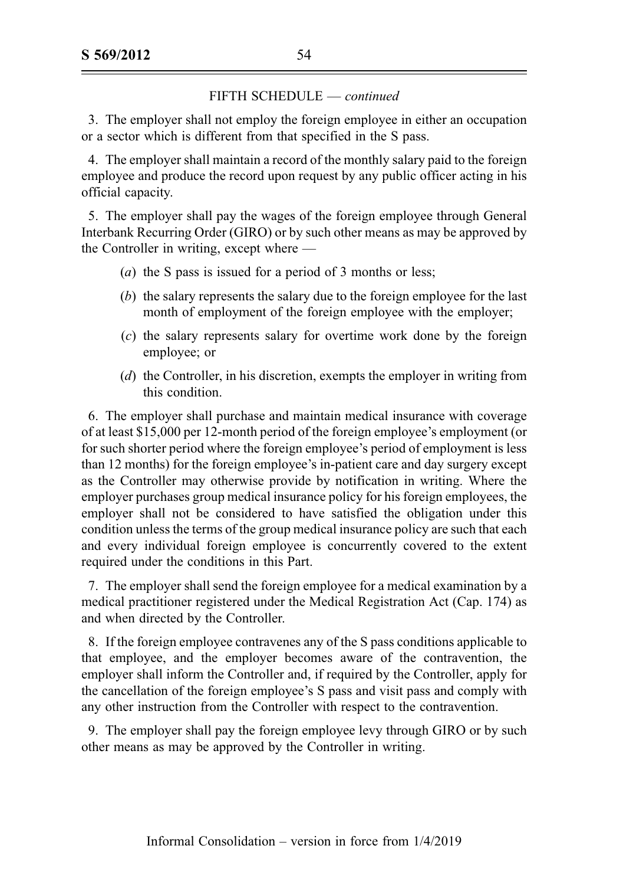FIFTH SCHEDULE — *continued*

3. The employer shall not employ the foreign employee in either an occupation or a sector which is different from that specified in the S pass.

4. The employer shall maintain a record of the monthly salary paid to the foreign employee and produce the record upon request by any public officer acting in his official capacity.

5. The employer shall pay the wages of the foreign employee through General Interbank Recurring Order (GIRO) or by such other means as may be approved by the Controller in writing, except where —

(*a*) the S pass is issued for a period of 3 months or less;

(*b*) the salary represents the salary due to the foreign employee for the last month of employment of the foreign employee with the employer;

(*c*) the salary represents salary for overtime work done by the foreign employee; or

(*d*) the Controller, in his discretion, exempts the employer in writing from this condition.

6. The employer shall purchase and maintain medical insurance with coverage of at least $15,000 per 12-month period of the foreign employee's employment (or for such shorter period where the foreign employee's period of employment is less than 12 months) for the foreign employee's in-patient care and day surgery except as the Controller may otherwise provide by notification in writing. Where the employer purchases group medical insurance policy for his foreign employees, the employer shall not be considered to have satisfied the obligation under this condition unless the terms of the group medical insurance policy are such that each and every individual foreign employee is concurrently covered to the extent required under the conditions in this Part.

7. The employer shall send the foreign employee for a medical examination by a medical practitioner registered under the Medical Registration Act (Cap. 174) as and when directed by the Controller.

8. If the foreign employee contravenes any of the S pass conditions applicable to that employee, and the employer becomes aware of the contravention, the employer shall inform the Controller and, if required by the Controller, apply for the cancellation of the foreign employee's S pass and visit pass and comply with any other instruction from the Controller with respect to the contravention.

9. The employer shall pay the foreign employee levy through GIRO or by such other means as may be approved by the Controller in writing.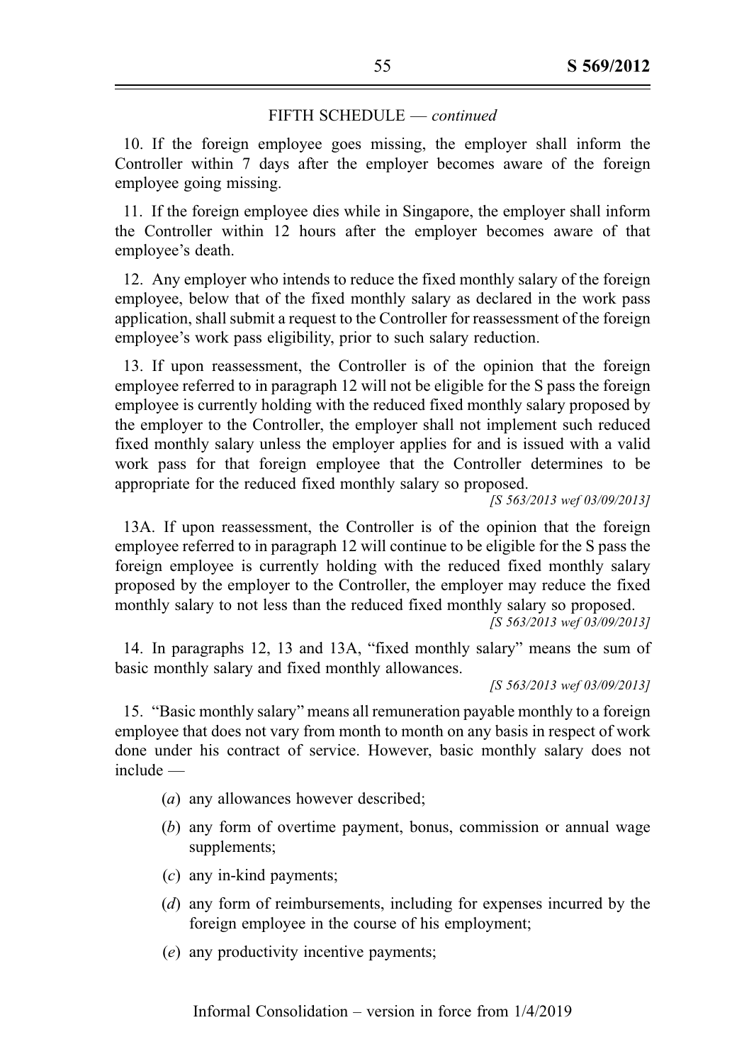FIFTH SCHEDULE — *continued*

10. If the foreign employee goes missing, the employer shall inform the Controller within 7 days after the employer becomes aware of the foreign employee going missing.

11. If the foreign employee dies while in Singapore, the employer shall inform the Controller within 12 hours after the employer becomes aware of that employee's death.

12. Any employer who intends to reduce the fixed monthly salary of the foreign employee, below that of the fixed monthly salary as declared in the work pass application, shall submit a request to the Controller for reassessment of the foreign employee's work pass eligibility, prior to such salary reduction.

13. If upon reassessment, the Controller is of the opinion that the foreign employee referred to in paragraph 12 will not be eligible for the S pass the foreign employee is currently holding with the reduced fixed monthly salary proposed by the employer to the Controller, the employer shall not implement such reduced fixed monthly salary unless the employer applies for and is issued with a valid work pass for that foreign employee that the Controller determines to be appropriate for the reduced fixed monthly salary so proposed.

*[S 563/2013 wef 03/09/2013]*

13A. If upon reassessment, the Controller is of the opinion that the foreign employee referred to in paragraph 12 will continue to be eligible for the S pass the foreign employee is currently holding with the reduced fixed monthly salary proposed by the employer to the Controller, the employer may reduce the fixed monthly salary to not less than the reduced fixed monthly salary so proposed.

*[S 563/2013 wef 03/09/2013]*

14. In paragraphs 12, 13 and 13A, "fixed monthly salary" means the sum of basic monthly salary and fixed monthly allowances.

*[S 563/2013 wef 03/09/2013]*

15. "Basic monthly salary" means all remuneration payable monthly to a foreign employee that does not vary from month to month on any basis in respect of work done under his contract of service. However, basic monthly salary does not include —

(*a*) any allowances however described;

(*b*) any form of overtime payment, bonus, commission or annual wage supplements;

(*c*) any in-kind payments;

(*d*) any form of reimbursements, including for expenses incurred by the foreign employee in the course of his employment;

(*e*) any productivity incentive payments;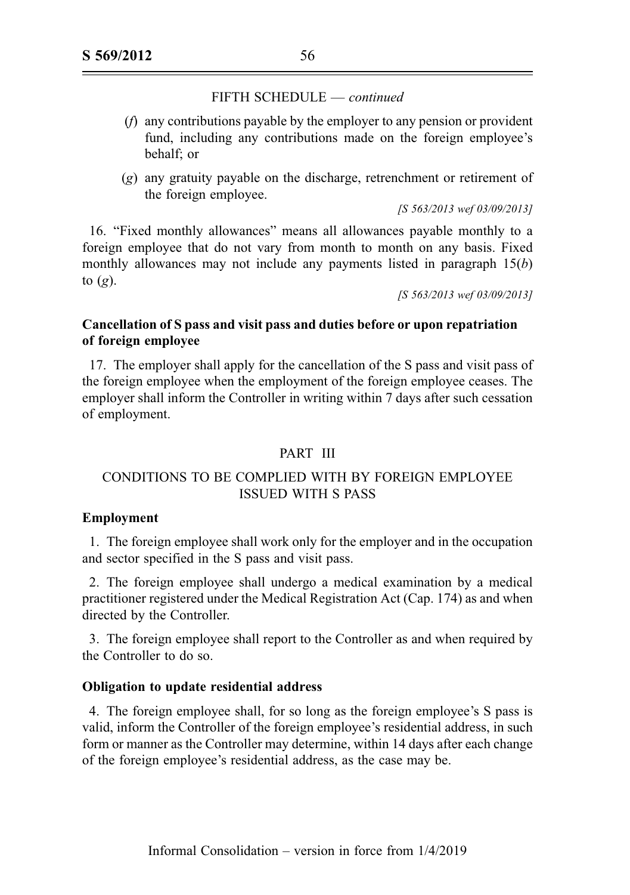FIFTH SCHEDULE — *continued*

(*f*) any contributions payable by the employer to any pension or provident fund, including any contributions made on the foreign employee's behalf; or

(*g*) any gratuity payable on the discharge, retrenchment or retirement of the foreign employee.

*[S 563/2013 wef 03/09/2013]*

16. "Fixed monthly allowances" means all allowances payable monthly to a foreign employee that do not vary from month to month on any basis. Fixed monthly allowances may not include any payments listed in paragraph 15(*b*) to (*g*).

*[S 563/2013 wef 03/09/2013]*

**Cancellation of S pass and visit pass and duties before or upon repatriation of foreign employee**

17. The employer shall apply for the cancellation of the S pass and visit pass of the foreign employee when the employment of the foreign employee ceases. The employer shall inform the Controller in writing within 7 days after such cessation of employment.

PART III

CONDITIONS TO BE COMPLIED WITH BY FOREIGN EMPLOYEE ISSUED WITH S PASS

**Employment**

1. The foreign employee shall work only for the employer and in the occupation and sector specified in the S pass and visit pass.

2. The foreign employee shall undergo a medical examination by a medical practitioner registered under the Medical Registration Act (Cap. 174) as and when directed by the Controller.

3. The foreign employee shall report to the Controller as and when required by the Controller to do so.

**Obligation to update residential address**

4. The foreign employee shall, for so long as the foreign employee's S pass is valid, inform the Controller of the foreign employee's residential address, in such form or manner as the Controller may determine, within 14 days after each change of the foreign employee's residential address, as the case may be.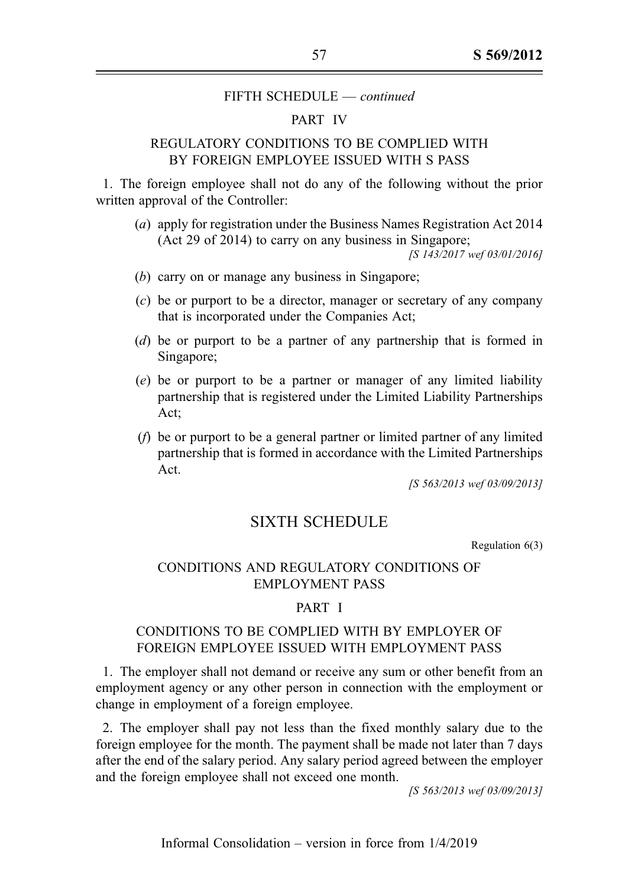FIFTH SCHEDULE — *continued*

PART IV

REGULATORY CONDITIONS TO BE COMPLIED WITH BY FOREIGN EMPLOYEE ISSUED WITH S PASS

1. The foreign employee shall not do any of the following without the prior written approval of the Controller:

(*a*) apply for registration under the Business Names Registration Act 2014 (Act 29 of 2014) to carry on any business in Singapore;

*[S 143/2017 wef 03/01/2016]*

(*b*) carry on or manage any business in Singapore;

(*c*) be or purport to be a director, manager or secretary of any company that is incorporated under the Companies Act;

(*d*) be or purport to be a partner of any partnership that is formed in Singapore;

(*e*) be or purport to be a partner or manager of any limited liability partnership that is registered under the Limited Liability Partnerships Act;

(*f*) be or purport to be a general partner or limited partner of any limited partnership that is formed in accordance with the Limited Partnerships Act.

*[S 563/2013 wef 03/09/2013]*

## SIXTH SCHEDULE

Regulation 6(3)

CONDITIONS AND REGULATORY CONDITIONS OF EMPLOYMENT PASS

PART I

CONDITIONS TO BE COMPLIED WITH BY EMPLOYER OF FOREIGN EMPLOYEE ISSUED WITH EMPLOYMENT PASS

1. The employer shall not demand or receive any sum or other benefit from an employment agency or any other person in connection with the employment or change in employment of a foreign employee.

2. The employer shall pay not less than the fixed monthly salary due to the foreign employee for the month. The payment shall be made not later than 7 days after the end of the salary period. Any salary period agreed between the employer and the foreign employee shall not exceed one month.

*[S 563/2013 wef 03/09/2013]*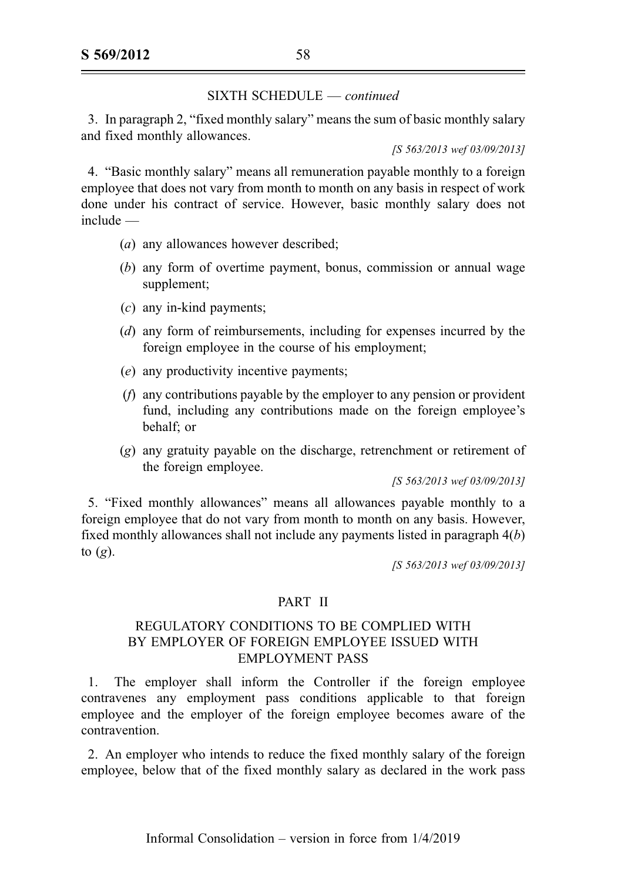SIXTH SCHEDULE — *continued*

3. In paragraph 2, "fixed monthly salary" means the sum of basic monthly salary and fixed monthly allowances.

*[S 563/2013 wef 03/09/2013]*

4. "Basic monthly salary" means all remuneration payable monthly to a foreign employee that does not vary from month to month on any basis in respect of work done under his contract of service. However, basic monthly salary does not include —

(*a*) any allowances however described;

(*b*) any form of overtime payment, bonus, commission or annual wage supplement;

(*c*) any in-kind payments;

(*d*) any form of reimbursements, including for expenses incurred by the foreign employee in the course of his employment;

(*e*) any productivity incentive payments;

(*f*) any contributions payable by the employer to any pension or provident fund, including any contributions made on the foreign employee's behalf; or

(*g*) any gratuity payable on the discharge, retrenchment or retirement of the foreign employee.

*[S 563/2013 wef 03/09/2013]*

5. "Fixed monthly allowances" means all allowances payable monthly to a foreign employee that do not vary from month to month on any basis. However, fixed monthly allowances shall not include any payments listed in paragraph 4(*b*) to (*g*).

*[S 563/2013 wef 03/09/2013]*

## PART II

## REGULATORY CONDITIONS TO BE COMPLIED WITH BY EMPLOYER OF FOREIGN EMPLOYEE ISSUED WITH EMPLOYMENT PASS

1. The employer shall inform the Controller if the foreign employee contravenes any employment pass conditions applicable to that foreign employee and the employer of the foreign employee becomes aware of the contravention.

2. An employer who intends to reduce the fixed monthly salary of the foreign employee, below that of the fixed monthly salary as declared in the work pass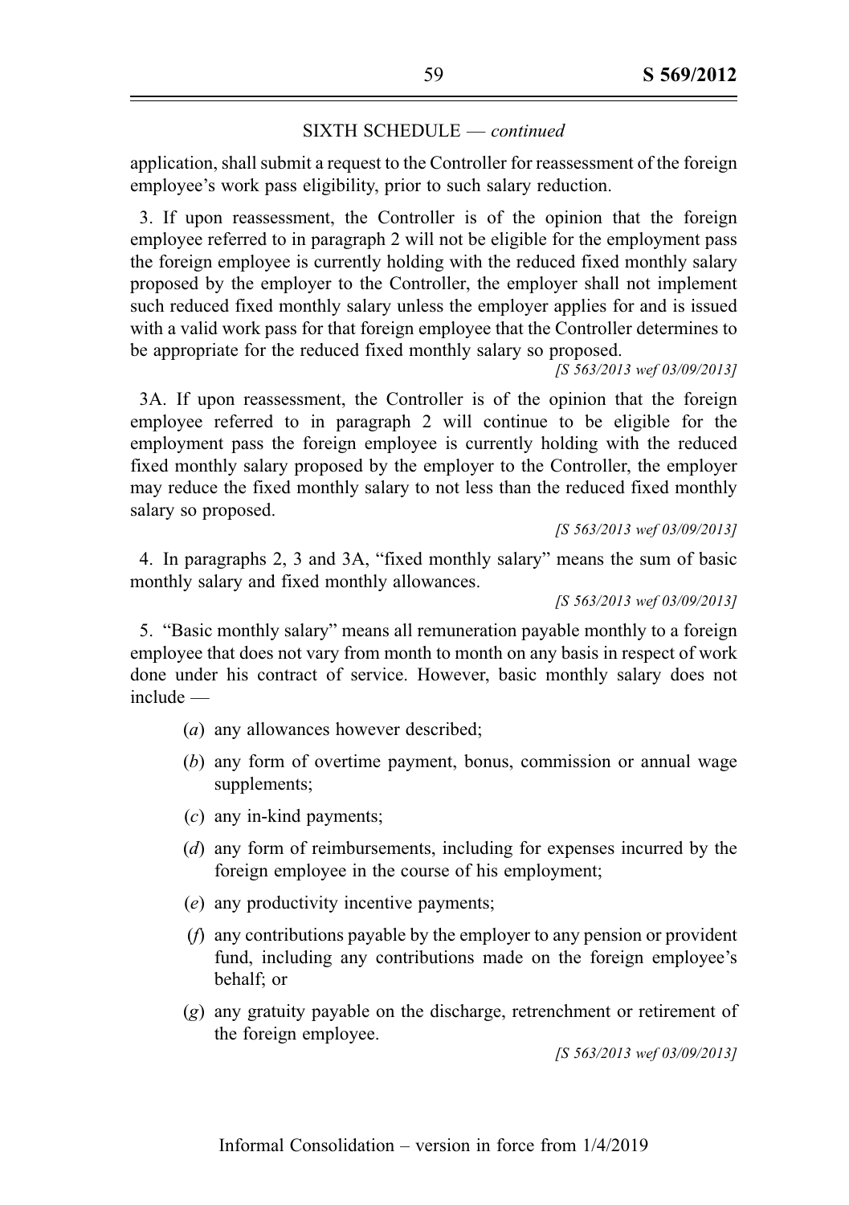SIXTH SCHEDULE — *continued*

application, shall submit a request to the Controller for reassessment of the foreign employee's work pass eligibility, prior to such salary reduction.

3. If upon reassessment, the Controller is of the opinion that the foreign employee referred to in paragraph 2 will not be eligible for the employment pass the foreign employee is currently holding with the reduced fixed monthly salary proposed by the employer to the Controller, the employer shall not implement such reduced fixed monthly salary unless the employer applies for and is issued with a valid work pass for that foreign employee that the Controller determines to be appropriate for the reduced fixed monthly salary so proposed.

*[S 563/2013 wef 03/09/2013]*

3A. If upon reassessment, the Controller is of the opinion that the foreign employee referred to in paragraph 2 will continue to be eligible for the employment pass the foreign employee is currently holding with the reduced fixed monthly salary proposed by the employer to the Controller, the employer may reduce the fixed monthly salary to not less than the reduced fixed monthly salary so proposed.

*[S 563/2013 wef 03/09/2013]*

4. In paragraphs 2, 3 and 3A, "fixed monthly salary" means the sum of basic monthly salary and fixed monthly allowances.

*[S 563/2013 wef 03/09/2013]*

5. "Basic monthly salary" means all remuneration payable monthly to a foreign employee that does not vary from month to month on any basis in respect of work done under his contract of service. However, basic monthly salary does not include —

(*a*) any allowances however described;

(*b*) any form of overtime payment, bonus, commission or annual wage supplements;

(*c*) any in-kind payments;

(*d*) any form of reimbursements, including for expenses incurred by the foreign employee in the course of his employment;

(*e*) any productivity incentive payments;

(*f*) any contributions payable by the employer to any pension or provident fund, including any contributions made on the foreign employee's behalf; or

(*g*) any gratuity payable on the discharge, retrenchment or retirement of the foreign employee.

*[S 563/2013 wef 03/09/2013]*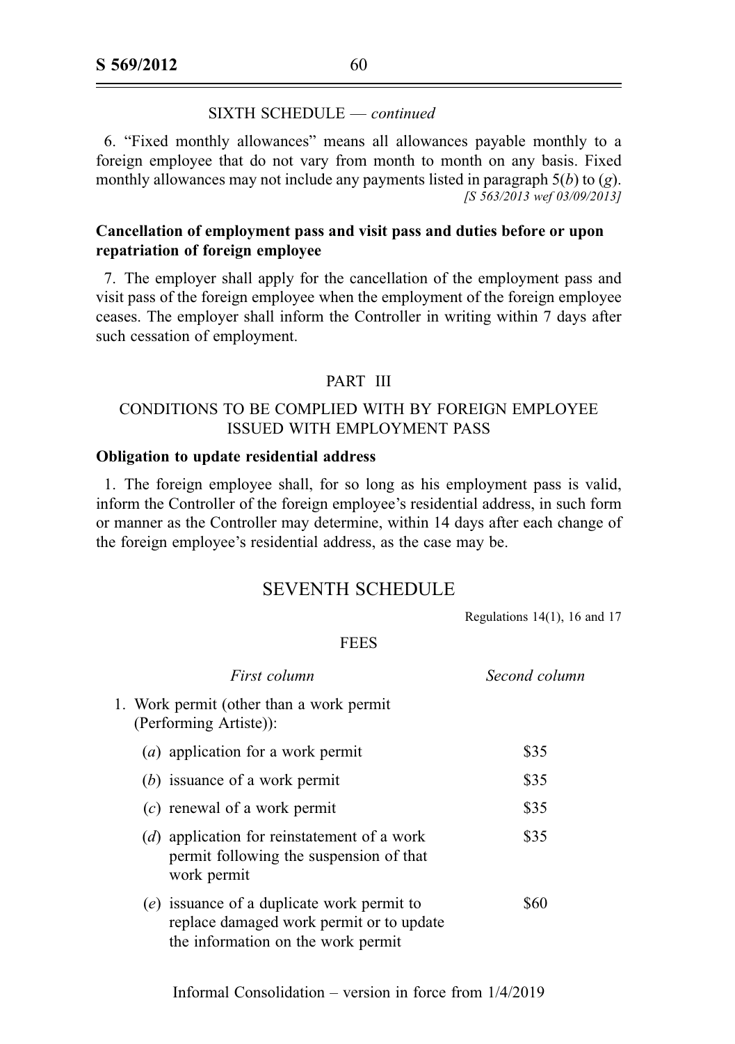SIXTH SCHEDULE — *continued*

6. "Fixed monthly allowances" means all allowances payable monthly to a foreign employee that do not vary from month to month on any basis. Fixed monthly allowances may not include any payments listed in paragraph 5(*b*) to (*g*).

*[S 563/2013 wef 03/09/2013]*

**Cancellation of employment pass and visit pass and duties before or upon repatriation of foreign employee**

7. The employer shall apply for the cancellation of the employment pass and visit pass of the foreign employee when the employment of the foreign employee ceases. The employer shall inform the Controller in writing within 7 days after such cessation of employment.

## PART III

## CONDITIONS TO BE COMPLIED WITH BY FOREIGN EMPLOYEE ISSUED WITH EMPLOYMENT PASS

**Obligation to update residential address**

1. The foreign employee shall, for so long as his employment pass is valid, inform the Controller of the foreign employee's residential address, in such form or manner as the Controller may determine, within 14 days after each change of the foreign employee's residential address, as the case may be.

# SEVENTH SCHEDULE

Regulations 14(1), 16 and 17

## FEES

| *First column* | *Second column* |
|---|---|
| 1. Work permit (other than a work permit (Performing Artiste)): | |
| (*a*) application for a work permit | $35 |
| (*b*) issuance of a work permit | $35 |
| (*c*) renewal of a work permit | $35 |
| (*d*) application for reinstatement of a work permit following the suspension of that work permit | $35 |
| (*e*) issuance of a duplicate work permit to replace damaged work permit or to update the information on the work permit | $60 |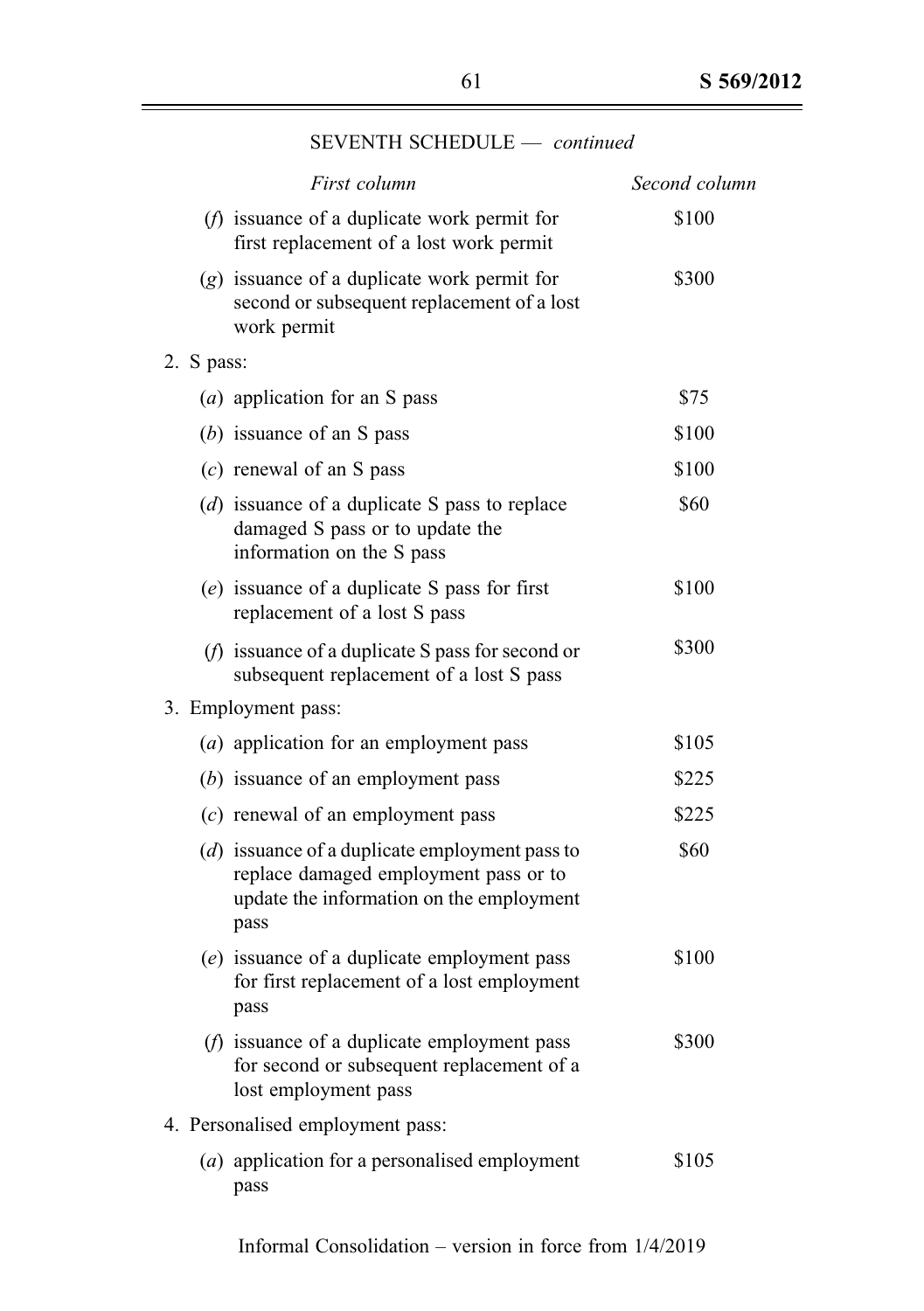SEVENTH SCHEDULE — *continued*

| *First column* | *Second column* |
|---|---|
| (*f*) issuance of a duplicate work permit for first replacement of a lost work permit | $100 |
| (*g*) issuance of a duplicate work permit for second or subsequent replacement of a lost work permit | $300 |
| 2. S pass: | |
| (*a*) application for an S pass | $75 |
| (*b*) issuance of an S pass | $100 |
| (*c*) renewal of an S pass | $100 |
| (*d*) issuance of a duplicate S pass to replace damaged S pass or to update the information on the S pass | $60 |
| (*e*) issuance of a duplicate S pass for first replacement of a lost S pass | $100 |
| (*f*) issuance of a duplicate S pass for second or subsequent replacement of a lost S pass | $300 |
| 3. Employment pass: | |
| (*a*) application for an employment pass | $105 |
| (*b*) issuance of an employment pass | $225 |
| (*c*) renewal of an employment pass | $225 |
| (*d*) issuance of a duplicate employment pass to replace damaged employment pass or to update the information on the employment pass | $60 |
| (*e*) issuance of a duplicate employment pass for first replacement of a lost employment pass | $100 |
| (*f*) issuance of a duplicate employment pass for second or subsequent replacement of a lost employment pass | $300 |
| 4. Personalised employment pass: | |
| (*a*) application for a personalised employment pass | $105 |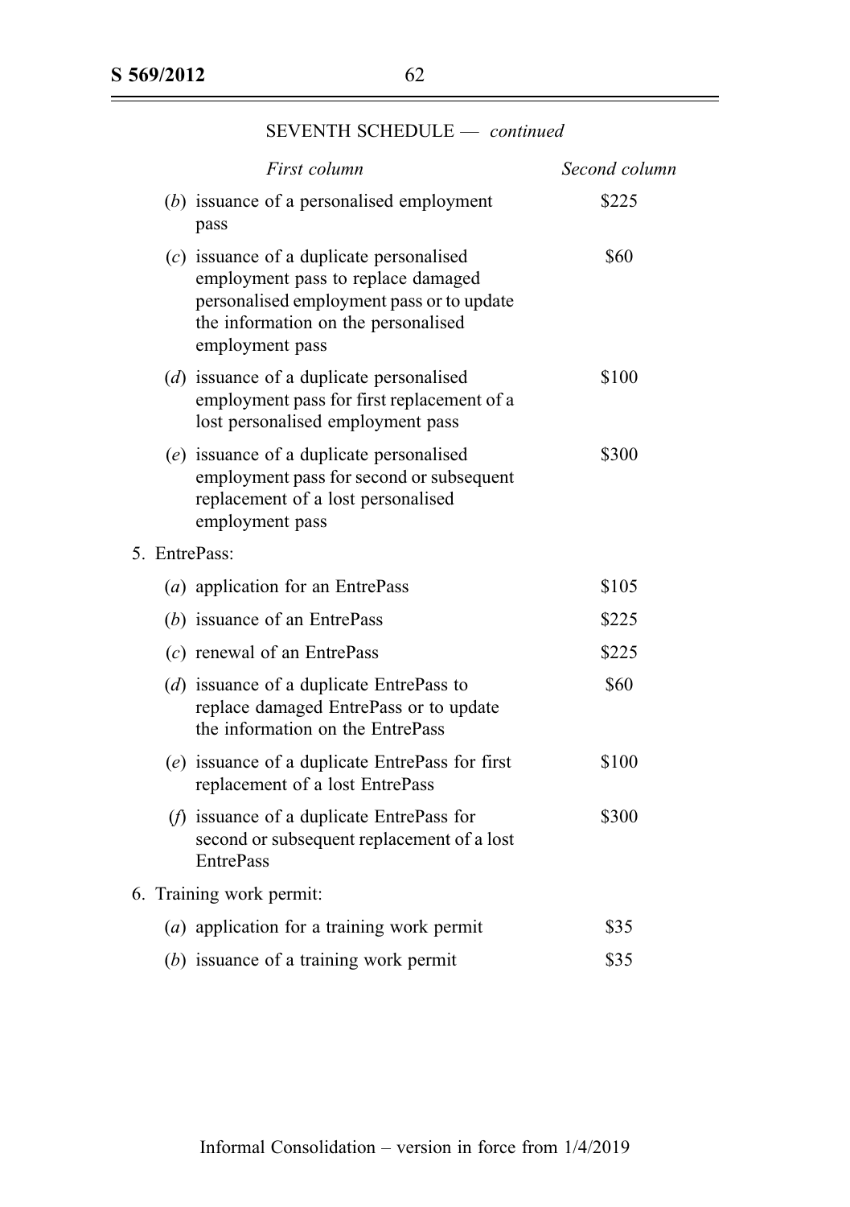SEVENTH SCHEDULE — *continued*

| *First column* | *Second column* |
|---|---|
| (*b*) issuance of a personalised employment pass | $225 |
| (*c*) issuance of a duplicate personalised employment pass to replace damaged personalised employment pass or to update the information on the personalised employment pass | $60 |
| (*d*) issuance of a duplicate personalised employment pass for first replacement of a lost personalised employment pass | $100 |
| (*e*) issuance of a duplicate personalised employment pass for second or subsequent replacement of a lost personalised employment pass | $300 |
| 5. EntrePass: | |
| (*a*) application for an EntrePass | $105 |
| (*b*) issuance of an EntrePass | $225 |
| (*c*) renewal of an EntrePass | $225 |
| (*d*) issuance of a duplicate EntrePass to replace damaged EntrePass or to update the information on the EntrePass | $60 |
| (*e*) issuance of a duplicate EntrePass for first replacement of a lost EntrePass | $100 |
| (*f*) issuance of a duplicate EntrePass for second or subsequent replacement of a lost EntrePass | $300 |
| 6. Training work permit: | |
| (*a*) application for a training work permit | $35 |
| (*b*) issuance of a training work permit | $35 |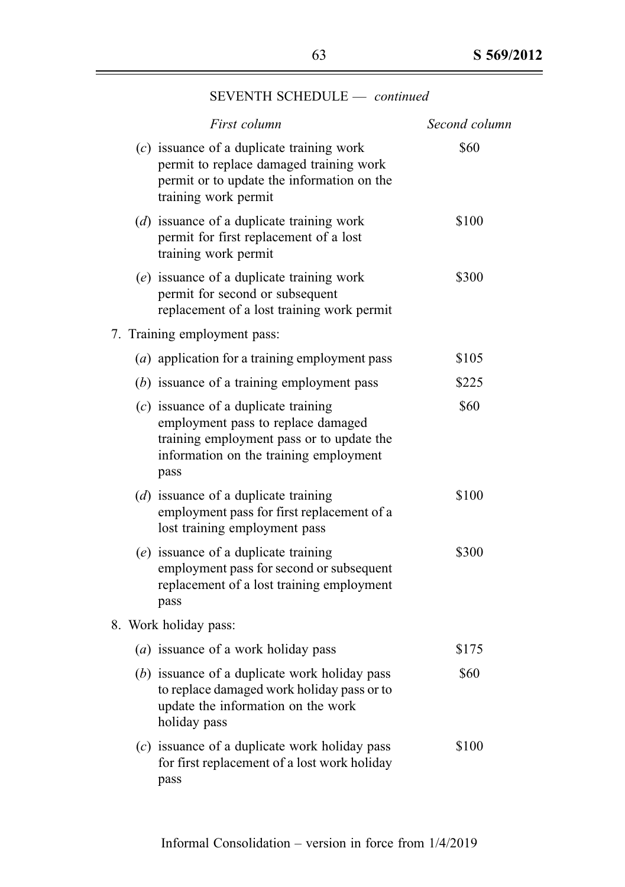SEVENTH SCHEDULE — *continued*

| *First column* | *Second column* |
|---|---|
| (*c*) issuance of a duplicate training work permit to replace damaged training work permit or to update the information on the training work permit | \$60 |
| (*d*) issuance of a duplicate training work permit for first replacement of a lost training work permit | \$100 |
| (*e*) issuance of a duplicate training work permit for second or subsequent replacement of a lost training work permit | \$300 |
| 7. Training employment pass: | |
| (*a*) application for a training employment pass | \$105 |
| (*b*) issuance of a training employment pass | \$225 |
| (*c*) issuance of a duplicate training employment pass to replace damaged training employment pass or to update the information on the training employment pass | \$60 |
| (*d*) issuance of a duplicate training employment pass for first replacement of a lost training employment pass | \$100 |
| (*e*) issuance of a duplicate training employment pass for second or subsequent replacement of a lost training employment pass | \$300 |
| 8. Work holiday pass: | |
| (*a*) issuance of a work holiday pass | \$175 |
| (*b*) issuance of a duplicate work holiday pass to replace damaged work holiday pass or to update the information on the work holiday pass | \$60 |
| (*c*) issuance of a duplicate work holiday pass for first replacement of a lost work holiday pass | \$100 |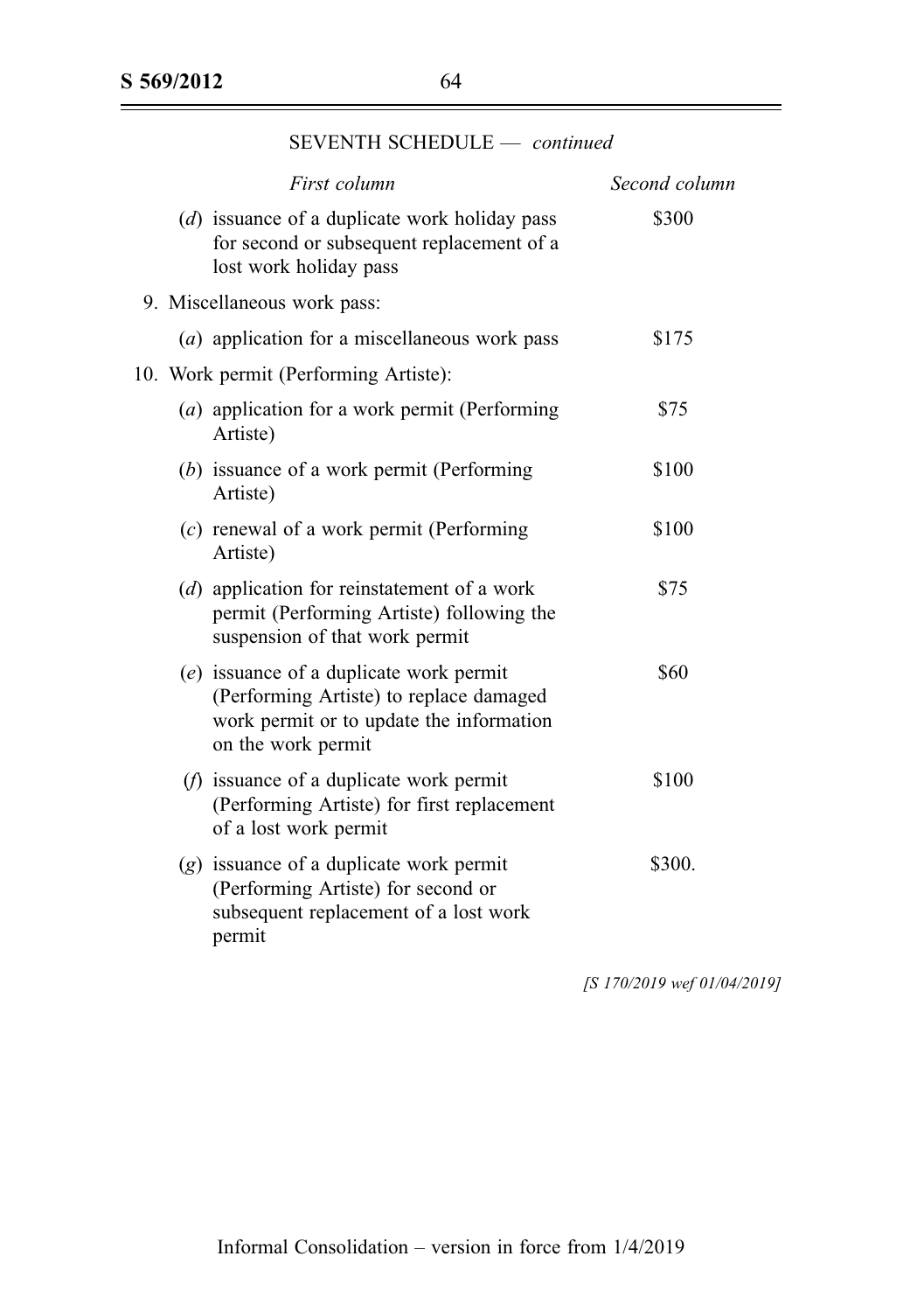SEVENTH SCHEDULE — *continued*

| *First column* | *Second column* |
|---|---|
| (*d*) issuance of a duplicate work holiday pass for second or subsequent replacement of a lost work holiday pass | $300 |
| 9. Miscellaneous work pass: | |
| (*a*) application for a miscellaneous work pass | $175 |
| 10. Work permit (Performing Artiste): | |
| (*a*) application for a work permit (Performing Artiste) | $75 |
| (*b*) issuance of a work permit (Performing Artiste) | $100 |
| (*c*) renewal of a work permit (Performing Artiste) | $100 |
| (*d*) application for reinstatement of a work permit (Performing Artiste) following the suspension of that work permit | $75 |
| (*e*) issuance of a duplicate work permit (Performing Artiste) to replace damaged work permit or to update the information on the work permit | $60 |
| (*f*) issuance of a duplicate work permit (Performing Artiste) for first replacement of a lost work permit | $100 |
| (*g*) issuance of a duplicate work permit (Performing Artiste) for second or subsequent replacement of a lost work permit | $300. |

*[S 170/2019 wef 01/04/2019]*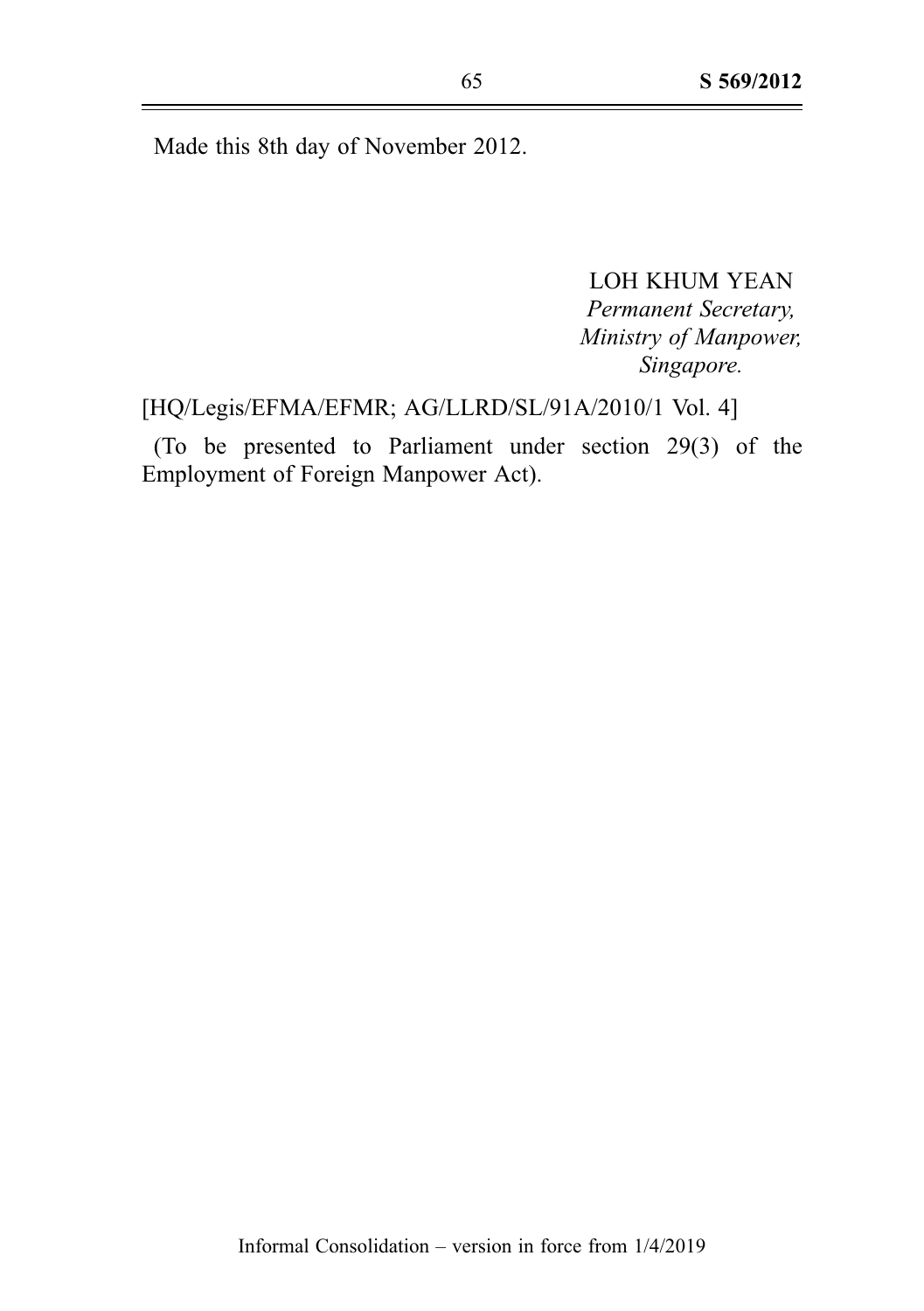Made this 8th day of November 2012.

LOH KHUM YEAN
*Permanent Secretary,*
*Ministry of Manpower,*
*Singapore.*

[HQ/Legis/EFMA/EFMR; AG/LLRD/SL/91A/2010/1 Vol. 4]

(To be presented to Parliament under section 29(3) of the Employment of Foreign Manpower Act).